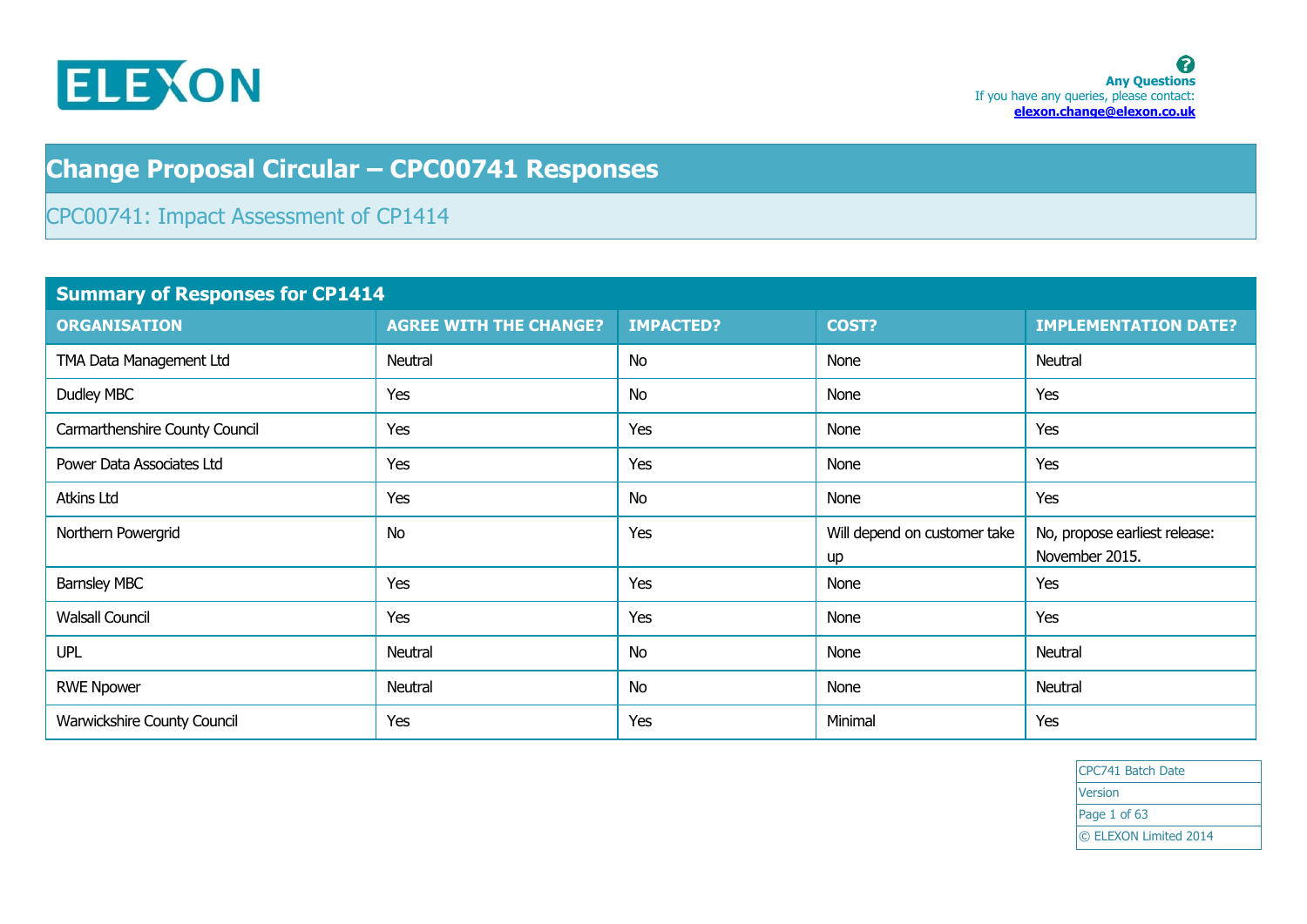ELEXON

**Any Questions**
If you have any queries, please contact:
**elexon.change@elexon.co.uk**

# Change Proposal Circular – CPC00741 Responses

## CPC00741: Impact Assessment of CP1414

| Summary of Responses for CP1414 | | | | |
|---|---|---|---|---|
| **ORGANISATION** | **AGREE WITH THE CHANGE?** | **IMPACTED?** | **COST?** | **IMPLEMENTATION DATE?** |
| TMA Data Management Ltd | Neutral | No | None | Neutral |
| Dudley MBC | Yes | No | None | Yes |
| Carmarthenshire County Council | Yes | Yes | None | Yes |
| Power Data Associates Ltd | Yes | Yes | None | Yes |
| Atkins Ltd | Yes | No | None | Yes |
| Northern Powergrid | No | Yes | Will depend on customer take up | No, propose earliest release: November 2015. |
| Barnsley MBC | Yes | Yes | None | Yes |
| Walsall Council | Yes | Yes | None | Yes |
| UPL | Neutral | No | None | Neutral |
| RWE Npower | Neutral | No | None | Neutral |
| Warwickshire County Council | Yes | Yes | Minimal | Yes |

| |
|---|
| CPC741 Batch Date |
| Version |
| © ELEXON Limited 2014 |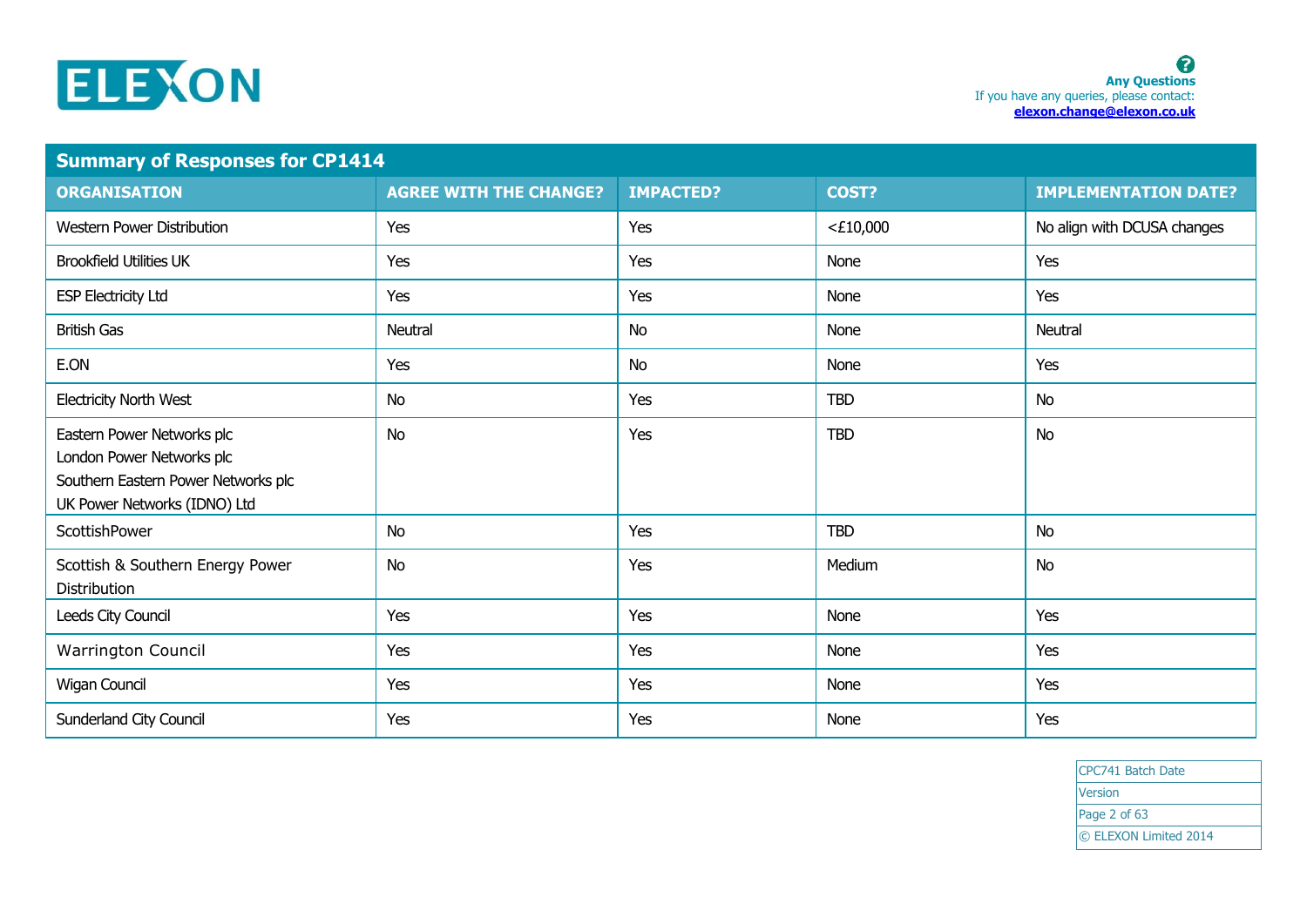**Any Questions**
If you have any queries, please contact:
**elexon.change@elexon.co.uk**

## Summary of Responses for CP1414

| ORGANISATION | AGREE WITH THE CHANGE? | IMPACTED? | COST? | IMPLEMENTATION DATE? |
|---|---|---|---|---|
| Western Power Distribution | Yes | Yes | <£10,000 | No align with DCUSA changes |
| Brookfield Utilities UK | Yes | Yes | None | Yes |
| ESP Electricity Ltd | Yes | Yes | None | Yes |
| British Gas | Neutral | No | None | Neutral |
| E.ON | Yes | No | None | Yes |
| Electricity North West | No | Yes | TBD | No |
| Eastern Power Networks plc<br>London Power Networks plc<br>Southern Eastern Power Networks plc<br>UK Power Networks (IDNO) Ltd | No | Yes | TBD | No |
| ScottishPower | No | Yes | TBD | No |
| Scottish & Southern Energy Power Distribution | No | Yes | Medium | No |
| Leeds City Council | Yes | Yes | None | Yes |
| Warrington Council | Yes | Yes | None | Yes |
| Wigan Council | Yes | Yes | None | Yes |
| Sunderland City Council | Yes | Yes | None | Yes |

CPC741 Batch Date
Version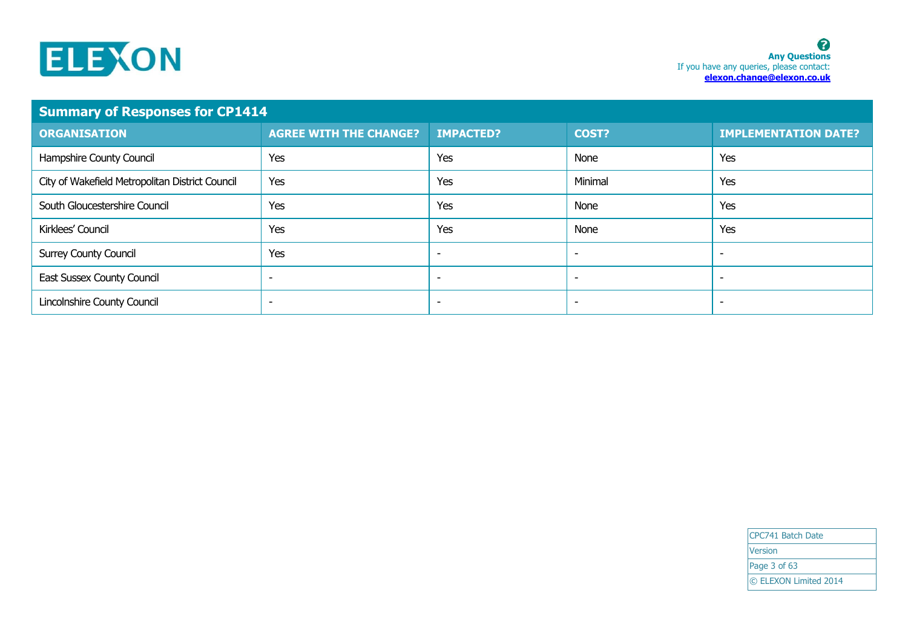**Any Questions**
If you have any queries, please contact:
**elexon.change@elexon.co.uk**

## Summary of Responses for CP1414

| ORGANISATION | AGREE WITH THE CHANGE? | IMPACTED? | COST? | IMPLEMENTATION DATE? |
|---|---|---|---|---|
| Hampshire County Council | Yes | Yes | None | Yes |
| City of Wakefield Metropolitan District Council | Yes | Yes | Minimal | Yes |
| South Gloucestershire Council | Yes | Yes | None | Yes |
| Kirklees' Council | Yes | Yes | None | Yes |
| Surrey County Council | Yes | - | - | - |
| East Sussex County Council | - | - | - | - |
| Lincolnshire County Council | - | - | - | - |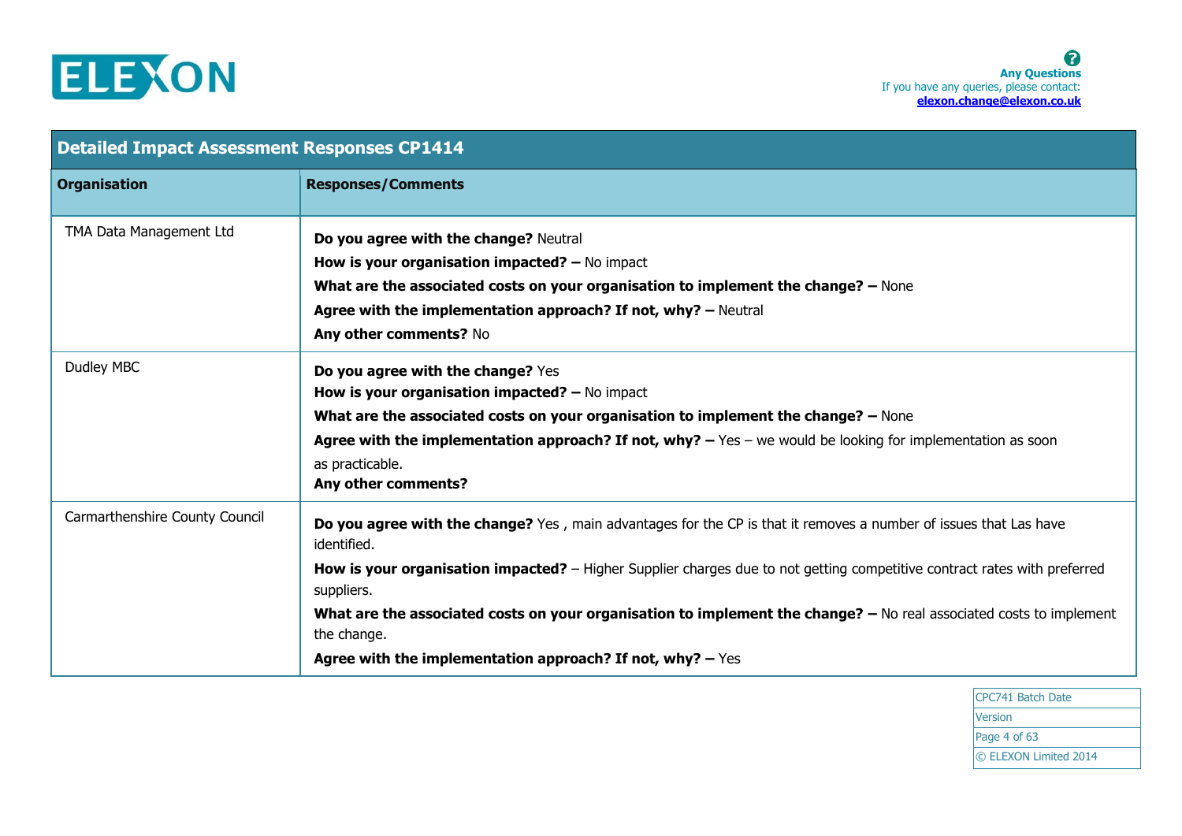| Detailed Impact Assessment Responses CP1414 | |
|---|---|
| **Organisation** | **Responses/Comments** |
| TMA Data Management Ltd | **Do you agree with the change?** Neutral<br>**How is your organisation impacted? –** No impact<br>**What are the associated costs on your organisation to implement the change? –** None<br>**Agree with the implementation approach? If not, why? –** Neutral<br>**Any other comments?** No |
| Dudley MBC | **Do you agree with the change?** Yes<br>**How is your organisation impacted? –** No impact<br>**What are the associated costs on your organisation to implement the change? –** None<br>**Agree with the implementation approach? If not, why? –** Yes – we would be looking for implementation as soon as practicable.<br>**Any other comments?** |
| Carmarthenshire County Council | **Do you agree with the change?** Yes , main advantages for the CP is that it removes a number of issues that Las have identified.<br>**How is your organisation impacted?** – Higher Supplier charges due to not getting competitive contract rates with preferred suppliers.<br>**What are the associated costs on your organisation to implement the change? –** No real associated costs to implement the change.<br>**Agree with the implementation approach? If not, why? –** Yes |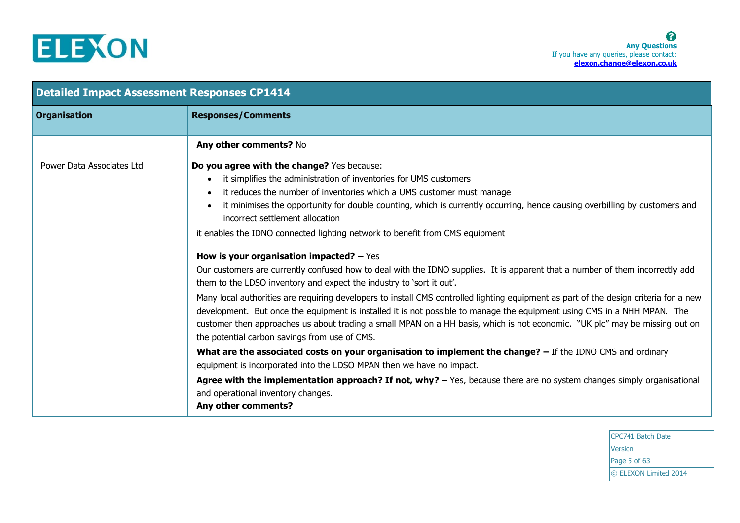| **Detailed Impact Assessment Responses CP1414** | |
|---|---|
| **Organisation** | **Responses/Comments** |
| | **Any other comments?** No |
| Power Data Associates Ltd | **Do you agree with the change?** Yes because:<br>• it simplifies the administration of inventories for UMS customers<br>• it reduces the number of inventories which a UMS customer must manage<br>• it minimises the opportunity for double counting, which is currently occurring, hence causing overbilling by customers and incorrect settlement allocation<br>it enables the IDNO connected lighting network to benefit from CMS equipment<br><br>**How is your organisation impacted? –** Yes<br>Our customers are currently confused how to deal with the IDNO supplies. It is apparent that a number of them incorrectly add them to the LDSO inventory and expect the industry to 'sort it out'.<br>Many local authorities are requiring developers to install CMS controlled lighting equipment as part of the design criteria for a new development. But once the equipment is installed it is not possible to manage the equipment using CMS in a NHH MPAN. The customer then approaches us about trading a small MPAN on a HH basis, which is not economic. "UK plc" may be missing out on the potential carbon savings from use of CMS.<br>**What are the associated costs on your organisation to implement the change? –** If the IDNO CMS and ordinary equipment is incorporated into the LDSO MPAN then we have no impact.<br>**Agree with the implementation approach? If not, why? –** Yes, because there are no system changes simply organisational and operational inventory changes.<br>**Any other comments?** |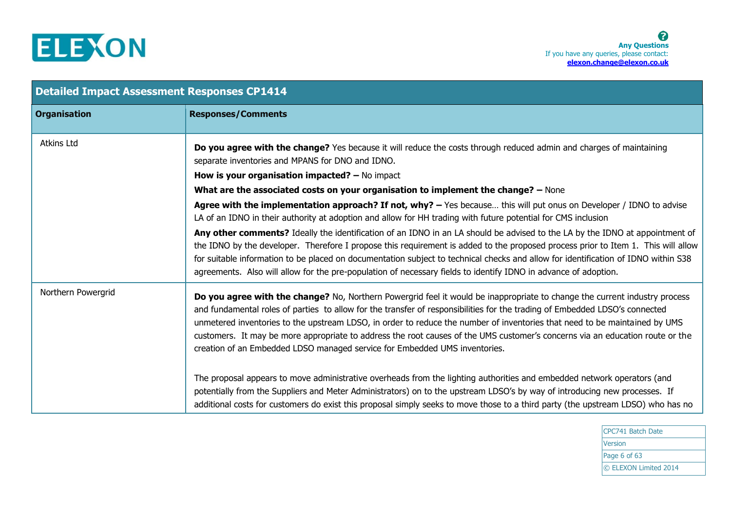| Detailed Impact Assessment Responses CP1414 | |
|---|---|
| **Organisation** | **Responses/Comments** |
| Atkins Ltd | **Do you agree with the change?** Yes because it will reduce the costs through reduced admin and charges of maintaining separate inventories and MPANS for DNO and IDNO.<br>**How is your organisation impacted? –** No impact<br>**What are the associated costs on your organisation to implement the change? –** None<br>**Agree with the implementation approach? If not, why? –** Yes because… this will put onus on Developer / IDNO to advise LA of an IDNO in their authority at adoption and allow for HH trading with future potential for CMS inclusion<br>**Any other comments?** Ideally the identification of an IDNO in an LA should be advised to the LA by the IDNO at appointment of the IDNO by the developer. Therefore I propose this requirement is added to the proposed process prior to Item 1. This will allow for suitable information to be placed on documentation subject to technical checks and allow for identification of IDNO within S38 agreements. Also will allow for the pre-population of necessary fields to identify IDNO in advance of adoption. |
| Northern Powergrid | **Do you agree with the change?** No, Northern Powergrid feel it would be inappropriate to change the current industry process and fundamental roles of parties to allow for the transfer of responsibilities for the trading of Embedded LDSO's connected unmetered inventories to the upstream LDSO, in order to reduce the number of inventories that need to be maintained by UMS customers. It may be more appropriate to address the root causes of the UMS customer's concerns via an education route or the creation of an Embedded LDSO managed service for Embedded UMS inventories.<br><br>The proposal appears to move administrative overheads from the lighting authorities and embedded network operators (and potentially from the Suppliers and Meter Administrators) on to the upstream LDSO's by way of introducing new processes. If additional costs for customers do exist this proposal simply seeks to move those to a third party (the upstream LDSO) who has no |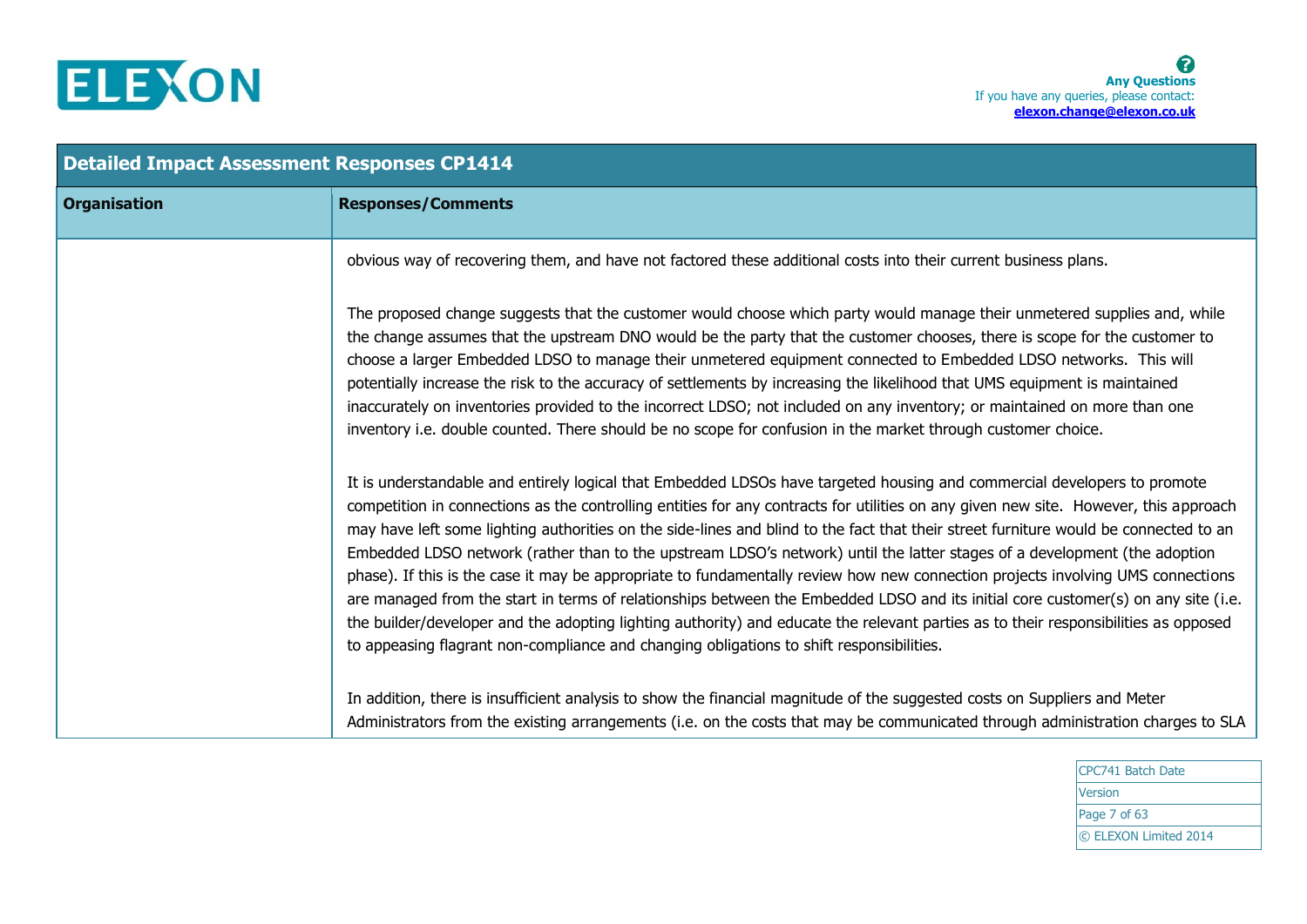| Detailed Impact Assessment Responses CP1414 | |
|---|---|
| **Organisation** | **Responses/Comments** |
| | obvious way of recovering them, and have not factored these additional costs into their current business plans.<br><br>The proposed change suggests that the customer would choose which party would manage their unmetered supplies and, while the change assumes that the upstream DNO would be the party that the customer chooses, there is scope for the customer to choose a larger Embedded LDSO to manage their unmetered equipment connected to Embedded LDSO networks. This will potentially increase the risk to the accuracy of settlements by increasing the likelihood that UMS equipment is maintained inaccurately on inventories provided to the incorrect LDSO; not included on any inventory; or maintained on more than one inventory i.e. double counted. There should be no scope for confusion in the market through customer choice.<br><br>It is understandable and entirely logical that Embedded LDSOs have targeted housing and commercial developers to promote competition in connections as the controlling entities for any contracts for utilities on any given new site. However, this approach may have left some lighting authorities on the side-lines and blind to the fact that their street furniture would be connected to an Embedded LDSO network (rather than to the upstream LDSO's network) until the latter stages of a development (the adoption phase). If this is the case it may be appropriate to fundamentally review how new connection projects involving UMS connections are managed from the start in terms of relationships between the Embedded LDSO and its initial core customer(s) on any site (i.e. the builder/developer and the adopting lighting authority) and educate the relevant parties as to their responsibilities as opposed to appeasing flagrant non-compliance and changing obligations to shift responsibilities.<br><br>In addition, there is insufficient analysis to show the financial magnitude of the suggested costs on Suppliers and Meter Administrators from the existing arrangements (i.e. on the costs that may be communicated through administration charges to SLA |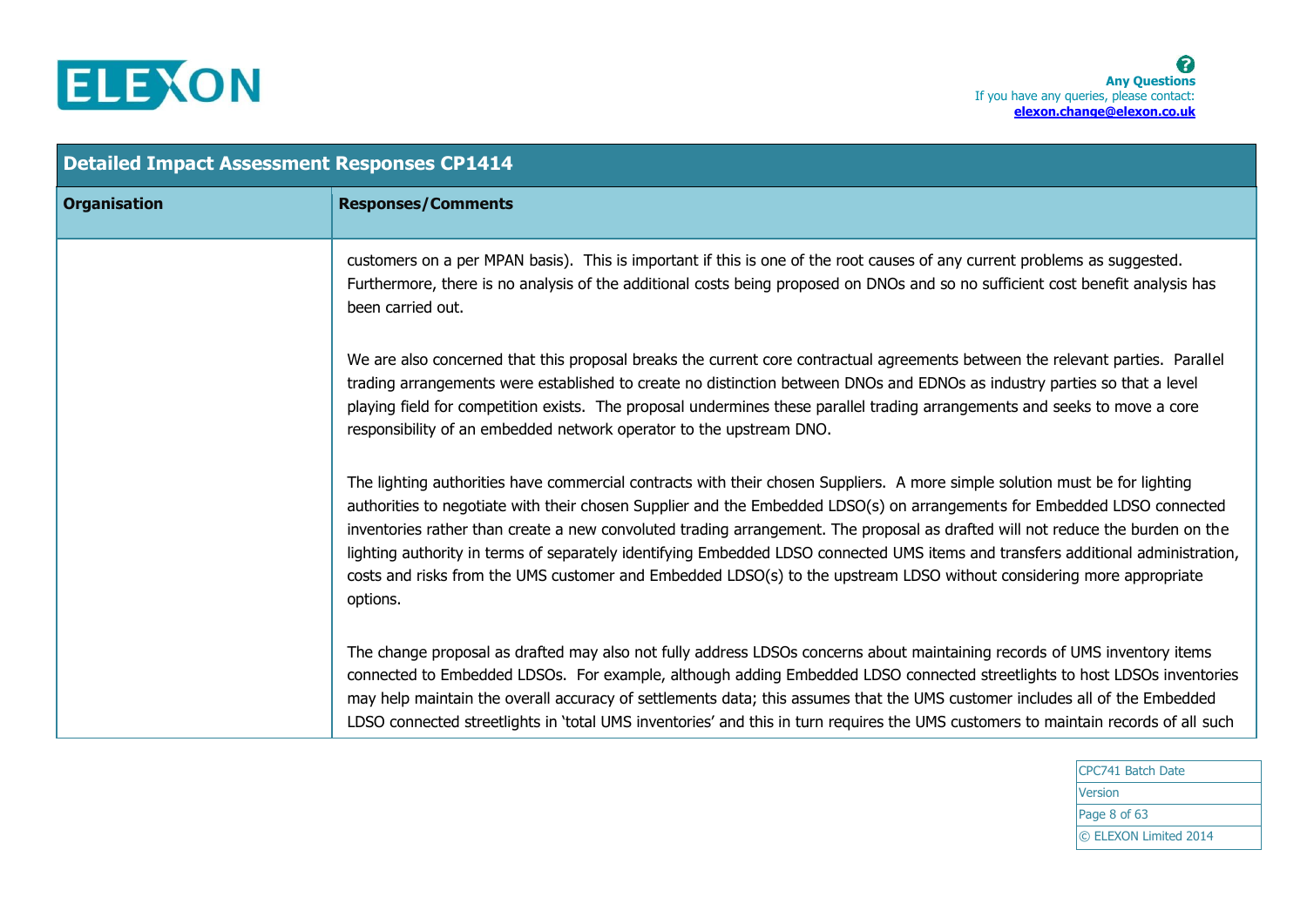| Organisation | Responses/Comments |
|---|---|
| | customers on a per MPAN basis). This is important if this is one of the root causes of any current problems as suggested. Furthermore, there is no analysis of the additional costs being proposed on DNOs and so no sufficient cost benefit analysis has been carried out.<br><br>We are also concerned that this proposal breaks the current core contractual agreements between the relevant parties. Parallel trading arrangements were established to create no distinction between DNOs and EDNOs as industry parties so that a level playing field for competition exists. The proposal undermines these parallel trading arrangements and seeks to move a core responsibility of an embedded network operator to the upstream DNO.<br><br>The lighting authorities have commercial contracts with their chosen Suppliers. A more simple solution must be for lighting authorities to negotiate with their chosen Supplier and the Embedded LDSO(s) on arrangements for Embedded LDSO connected inventories rather than create a new convoluted trading arrangement. The proposal as drafted will not reduce the burden on the lighting authority in terms of separately identifying Embedded LDSO connected UMS items and transfers additional administration, costs and risks from the UMS customer and Embedded LDSO(s) to the upstream LDSO without considering more appropriate options.<br><br>The change proposal as drafted may also not fully address LDSOs concerns about maintaining records of UMS inventory items connected to Embedded LDSOs. For example, although adding Embedded LDSO connected streetlights to host LDSOs inventories may help maintain the overall accuracy of settlements data; this assumes that the UMS customer includes all of the Embedded LDSO connected streetlights in 'total UMS inventories' and this in turn requires the UMS customers to maintain records of all such |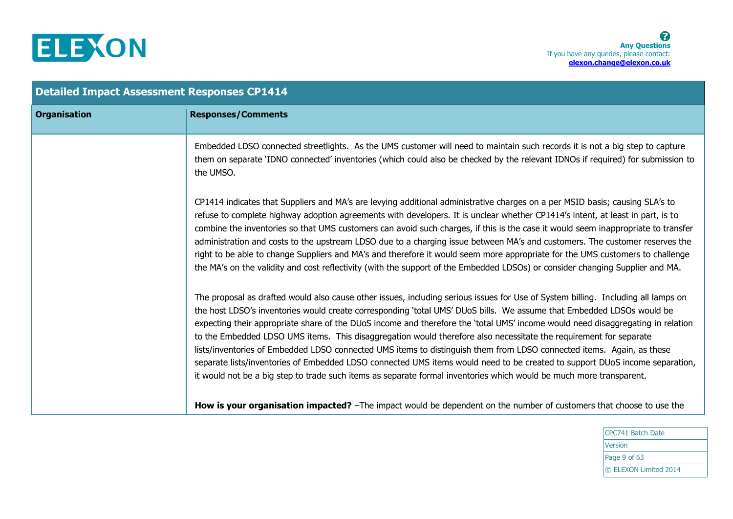## Detailed Impact Assessment Responses CP1414

| Organisation | Responses/Comments |
| --- | --- |
| | Embedded LDSO connected streetlights. As the UMS customer will need to maintain such records it is not a big step to capture them on separate 'IDNO connected' inventories (which could also be checked by the relevant IDNOs if required) for submission to the UMSO.<br><br>CP1414 indicates that Suppliers and MA's are levying additional administrative charges on a per MSID basis; causing SLA's to refuse to complete highway adoption agreements with developers. It is unclear whether CP1414's intent, at least in part, is to combine the inventories so that UMS customers can avoid such charges, if this is the case it would seem inappropriate to transfer administration and costs to the upstream LDSO due to a charging issue between MA's and customers. The customer reserves the right to be able to change Suppliers and MA's and therefore it would seem more appropriate for the UMS customers to challenge the MA's on the validity and cost reflectivity (with the support of the Embedded LDSOs) or consider changing Supplier and MA.<br><br>The proposal as drafted would also cause other issues, including serious issues for Use of System billing. Including all lamps on the host LDSO's inventories would create corresponding 'total UMS' DUoS bills. We assume that Embedded LDSOs would be expecting their appropriate share of the DUoS income and therefore the 'total UMS' income would need disaggregating in relation to the Embedded LDSO UMS items. This disaggregation would therefore also necessitate the requirement for separate lists/inventories of Embedded LDSO connected UMS items to distinguish them from LDSO connected items. Again, as these separate lists/inventories of Embedded LDSO connected UMS items would need to be created to support DUoS income separation, it would not be a big step to trade such items as separate formal inventories which would be much more transparent.<br><br>**How is your organisation impacted?** –The impact would be dependent on the number of customers that choose to use the |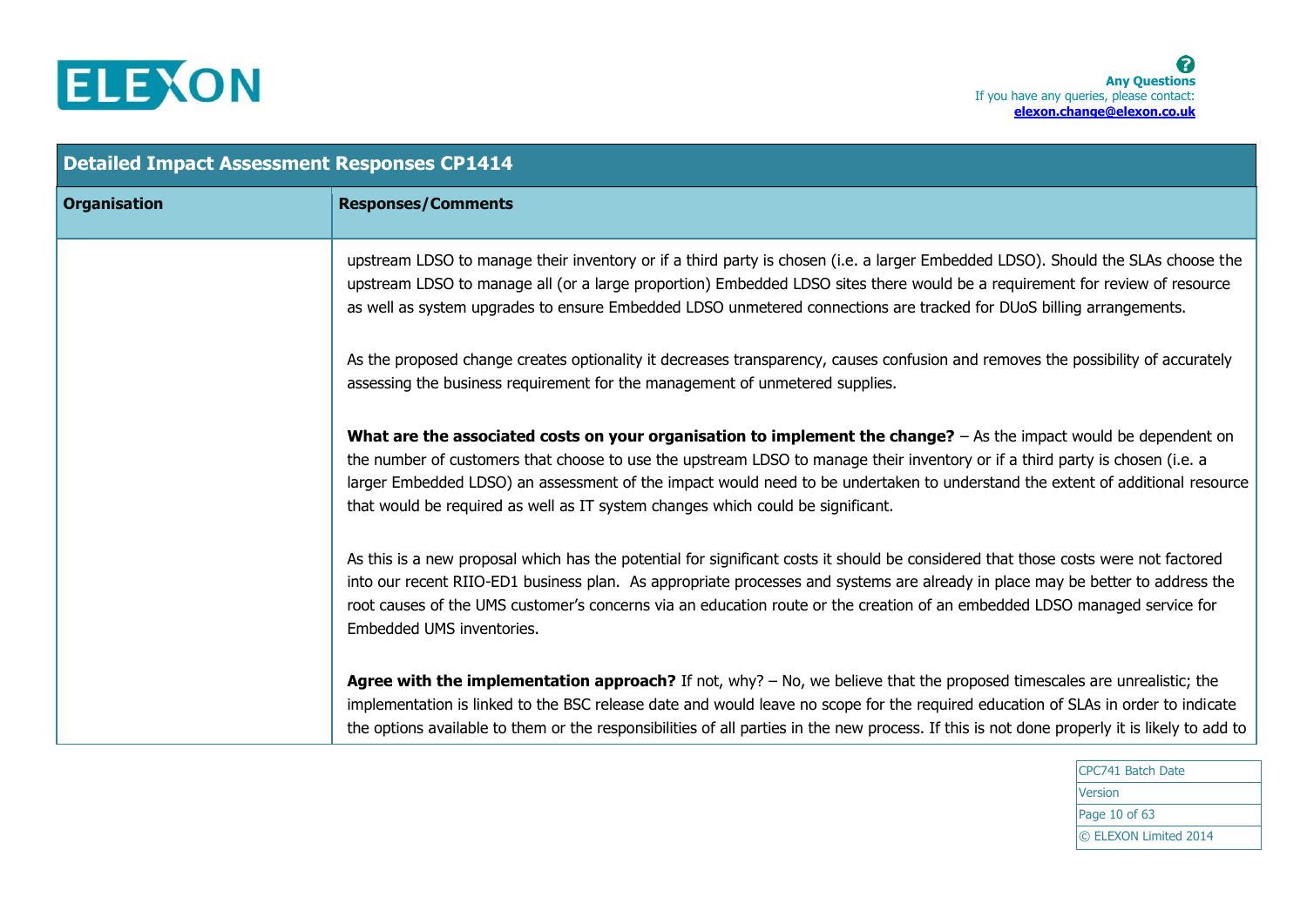## Detailed Impact Assessment Responses CP1414

| Organisation | Responses/Comments |
|---|---|
| | upstream LDSO to manage their inventory or if a third party is chosen (i.e. a larger Embedded LDSO). Should the SLAs choose the upstream LDSO to manage all (or a large proportion) Embedded LDSO sites there would be a requirement for review of resource as well as system upgrades to ensure Embedded LDSO unmetered connections are tracked for DUoS billing arrangements.<br><br>As the proposed change creates optionality it decreases transparency, causes confusion and removes the possibility of accurately assessing the business requirement for the management of unmetered supplies.<br><br>**What are the associated costs on your organisation to implement the change?** – As the impact would be dependent on the number of customers that choose to use the upstream LDSO to manage their inventory or if a third party is chosen (i.e. a larger Embedded LDSO) an assessment of the impact would need to be undertaken to understand the extent of additional resource that would be required as well as IT system changes which could be significant.<br><br>As this is a new proposal which has the potential for significant costs it should be considered that those costs were not factored into our recent RIIO-ED1 business plan. As appropriate processes and systems are already in place may be better to address the root causes of the UMS customer's concerns via an education route or the creation of an embedded LDSO managed service for Embedded UMS inventories.<br><br>**Agree with the implementation approach?** If not, why? – No, we believe that the proposed timescales are unrealistic; the implementation is linked to the BSC release date and would leave no scope for the required education of SLAs in order to indicate the options available to them or the responsibilities of all parties in the new process. If this is not done properly it is likely to add to |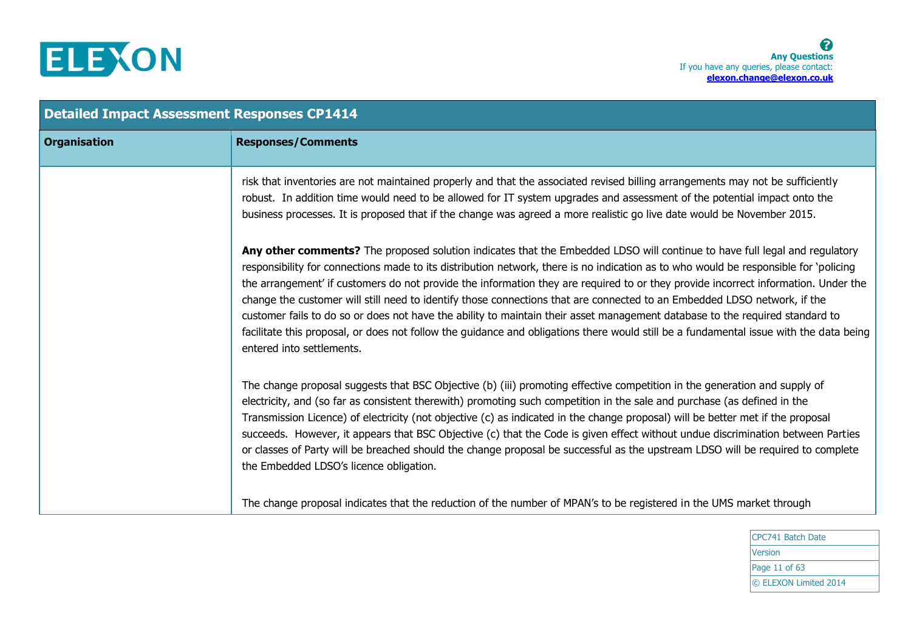| Detailed Impact Assessment Responses CP1414 | |
|---|---|
| **Organisation** | **Responses/Comments** |
| | risk that inventories are not maintained properly and that the associated revised billing arrangements may not be sufficiently robust. In addition time would need to be allowed for IT system upgrades and assessment of the potential impact onto the business processes. It is proposed that if the change was agreed a more realistic go live date would be November 2015.<br><br>**Any other comments?** The proposed solution indicates that the Embedded LDSO will continue to have full legal and regulatory responsibility for connections made to its distribution network, there is no indication as to who would be responsible for 'policing the arrangement' if customers do not provide the information they are required to or they provide incorrect information. Under the change the customer will still need to identify those connections that are connected to an Embedded LDSO network, if the customer fails to do so or does not have the ability to maintain their asset management database to the required standard to facilitate this proposal, or does not follow the guidance and obligations there would still be a fundamental issue with the data being entered into settlements.<br><br>The change proposal suggests that BSC Objective (b) (iii) promoting effective competition in the generation and supply of electricity, and (so far as consistent therewith) promoting such competition in the sale and purchase (as defined in the Transmission Licence) of electricity (not objective (c) as indicated in the change proposal) will be better met if the proposal succeeds. However, it appears that BSC Objective (c) that the Code is given effect without undue discrimination between Parties or classes of Party will be breached should the change proposal be successful as the upstream LDSO will be required to complete the Embedded LDSO's licence obligation.<br><br>The change proposal indicates that the reduction of the number of MPAN's to be registered in the UMS market through |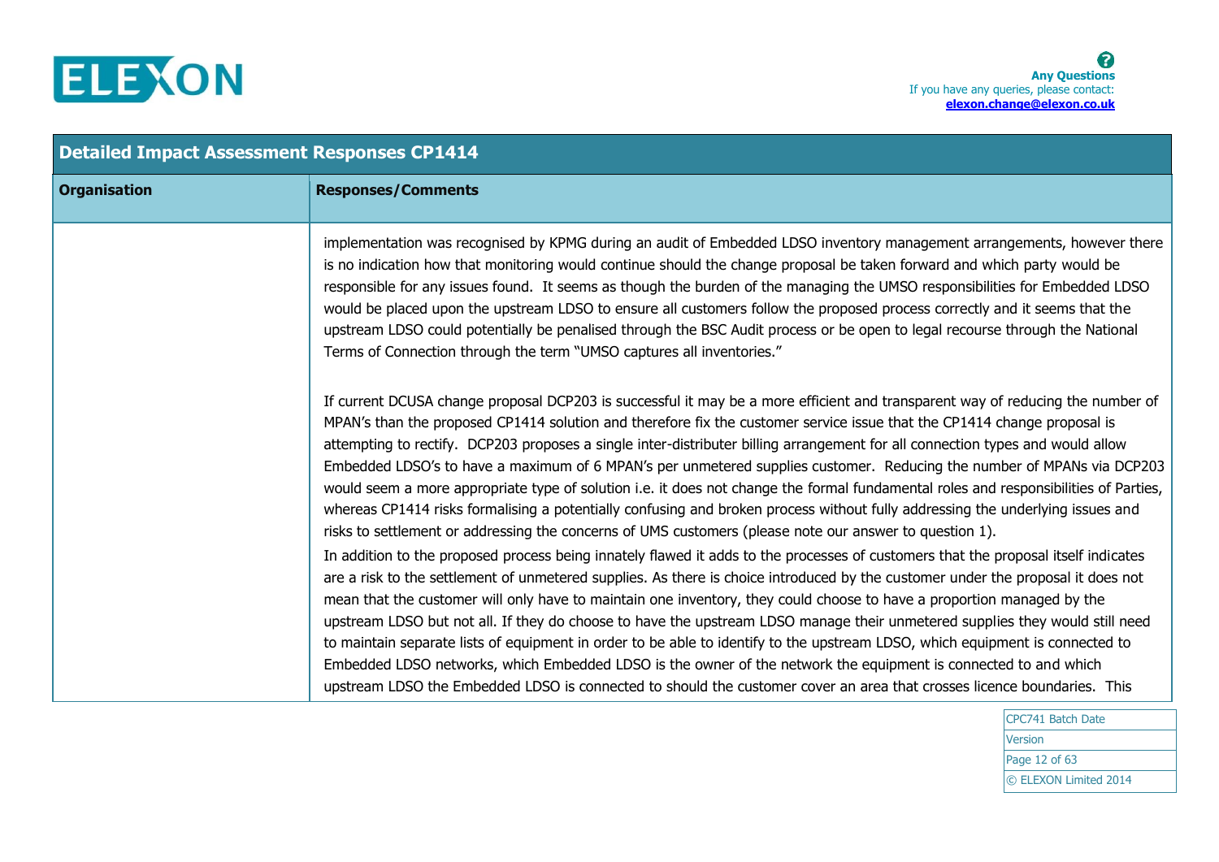| Detailed Impact Assessment Responses CP1414 | |
|---|---|
| **Organisation** | **Responses/Comments** |
| | implementation was recognised by KPMG during an audit of Embedded LDSO inventory management arrangements, however there is no indication how that monitoring would continue should the change proposal be taken forward and which party would be responsible for any issues found. It seems as though the burden of the managing the UMSO responsibilities for Embedded LDSO would be placed upon the upstream LDSO to ensure all customers follow the proposed process correctly and it seems that the upstream LDSO could potentially be penalised through the BSC Audit process or be open to legal recourse through the National Terms of Connection through the term "UMSO captures all inventories."<br><br>If current DCUSA change proposal DCP203 is successful it may be a more efficient and transparent way of reducing the number of MPAN's than the proposed CP1414 solution and therefore fix the customer service issue that the CP1414 change proposal is attempting to rectify. DCP203 proposes a single inter-distributer billing arrangement for all connection types and would allow Embedded LDSO's to have a maximum of 6 MPAN's per unmetered supplies customer. Reducing the number of MPANs via DCP203 would seem a more appropriate type of solution i.e. it does not change the formal fundamental roles and responsibilities of Parties, whereas CP1414 risks formalising a potentially confusing and broken process without fully addressing the underlying issues and risks to settlement or addressing the concerns of UMS customers (please note our answer to question 1).<br>In addition to the proposed process being innately flawed it adds to the processes of customers that the proposal itself indicates are a risk to the settlement of unmetered supplies. As there is choice introduced by the customer under the proposal it does not mean that the customer will only have to maintain one inventory, they could choose to have a proportion managed by the upstream LDSO but not all. If they do choose to have the upstream LDSO manage their unmetered supplies they would still need to maintain separate lists of equipment in order to be able to identify to the upstream LDSO, which equipment is connected to Embedded LDSO networks, which Embedded LDSO is the owner of the network the equipment is connected to and which upstream LDSO the Embedded LDSO is connected to should the customer cover an area that crosses licence boundaries. This |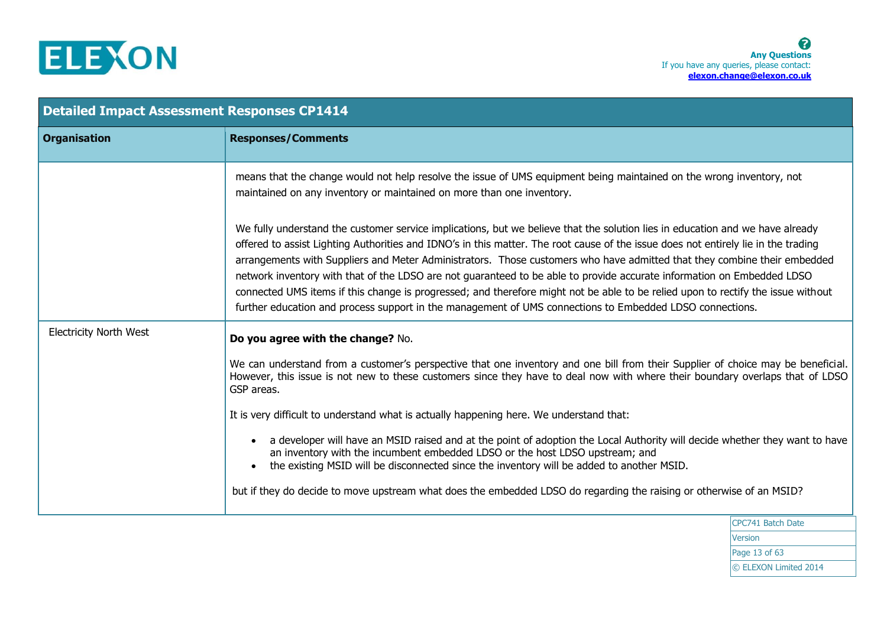## Detailed Impact Assessment Responses CP1414

| Organisation | Responses/Comments |
|---|---|
| | means that the change would not help resolve the issue of UMS equipment being maintained on the wrong inventory, not maintained on any inventory or maintained on more than one inventory.<br><br>We fully understand the customer service implications, but we believe that the solution lies in education and we have already offered to assist Lighting Authorities and IDNO's in this matter. The root cause of the issue does not entirely lie in the trading arrangements with Suppliers and Meter Administrators. Those customers who have admitted that they combine their embedded network inventory with that of the LDSO are not guaranteed to be able to provide accurate information on Embedded LDSO connected UMS items if this change is progressed; and therefore might not be able to be relied upon to rectify the issue without further education and process support in the management of UMS connections to Embedded LDSO connections. |
| Electricity North West | **Do you agree with the change?** No.<br><br>We can understand from a customer's perspective that one inventory and one bill from their Supplier of choice may be beneficial. However, this issue is not new to these customers since they have to deal now with where their boundary overlaps that of LDSO GSP areas.<br><br>It is very difficult to understand what is actually happening here. We understand that:<br><br>• a developer will have an MSID raised and at the point of adoption the Local Authority will decide whether they want to have an inventory with the incumbent embedded LDSO or the host LDSO upstream; and<br>• the existing MSID will be disconnected since the inventory will be added to another MSID.<br><br>but if they do decide to move upstream what does the embedded LDSO do regarding the raising or otherwise of an MSID? |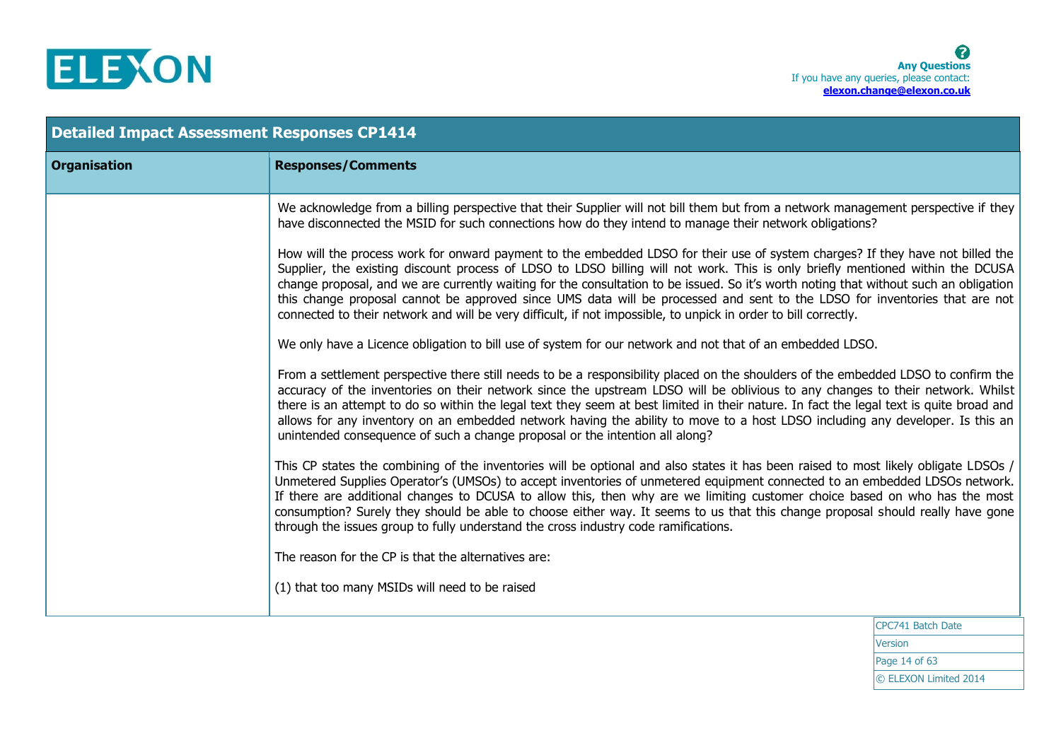| Detailed Impact Assessment Responses CP1414 | |
|---|---|
| **Organisation** | **Responses/Comments** |
| | We acknowledge from a billing perspective that their Supplier will not bill them but from a network management perspective if they have disconnected the MSID for such connections how do they intend to manage their network obligations?<br><br>How will the process work for onward payment to the embedded LDSO for their use of system charges? If they have not billed the Supplier, the existing discount process of LDSO to LDSO billing will not work. This is only briefly mentioned within the DCUSA change proposal, and we are currently waiting for the consultation to be issued. So it's worth noting that without such an obligation this change proposal cannot be approved since UMS data will be processed and sent to the LDSO for inventories that are not connected to their network and will be very difficult, if not impossible, to unpick in order to bill correctly.<br><br>We only have a Licence obligation to bill use of system for our network and not that of an embedded LDSO.<br><br>From a settlement perspective there still needs to be a responsibility placed on the shoulders of the embedded LDSO to confirm the accuracy of the inventories on their network since the upstream LDSO will be oblivious to any changes to their network. Whilst there is an attempt to do so within the legal text they seem at best limited in their nature. In fact the legal text is quite broad and allows for any inventory on an embedded network having the ability to move to a host LDSO including any developer. Is this an unintended consequence of such a change proposal or the intention all along?<br><br>This CP states the combining of the inventories will be optional and also states it has been raised to most likely obligate LDSOs / Unmetered Supplies Operator's (UMSOs) to accept inventories of unmetered equipment connected to an embedded LDSOs network. If there are additional changes to DCUSA to allow this, then why are we limiting customer choice based on who has the most consumption? Surely they should be able to choose either way. It seems to us that this change proposal should really have gone through the issues group to fully understand the cross industry code ramifications.<br><br>The reason for the CP is that the alternatives are:<br><br>(1) that too many MSIDs will need to be raised |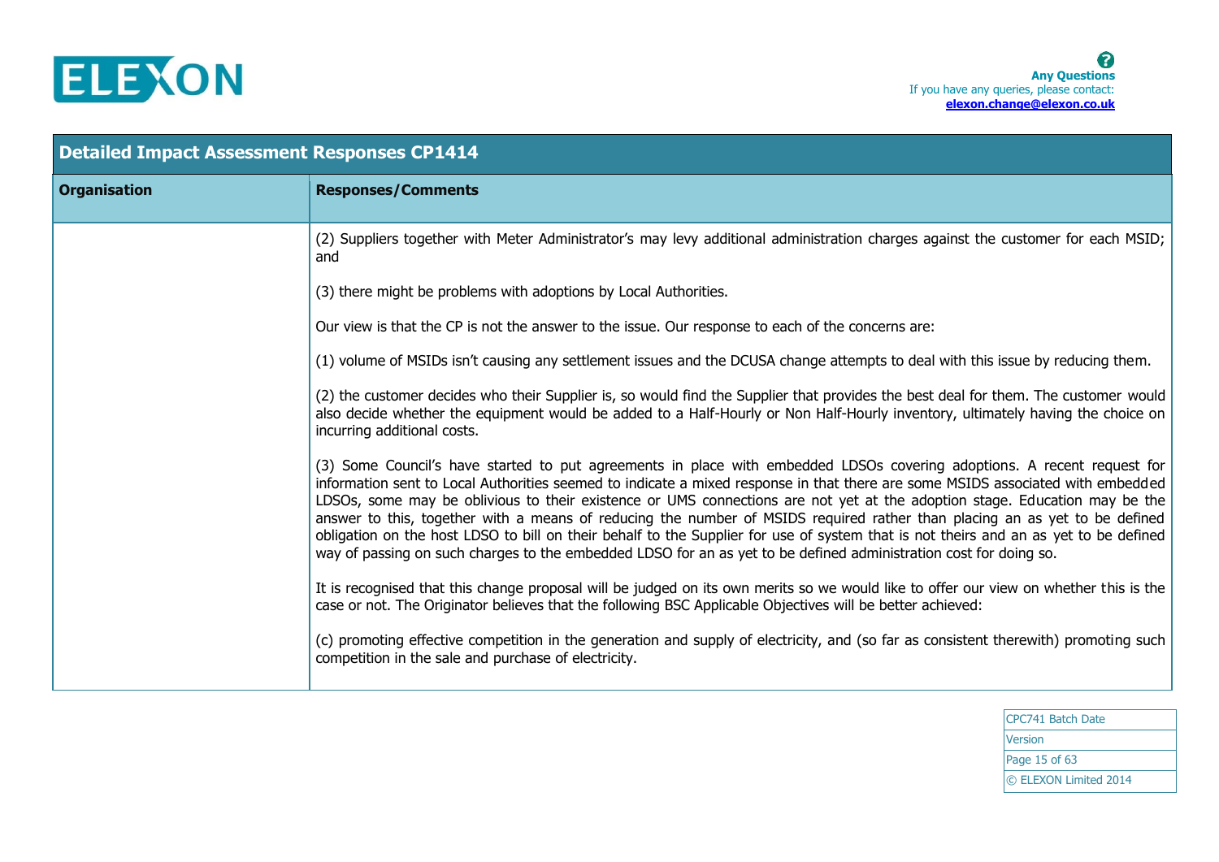## Detailed Impact Assessment Responses CP1414

| Organisation | Responses/Comments |
|---|---|
| | (2) Suppliers together with Meter Administrator's may levy additional administration charges against the customer for each MSID; and<br><br>(3) there might be problems with adoptions by Local Authorities.<br><br>Our view is that the CP is not the answer to the issue. Our response to each of the concerns are:<br><br>(1) volume of MSIDs isn't causing any settlement issues and the DCUSA change attempts to deal with this issue by reducing them.<br><br>(2) the customer decides who their Supplier is, so would find the Supplier that provides the best deal for them. The customer would also decide whether the equipment would be added to a Half-Hourly or Non Half-Hourly inventory, ultimately having the choice on incurring additional costs.<br><br>(3) Some Council's have started to put agreements in place with embedded LDSOs covering adoptions. A recent request for information sent to Local Authorities seemed to indicate a mixed response in that there are some MSIDS associated with embedded LDSOs, some may be oblivious to their existence or UMS connections are not yet at the adoption stage. Education may be the answer to this, together with a means of reducing the number of MSIDS required rather than placing an as yet to be defined obligation on the host LDSO to bill on their behalf to the Supplier for use of system that is not theirs and an as yet to be defined way of passing on such charges to the embedded LDSO for an as yet to be defined administration cost for doing so.<br><br>It is recognised that this change proposal will be judged on its own merits so we would like to offer our view on whether this is the case or not. The Originator believes that the following BSC Applicable Objectives will be better achieved:<br><br>(c) promoting effective competition in the generation and supply of electricity, and (so far as consistent therewith) promoting such competition in the sale and purchase of electricity. |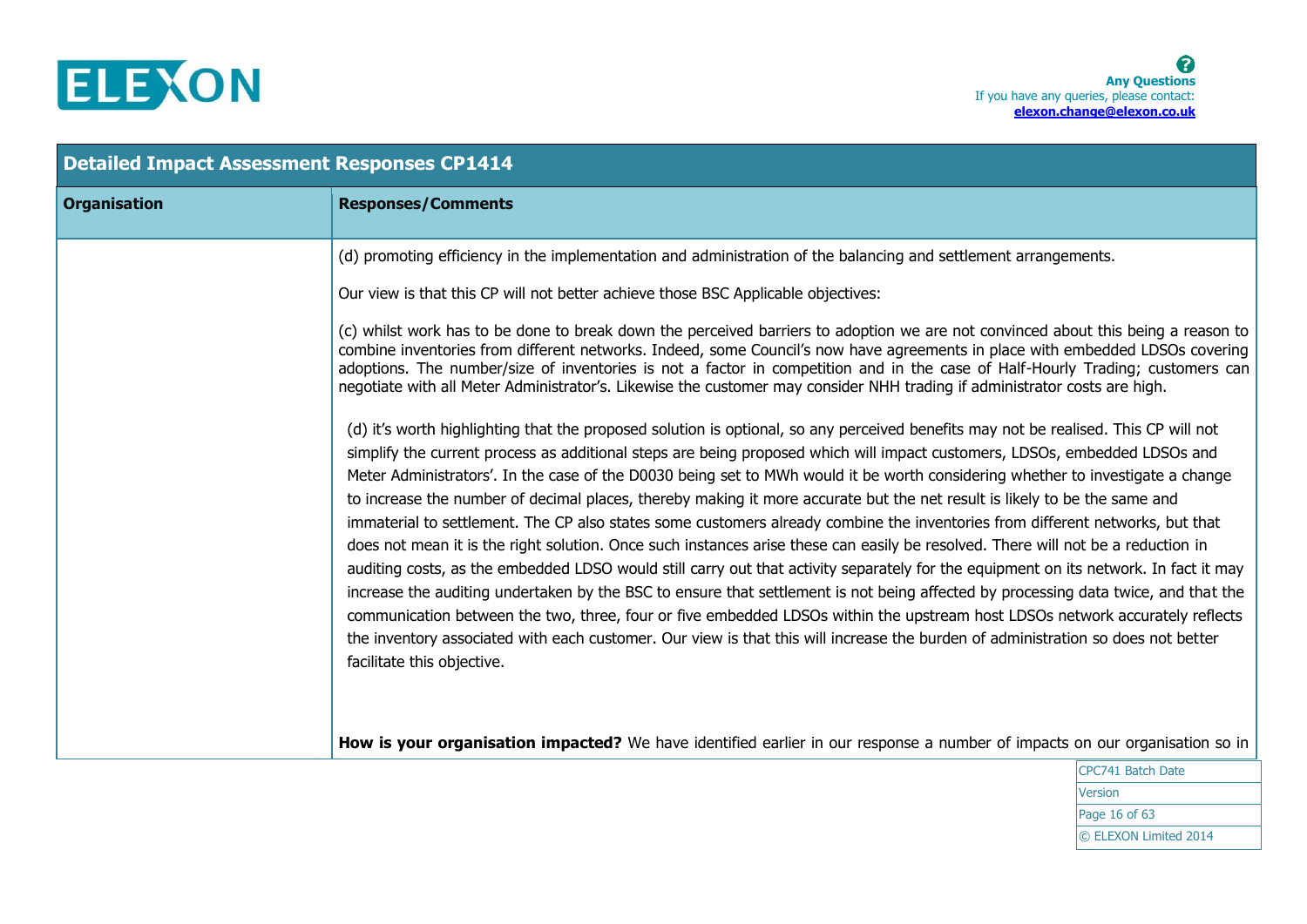| Organisation | Responses/Comments |
|---|---|
| | (d) promoting efficiency in the implementation and administration of the balancing and settlement arrangements.<br><br>Our view is that this CP will not better achieve those BSC Applicable objectives:<br><br>(c) whilst work has to be done to break down the perceived barriers to adoption we are not convinced about this being a reason to combine inventories from different networks. Indeed, some Council's now have agreements in place with embedded LDSOs covering adoptions. The number/size of inventories is not a factor in competition and in the case of Half-Hourly Trading; customers can negotiate with all Meter Administrator's. Likewise the customer may consider NHH trading if administrator costs are high.<br><br>(d) it's worth highlighting that the proposed solution is optional, so any perceived benefits may not be realised. This CP will not simplify the current process as additional steps are being proposed which will impact customers, LDSOs, embedded LDSOs and Meter Administrators'. In the case of the D0030 being set to MWh would it be worth considering whether to investigate a change to increase the number of decimal places, thereby making it more accurate but the net result is likely to be the same and immaterial to settlement. The CP also states some customers already combine the inventories from different networks, but that does not mean it is the right solution. Once such instances arise these can easily be resolved. There will not be a reduction in auditing costs, as the embedded LDSO would still carry out that activity separately for the equipment on its network. In fact it may increase the auditing undertaken by the BSC to ensure that settlement is not being affected by processing data twice, and that the communication between the two, three, four or five embedded LDSOs within the upstream host LDSOs network accurately reflects the inventory associated with each customer. Our view is that this will increase the burden of administration so does not better facilitate this objective.<br><br>**How is your organisation impacted?** We have identified earlier in our response a number of impacts on our organisation so in |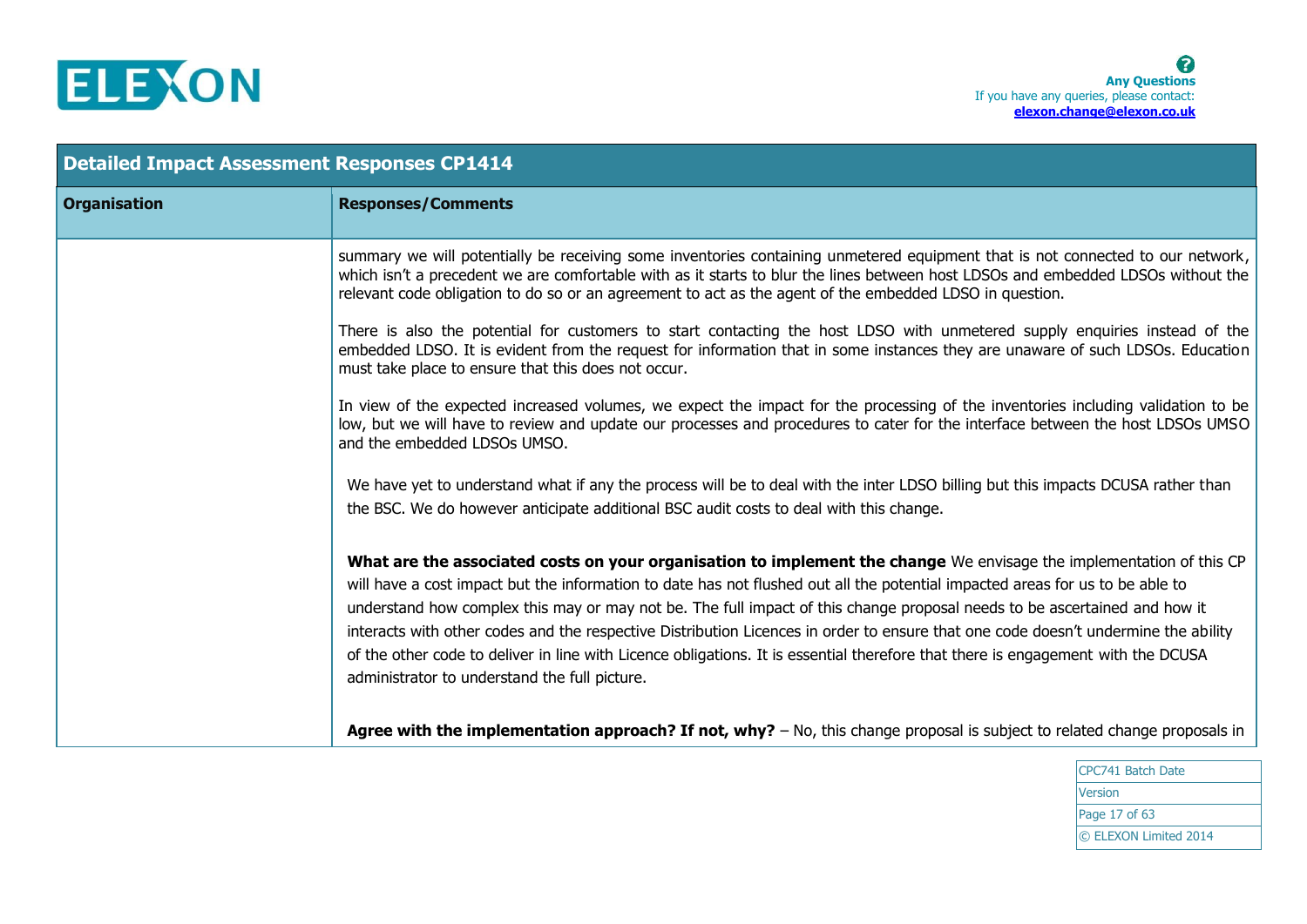| Organisation | Responses/Comments |
|---|---|
| | summary we will potentially be receiving some inventories containing unmetered equipment that is not connected to our network, which isn't a precedent we are comfortable with as it starts to blur the lines between host LDSOs and embedded LDSOs without the relevant code obligation to do so or an agreement to act as the agent of the embedded LDSO in question.<br><br>There is also the potential for customers to start contacting the host LDSO with unmetered supply enquiries instead of the embedded LDSO. It is evident from the request for information that in some instances they are unaware of such LDSOs. Education must take place to ensure that this does not occur.<br><br>In view of the expected increased volumes, we expect the impact for the processing of the inventories including validation to be low, but we will have to review and update our processes and procedures to cater for the interface between the host LDSOs UMSO and the embedded LDSOs UMSO.<br><br>We have yet to understand what if any the process will be to deal with the inter LDSO billing but this impacts DCUSA rather than the BSC. We do however anticipate additional BSC audit costs to deal with this change.<br><br>**What are the associated costs on your organisation to implement the change** We envisage the implementation of this CP will have a cost impact but the information to date has not flushed out all the potential impacted areas for us to be able to understand how complex this may or may not be. The full impact of this change proposal needs to be ascertained and how it interacts with other codes and the respective Distribution Licences in order to ensure that one code doesn't undermine the ability of the other code to deliver in line with Licence obligations. It is essential therefore that there is engagement with the DCUSA administrator to understand the full picture.<br><br>**Agree with the implementation approach? If not, why?** – No, this change proposal is subject to related change proposals in |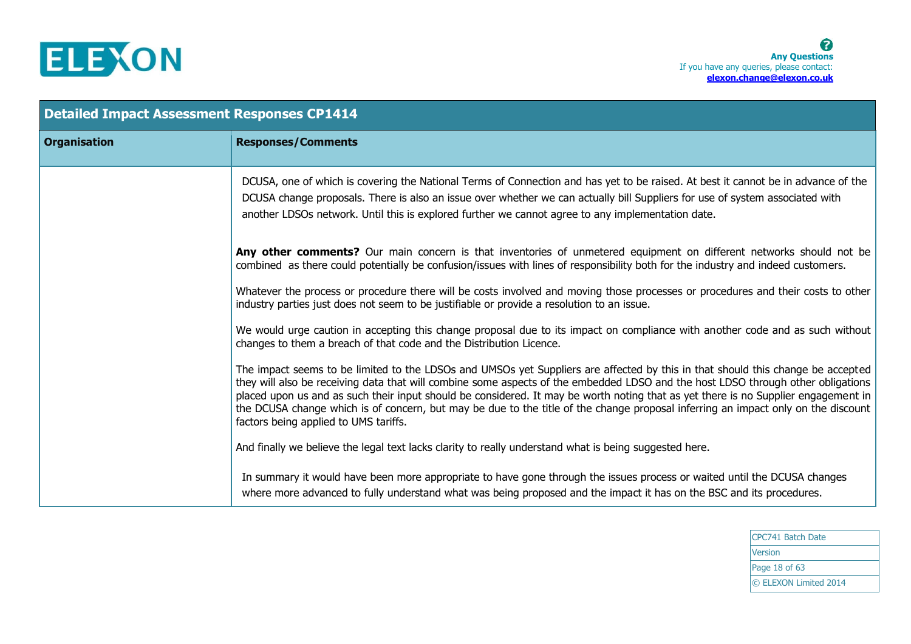| Detailed Impact Assessment Responses CP1414 | |
|---|---|
| **Organisation** | **Responses/Comments** |
| | DCUSA, one of which is covering the National Terms of Connection and has yet to be raised. At best it cannot be in advance of the DCUSA change proposals. There is also an issue over whether we can actually bill Suppliers for use of system associated with another LDSOs network. Until this is explored further we cannot agree to any implementation date.<br><br>**Any other comments?** Our main concern is that inventories of unmetered equipment on different networks should not be combined as there could potentially be confusion/issues with lines of responsibility both for the industry and indeed customers.<br><br>Whatever the process or procedure there will be costs involved and moving those processes or procedures and their costs to other industry parties just does not seem to be justifiable or provide a resolution to an issue.<br><br>We would urge caution in accepting this change proposal due to its impact on compliance with another code and as such without changes to them a breach of that code and the Distribution Licence.<br><br>The impact seems to be limited to the LDSOs and UMSOs yet Suppliers are affected by this in that should this change be accepted they will also be receiving data that will combine some aspects of the embedded LDSO and the host LDSO through other obligations placed upon us and as such their input should be considered. It may be worth noting that as yet there is no Supplier engagement in the DCUSA change which is of concern, but may be due to the title of the change proposal inferring an impact only on the discount factors being applied to UMS tariffs.<br><br>And finally we believe the legal text lacks clarity to really understand what is being suggested here.<br><br>In summary it would have been more appropriate to have gone through the issues process or waited until the DCUSA changes where more advanced to fully understand what was being proposed and the impact it has on the BSC and its procedures. |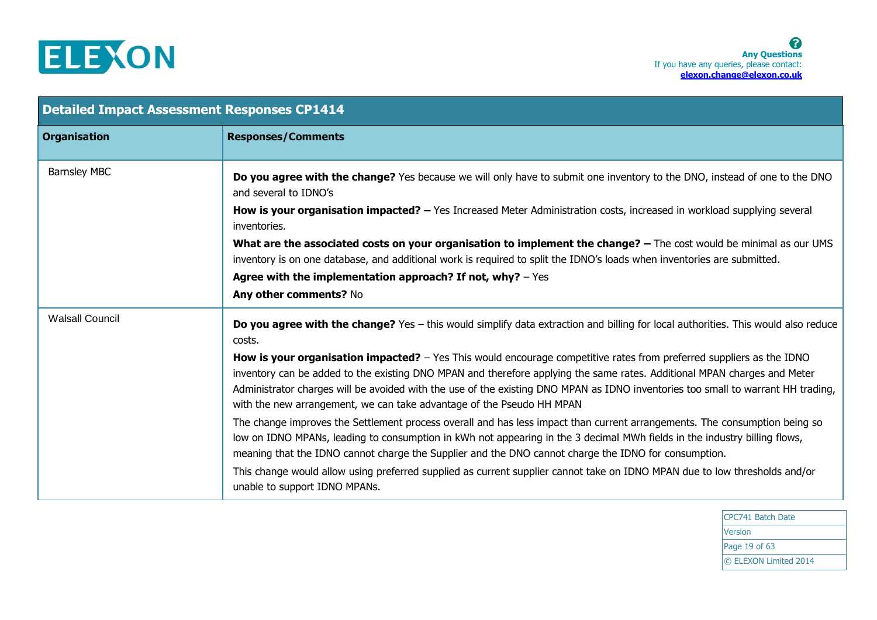| Detailed Impact Assessment Responses CP1414 | |
|---|---|
| **Organisation** | **Responses/Comments** |
| Barnsley MBC | **Do you agree with the change?** Yes because we will only have to submit one inventory to the DNO, instead of one to the DNO and several to IDNO's<br>**How is your organisation impacted? –** Yes Increased Meter Administration costs, increased in workload supplying several inventories.<br>**What are the associated costs on your organisation to implement the change? –** The cost would be minimal as our UMS inventory is on one database, and additional work is required to split the IDNO's loads when inventories are submitted.<br>**Agree with the implementation approach? If not, why?** – Yes<br>**Any other comments?** No |
| Walsall Council | **Do you agree with the change?** Yes – this would simplify data extraction and billing for local authorities. This would also reduce costs.<br>**How is your organisation impacted?** – Yes This would encourage competitive rates from preferred suppliers as the IDNO inventory can be added to the existing DNO MPAN and therefore applying the same rates. Additional MPAN charges and Meter Administrator charges will be avoided with the use of the existing DNO MPAN as IDNO inventories too small to warrant HH trading, with the new arrangement, we can take advantage of the Pseudo HH MPAN<br>The change improves the Settlement process overall and has less impact than current arrangements. The consumption being so low on IDNO MPANs, leading to consumption in kWh not appearing in the 3 decimal MWh fields in the industry billing flows, meaning that the IDNO cannot charge the Supplier and the DNO cannot charge the IDNO for consumption.<br>This change would allow using preferred supplied as current supplier cannot take on IDNO MPAN due to low thresholds and/or unable to support IDNO MPANs. |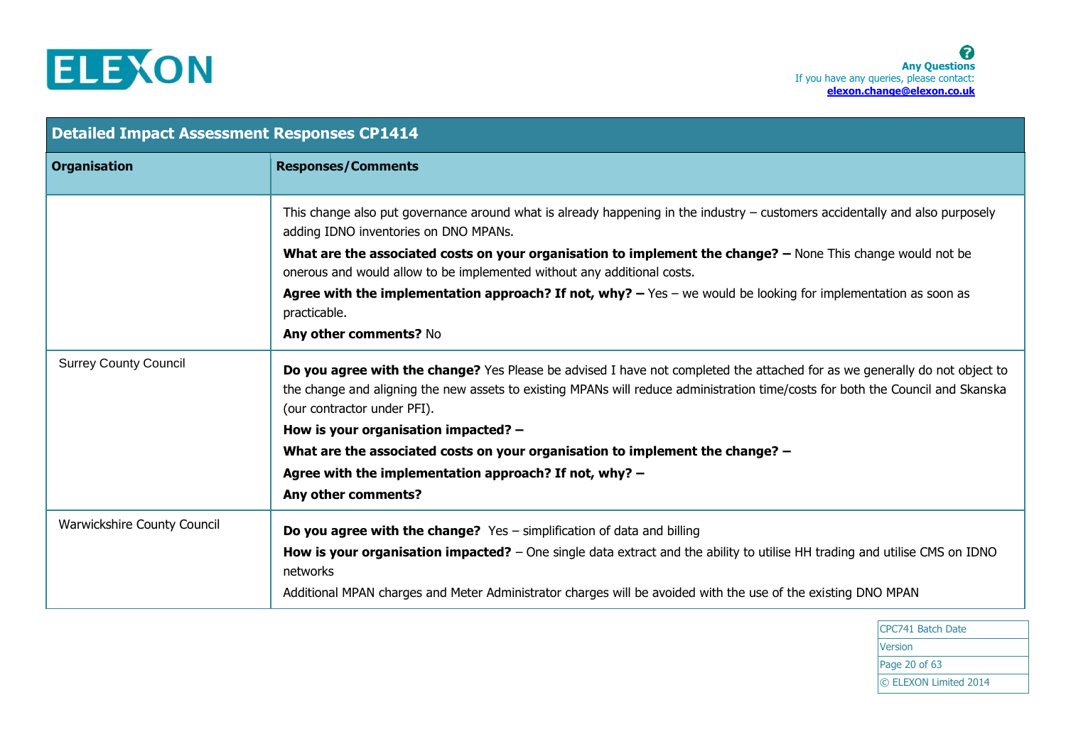| Detailed Impact Assessment Responses CP1414 | |
|---|---|
| **Organisation** | **Responses/Comments** |
| | This change also put governance around what is already happening in the industry – customers accidentally and also purposely adding IDNO inventories on DNO MPANs. <br> **What are the associated costs on your organisation to implement the change? –** None This change would not be onerous and would allow to be implemented without any additional costs. <br> **Agree with the implementation approach? If not, why? –** Yes – we would be looking for implementation as soon as practicable. <br> **Any other comments?** No |
| Surrey County Council | **Do you agree with the change?** Yes Please be advised I have not completed the attached for as we generally do not object to the change and aligning the new assets to existing MPANs will reduce administration time/costs for both the Council and Skanska (our contractor under PFI). <br> **How is your organisation impacted? –** <br> **What are the associated costs on your organisation to implement the change? –** <br> **Agree with the implementation approach? If not, why? –** <br> **Any other comments?** |
| Warwickshire County Council | **Do you agree with the change?** Yes – simplification of data and billing <br> **How is your organisation impacted?** – One single data extract and the ability to utilise HH trading and utilise CMS on IDNO networks <br> Additional MPAN charges and Meter Administrator charges will be avoided with the use of the existing DNO MPAN |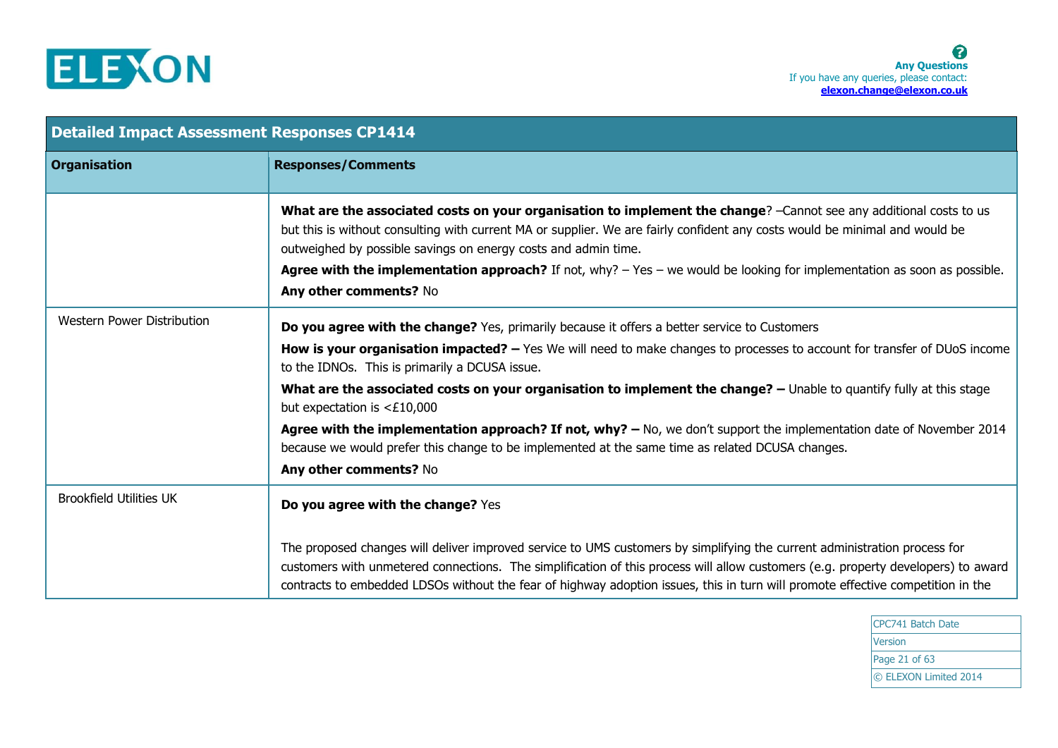| Organisation | Responses/Comments |
|---|---|
| | **What are the associated costs on your organisation to implement the change**? –Cannot see any additional costs to us but this is without consulting with current MA or supplier. We are fairly confident any costs would be minimal and would be outweighed by possible savings on energy costs and admin time.<br>**Agree with the implementation approach?** If not, why? – Yes – we would be looking for implementation as soon as possible.<br>**Any other comments?** No |
| Western Power Distribution | **Do you agree with the change?** Yes, primarily because it offers a better service to Customers<br>**How is your organisation impacted? –** Yes We will need to make changes to processes to account for transfer of DUoS income to the IDNOs. This is primarily a DCUSA issue.<br>**What are the associated costs on your organisation to implement the change? –** Unable to quantify fully at this stage but expectation is <£10,000<br>**Agree with the implementation approach? If not, why? –** No, we don't support the implementation date of November 2014 because we would prefer this change to be implemented at the same time as related DCUSA changes.<br>**Any other comments?** No |
| Brookfield Utilities UK | **Do you agree with the change?** Yes<br><br>The proposed changes will deliver improved service to UMS customers by simplifying the current administration process for customers with unmetered connections. The simplification of this process will allow customers (e.g. property developers) to award contracts to embedded LDSOs without the fear of highway adoption issues, this in turn will promote effective competition in the |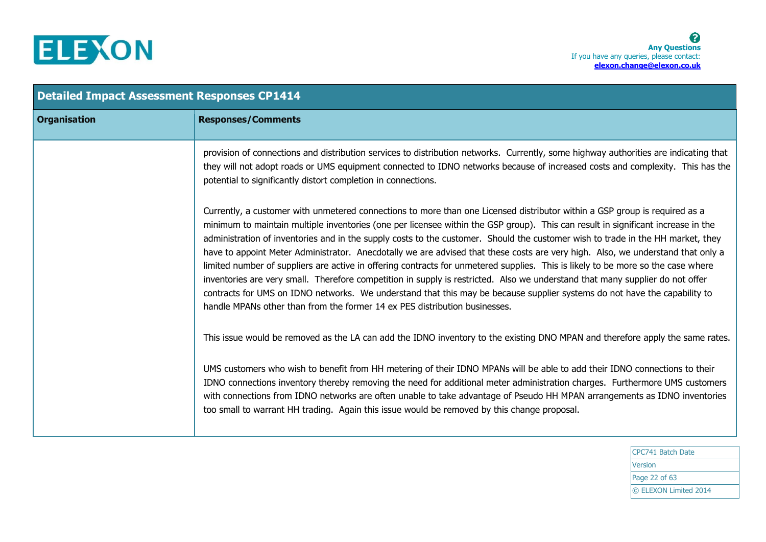| Detailed Impact Assessment Responses CP1414 | |
|---|---|
| **Organisation** | **Responses/Comments** |
| | provision of connections and distribution services to distribution networks. Currently, some highway authorities are indicating that they will not adopt roads or UMS equipment connected to IDNO networks because of increased costs and complexity. This has the potential to significantly distort completion in connections.<br><br>Currently, a customer with unmetered connections to more than one Licensed distributor within a GSP group is required as a minimum to maintain multiple inventories (one per licensee within the GSP group). This can result in significant increase in the administration of inventories and in the supply costs to the customer. Should the customer wish to trade in the HH market, they have to appoint Meter Administrator. Anecdotally we are advised that these costs are very high. Also, we understand that only a limited number of suppliers are active in offering contracts for unmetered supplies. This is likely to be more so the case where inventories are very small. Therefore competition in supply is restricted. Also we understand that many supplier do not offer contracts for UMS on IDNO networks. We understand that this may be because supplier systems do not have the capability to handle MPANs other than from the former 14 ex PES distribution businesses.<br><br>This issue would be removed as the LA can add the IDNO inventory to the existing DNO MPAN and therefore apply the same rates.<br><br>UMS customers who wish to benefit from HH metering of their IDNO MPANs will be able to add their IDNO connections to their IDNO connections inventory thereby removing the need for additional meter administration charges. Furthermore UMS customers with connections from IDNO networks are often unable to take advantage of Pseudo HH MPAN arrangements as IDNO inventories too small to warrant HH trading. Again this issue would be removed by this change proposal. |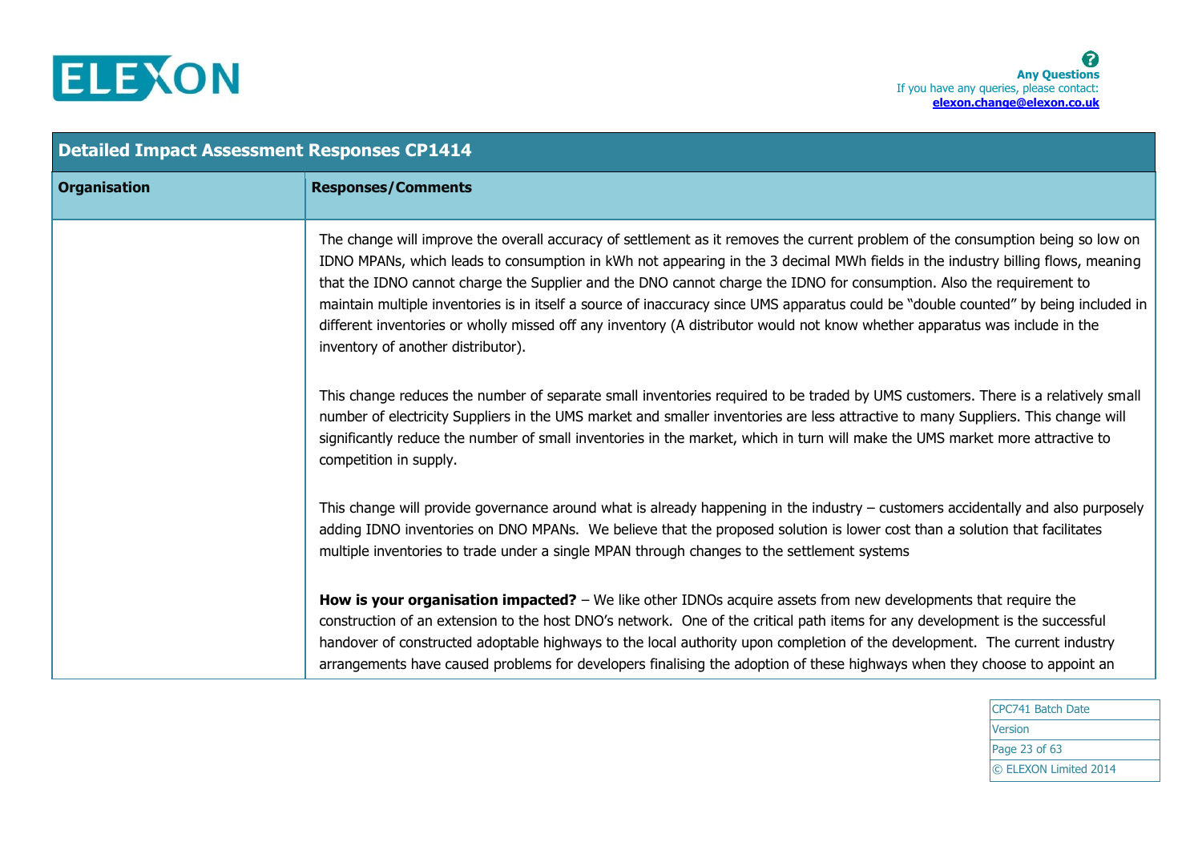| Detailed Impact Assessment Responses CP1414 | |
|---|---|
| **Organisation** | **Responses/Comments** |
| | The change will improve the overall accuracy of settlement as it removes the current problem of the consumption being so low on IDNO MPANs, which leads to consumption in kWh not appearing in the 3 decimal MWh fields in the industry billing flows, meaning that the IDNO cannot charge the Supplier and the DNO cannot charge the IDNO for consumption. Also the requirement to maintain multiple inventories is in itself a source of inaccuracy since UMS apparatus could be "double counted" by being included in different inventories or wholly missed off any inventory (A distributor would not know whether apparatus was include in the inventory of another distributor).<br><br>This change reduces the number of separate small inventories required to be traded by UMS customers. There is a relatively small number of electricity Suppliers in the UMS market and smaller inventories are less attractive to many Suppliers. This change will significantly reduce the number of small inventories in the market, which in turn will make the UMS market more attractive to competition in supply.<br><br>This change will provide governance around what is already happening in the industry – customers accidentally and also purposely adding IDNO inventories on DNO MPANs. We believe that the proposed solution is lower cost than a solution that facilitates multiple inventories to trade under a single MPAN through changes to the settlement systems<br><br>**How is your organisation impacted?** – We like other IDNOs acquire assets from new developments that require the construction of an extension to the host DNO's network. One of the critical path items for any development is the successful handover of constructed adoptable highways to the local authority upon completion of the development. The current industry arrangements have caused problems for developers finalising the adoption of these highways when they choose to appoint an |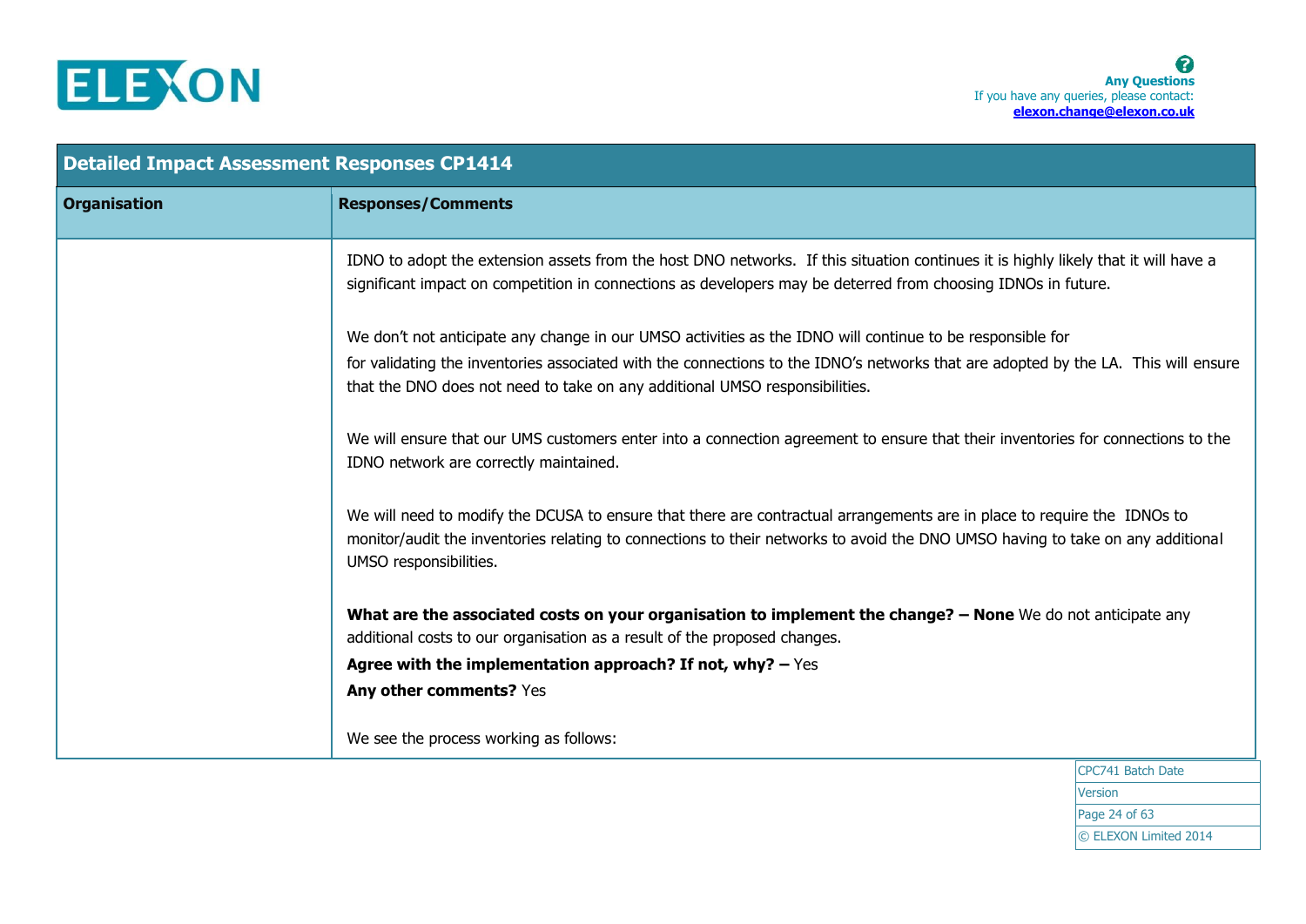| Detailed Impact Assessment Responses CP1414 | |
|---|---|
| **Organisation** | **Responses/Comments** |
| | IDNO to adopt the extension assets from the host DNO networks. If this situation continues it is highly likely that it will have a significant impact on competition in connections as developers may be deterred from choosing IDNOs in future.<br><br>We don't not anticipate any change in our UMSO activities as the IDNO will continue to be responsible for<br>for validating the inventories associated with the connections to the IDNO's networks that are adopted by the LA. This will ensure that the DNO does not need to take on any additional UMSO responsibilities.<br><br>We will ensure that our UMS customers enter into a connection agreement to ensure that their inventories for connections to the IDNO network are correctly maintained.<br><br>We will need to modify the DCUSA to ensure that there are contractual arrangements are in place to require the IDNOs to monitor/audit the inventories relating to connections to their networks to avoid the DNO UMSO having to take on any additional UMSO responsibilities.<br><br>**What are the associated costs on your organisation to implement the change? – None** We do not anticipate any additional costs to our organisation as a result of the proposed changes.<br>**Agree with the implementation approach? If not, why? –** Yes<br>**Any other comments?** Yes<br><br>We see the process working as follows: |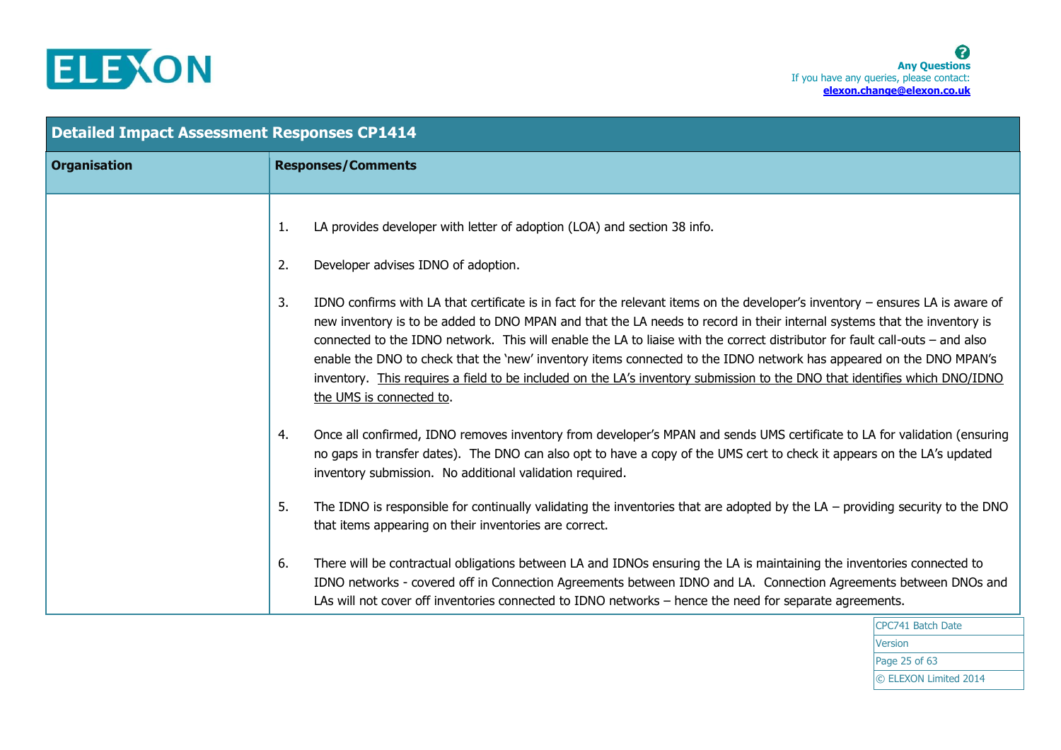| Organisation | Responses/Comments |
|---|---|
| | 1. LA provides developer with letter of adoption (LOA) and section 38 info.<br><br>2. Developer advises IDNO of adoption.<br><br>3. IDNO confirms with LA that certificate is in fact for the relevant items on the developer's inventory – ensures LA is aware of new inventory is to be added to DNO MPAN and that the LA needs to record in their internal systems that the inventory is connected to the IDNO network. This will enable the LA to liaise with the correct distributor for fault call-outs – and also enable the DNO to check that the 'new' inventory items connected to the IDNO network has appeared on the DNO MPAN's inventory. This requires a field to be included on the LA's inventory submission to the DNO that identifies which DNO/IDNO the UMS is connected to.<br><br>4. Once all confirmed, IDNO removes inventory from developer's MPAN and sends UMS certificate to LA for validation (ensuring no gaps in transfer dates). The DNO can also opt to have a copy of the UMS cert to check it appears on the LA's updated inventory submission. No additional validation required.<br><br>5. The IDNO is responsible for continually validating the inventories that are adopted by the LA – providing security to the DNO that items appearing on their inventories are correct.<br><br>6. There will be contractual obligations between LA and IDNOs ensuring the LA is maintaining the inventories connected to IDNO networks - covered off in Connection Agreements between IDNO and LA. Connection Agreements between DNOs and LAs will not cover off inventories connected to IDNO networks – hence the need for separate agreements. |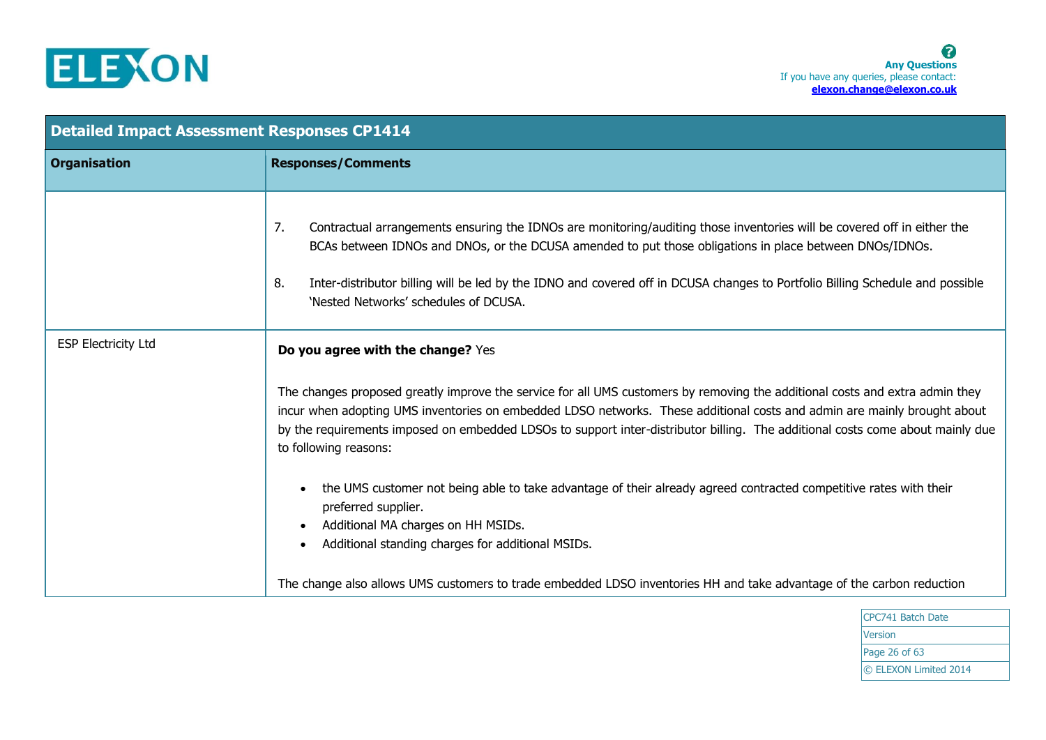| Organisation | Responses/Comments |
|---|---|
| | 7. Contractual arrangements ensuring the IDNOs are monitoring/auditing those inventories will be covered off in either the BCAs between IDNOs and DNOs, or the DCUSA amended to put those obligations in place between DNOs/IDNOs.<br><br>8. Inter-distributor billing will be led by the IDNO and covered off in DCUSA changes to Portfolio Billing Schedule and possible 'Nested Networks' schedules of DCUSA. |
| ESP Electricity Ltd | **Do you agree with the change?** Yes<br><br>The changes proposed greatly improve the service for all UMS customers by removing the additional costs and extra admin they incur when adopting UMS inventories on embedded LDSO networks. These additional costs and admin are mainly brought about by the requirements imposed on embedded LDSOs to support inter-distributor billing. The additional costs come about mainly due to following reasons:<br><br>• the UMS customer not being able to take advantage of their already agreed contracted competitive rates with their preferred supplier.<br>• Additional MA charges on HH MSIDs.<br>• Additional standing charges for additional MSIDs.<br><br>The change also allows UMS customers to trade embedded LDSO inventories HH and take advantage of the carbon reduction |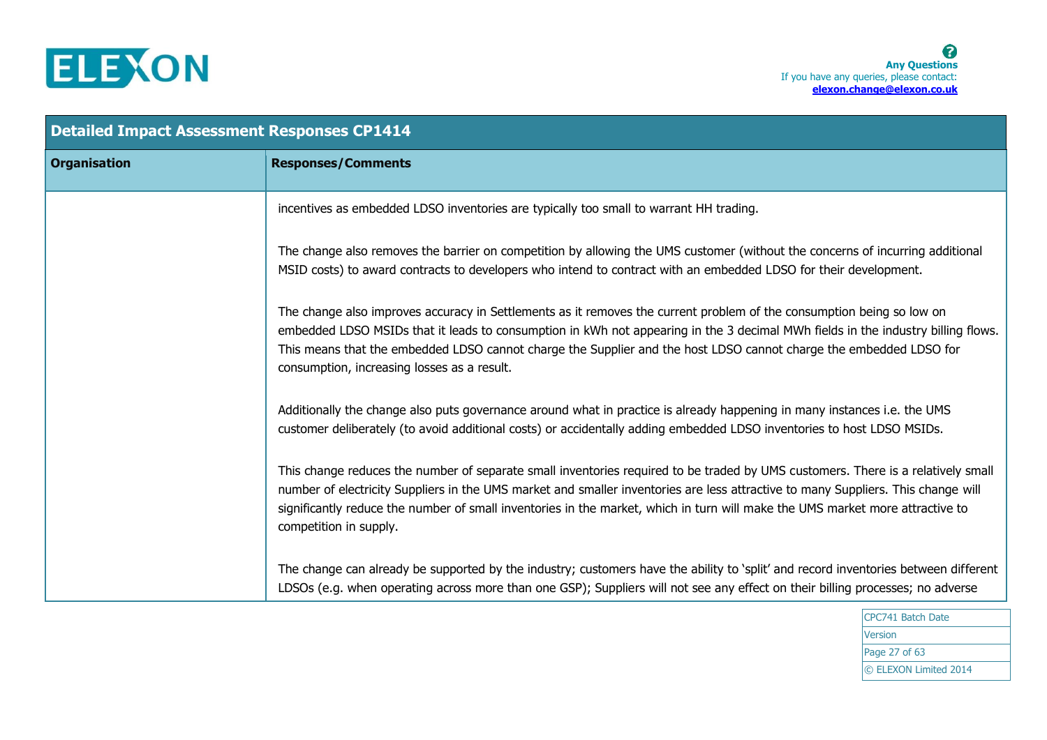| Detailed Impact Assessment Responses CP1414 | |
|---|---|
| **Organisation** | **Responses/Comments** |
| | incentives as embedded LDSO inventories are typically too small to warrant HH trading.<br><br>The change also removes the barrier on competition by allowing the UMS customer (without the concerns of incurring additional MSID costs) to award contracts to developers who intend to contract with an embedded LDSO for their development.<br><br>The change also improves accuracy in Settlements as it removes the current problem of the consumption being so low on embedded LDSO MSIDs that it leads to consumption in kWh not appearing in the 3 decimal MWh fields in the industry billing flows. This means that the embedded LDSO cannot charge the Supplier and the host LDSO cannot charge the embedded LDSO for consumption, increasing losses as a result.<br><br>Additionally the change also puts governance around what in practice is already happening in many instances i.e. the UMS customer deliberately (to avoid additional costs) or accidentally adding embedded LDSO inventories to host LDSO MSIDs.<br><br>This change reduces the number of separate small inventories required to be traded by UMS customers. There is a relatively small number of electricity Suppliers in the UMS market and smaller inventories are less attractive to many Suppliers. This change will significantly reduce the number of small inventories in the market, which in turn will make the UMS market more attractive to competition in supply.<br><br>The change can already be supported by the industry; customers have the ability to 'split' and record inventories between different LDSOs (e.g. when operating across more than one GSP); Suppliers will not see any effect on their billing processes; no adverse |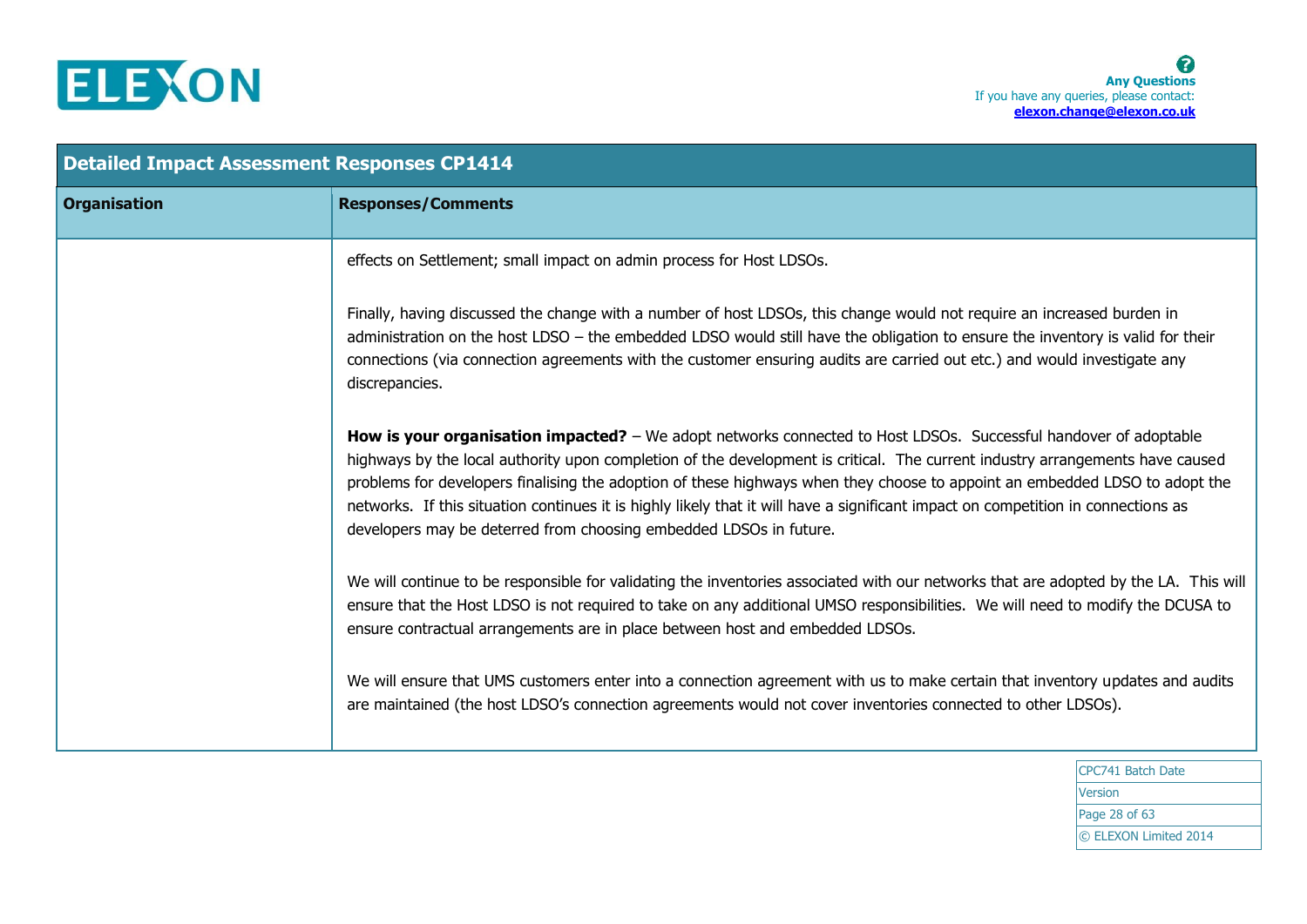| Detailed Impact Assessment Responses CP1414 | |
|---|---|
| **Organisation** | **Responses/Comments** |
| | effects on Settlement; small impact on admin process for Host LDSOs.<br><br>Finally, having discussed the change with a number of host LDSOs, this change would not require an increased burden in administration on the host LDSO – the embedded LDSO would still have the obligation to ensure the inventory is valid for their connections (via connection agreements with the customer ensuring audits are carried out etc.) and would investigate any discrepancies.<br><br>**How is your organisation impacted?** – We adopt networks connected to Host LDSOs. Successful handover of adoptable highways by the local authority upon completion of the development is critical. The current industry arrangements have caused problems for developers finalising the adoption of these highways when they choose to appoint an embedded LDSO to adopt the networks. If this situation continues it is highly likely that it will have a significant impact on competition in connections as developers may be deterred from choosing embedded LDSOs in future.<br><br>We will continue to be responsible for validating the inventories associated with our networks that are adopted by the LA. This will ensure that the Host LDSO is not required to take on any additional UMSO responsibilities. We will need to modify the DCUSA to ensure contractual arrangements are in place between host and embedded LDSOs.<br><br>We will ensure that UMS customers enter into a connection agreement with us to make certain that inventory updates and audits are maintained (the host LDSO's connection agreements would not cover inventories connected to other LDSOs). |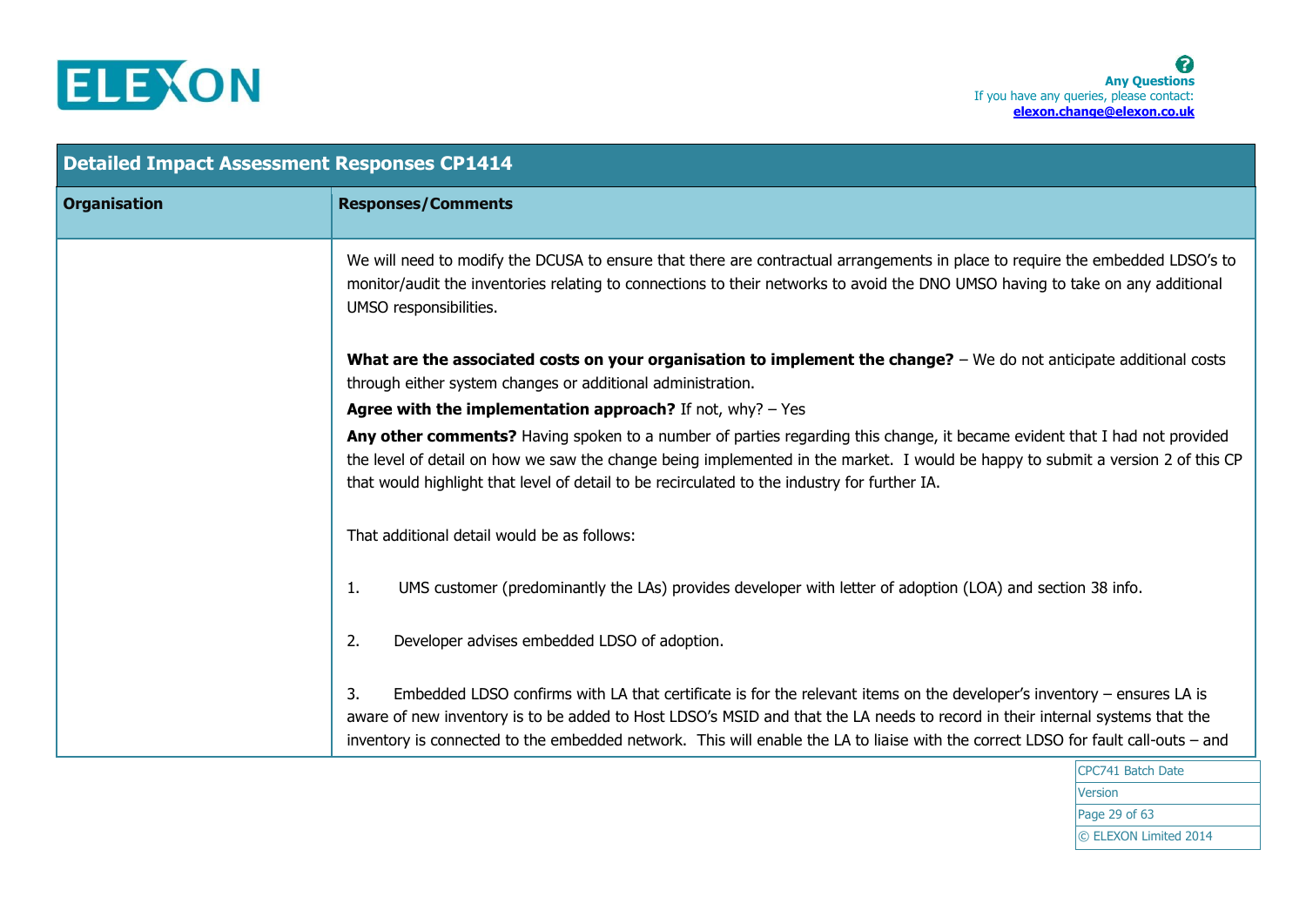| Detailed Impact Assessment Responses CP1414 | |
|---|---|
| **Organisation** | **Responses/Comments** |
| | We will need to modify the DCUSA to ensure that there are contractual arrangements in place to require the embedded LDSO's to monitor/audit the inventories relating to connections to their networks to avoid the DNO UMSO having to take on any additional UMSO responsibilities.<br><br>**What are the associated costs on your organisation to implement the change?** – We do not anticipate additional costs through either system changes or additional administration.<br>**Agree with the implementation approach?** If not, why? – Yes<br>**Any other comments?** Having spoken to a number of parties regarding this change, it became evident that I had not provided the level of detail on how we saw the change being implemented in the market. I would be happy to submit a version 2 of this CP that would highlight that level of detail to be recirculated to the industry for further IA.<br><br>That additional detail would be as follows:<br><br>1. UMS customer (predominantly the LAs) provides developer with letter of adoption (LOA) and section 38 info.<br><br>2. Developer advises embedded LDSO of adoption.<br><br>3. Embedded LDSO confirms with LA that certificate is for the relevant items on the developer's inventory – ensures LA is aware of new inventory is to be added to Host LDSO's MSID and that the LA needs to record in their internal systems that the inventory is connected to the embedded network. This will enable the LA to liaise with the correct LDSO for fault call-outs – and |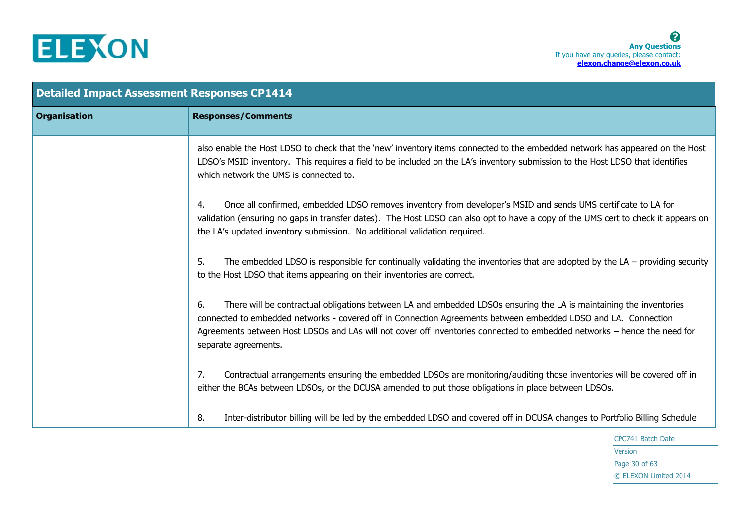| Detailed Impact Assessment Responses CP1414 | |
|---|---|
| **Organisation** | **Responses/Comments** |
| | also enable the Host LDSO to check that the 'new' inventory items connected to the embedded network has appeared on the Host LDSO's MSID inventory. This requires a field to be included on the LA's inventory submission to the Host LDSO that identifies which network the UMS is connected to.<br><br>4. Once all confirmed, embedded LDSO removes inventory from developer's MSID and sends UMS certificate to LA for validation (ensuring no gaps in transfer dates). The Host LDSO can also opt to have a copy of the UMS cert to check it appears on the LA's updated inventory submission. No additional validation required.<br><br>5. The embedded LDSO is responsible for continually validating the inventories that are adopted by the LA – providing security to the Host LDSO that items appearing on their inventories are correct.<br><br>6. There will be contractual obligations between LA and embedded LDSOs ensuring the LA is maintaining the inventories connected to embedded networks - covered off in Connection Agreements between embedded LDSO and LA. Connection Agreements between Host LDSOs and LAs will not cover off inventories connected to embedded networks – hence the need for separate agreements.<br><br>7. Contractual arrangements ensuring the embedded LDSOs are monitoring/auditing those inventories will be covered off in either the BCAs between LDSOs, or the DCUSA amended to put those obligations in place between LDSOs.<br><br>8. Inter-distributor billing will be led by the embedded LDSO and covered off in DCUSA changes to Portfolio Billing Schedule |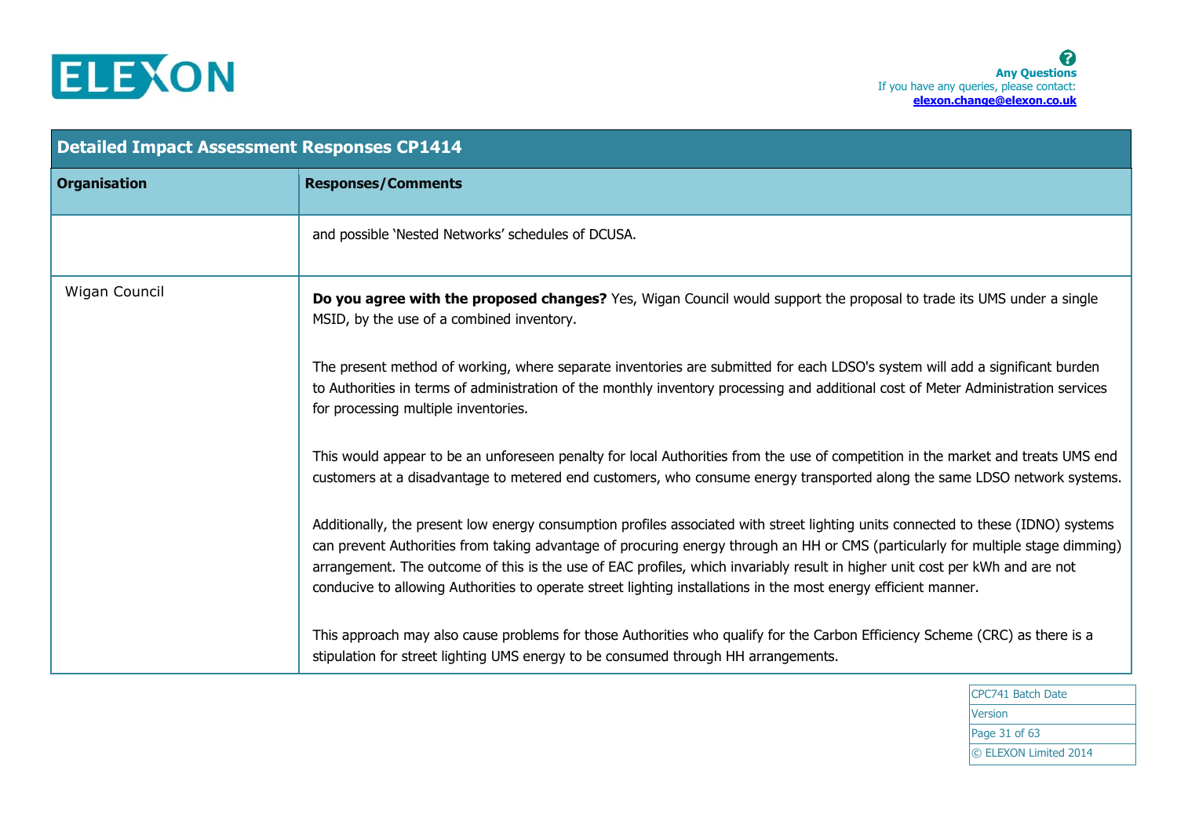| Detailed Impact Assessment Responses CP1414 | |
|---|---|
| **Organisation** | **Responses/Comments** |
| | and possible 'Nested Networks' schedules of DCUSA. |
| Wigan Council | **Do you agree with the proposed changes?** Yes, Wigan Council would support the proposal to trade its UMS under a single MSID, by the use of a combined inventory.<br><br>The present method of working, where separate inventories are submitted for each LDSO's system will add a significant burden to Authorities in terms of administration of the monthly inventory processing and additional cost of Meter Administration services for processing multiple inventories.<br><br>This would appear to be an unforeseen penalty for local Authorities from the use of competition in the market and treats UMS end customers at a disadvantage to metered end customers, who consume energy transported along the same LDSO network systems.<br><br>Additionally, the present low energy consumption profiles associated with street lighting units connected to these (IDNO) systems can prevent Authorities from taking advantage of procuring energy through an HH or CMS (particularly for multiple stage dimming) arrangement. The outcome of this is the use of EAC profiles, which invariably result in higher unit cost per kWh and are not conducive to allowing Authorities to operate street lighting installations in the most energy efficient manner.<br><br>This approach may also cause problems for those Authorities who qualify for the Carbon Efficiency Scheme (CRC) as there is a stipulation for street lighting UMS energy to be consumed through HH arrangements. |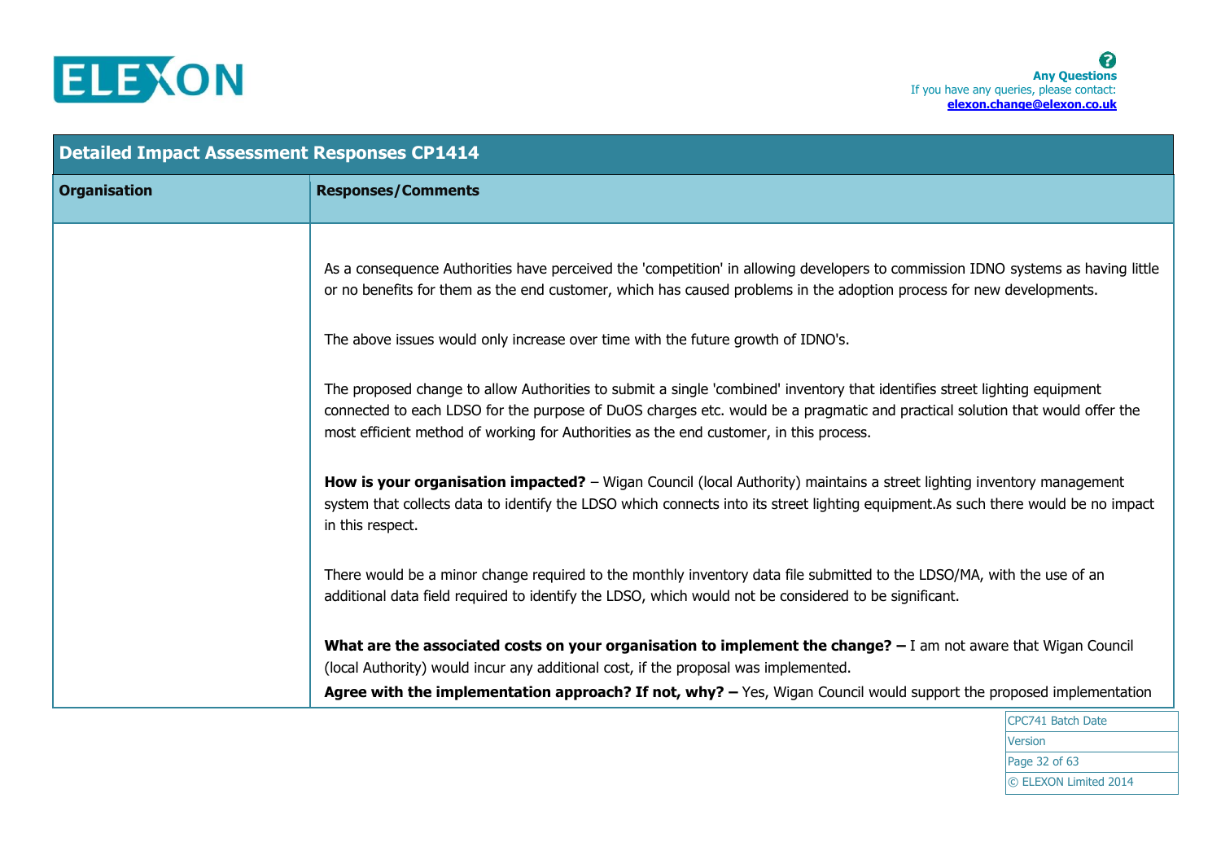| Detailed Impact Assessment Responses CP1414 | |
|---|---|
| **Organisation** | **Responses/Comments** |
| | As a consequence Authorities have perceived the 'competition' in allowing developers to commission IDNO systems as having little or no benefits for them as the end customer, which has caused problems in the adoption process for new developments.<br><br>The above issues would only increase over time with the future growth of IDNO's.<br><br>The proposed change to allow Authorities to submit a single 'combined' inventory that identifies street lighting equipment connected to each LDSO for the purpose of DuOS charges etc. would be a pragmatic and practical solution that would offer the most efficient method of working for Authorities as the end customer, in this process.<br><br>**How is your organisation impacted?** – Wigan Council (local Authority) maintains a street lighting inventory management system that collects data to identify the LDSO which connects into its street lighting equipment.As such there would be no impact in this respect.<br><br>There would be a minor change required to the monthly inventory data file submitted to the LDSO/MA, with the use of an additional data field required to identify the LDSO, which would not be considered to be significant.<br><br>**What are the associated costs on your organisation to implement the change? –** I am not aware that Wigan Council (local Authority) would incur any additional cost, if the proposal was implemented.<br>**Agree with the implementation approach? If not, why? –** Yes, Wigan Council would support the proposed implementation |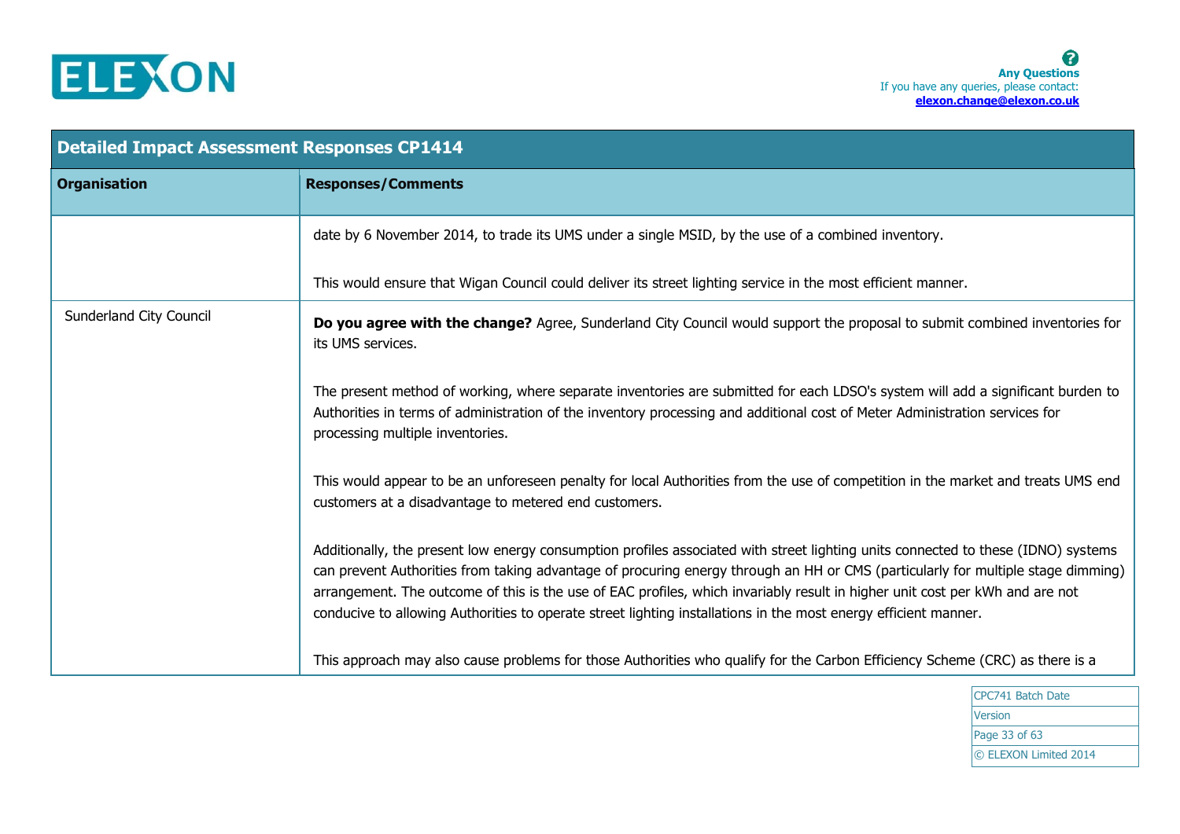## Detailed Impact Assessment Responses CP1414

| Organisation | Responses/Comments |
|---|---|
| | date by 6 November 2014, to trade its UMS under a single MSID, by the use of a combined inventory.<br><br>This would ensure that Wigan Council could deliver its street lighting service in the most efficient manner. |
| Sunderland City Council | **Do you agree with the change?** Agree, Sunderland City Council would support the proposal to submit combined inventories for its UMS services.<br><br>The present method of working, where separate inventories are submitted for each LDSO's system will add a significant burden to Authorities in terms of administration of the inventory processing and additional cost of Meter Administration services for processing multiple inventories.<br><br>This would appear to be an unforeseen penalty for local Authorities from the use of competition in the market and treats UMS end customers at a disadvantage to metered end customers.<br><br>Additionally, the present low energy consumption profiles associated with street lighting units connected to these (IDNO) systems can prevent Authorities from taking advantage of procuring energy through an HH or CMS (particularly for multiple stage dimming) arrangement. The outcome of this is the use of EAC profiles, which invariably result in higher unit cost per kWh and are not conducive to allowing Authorities to operate street lighting installations in the most energy efficient manner.<br><br>This approach may also cause problems for those Authorities who qualify for the Carbon Efficiency Scheme (CRC) as there is a |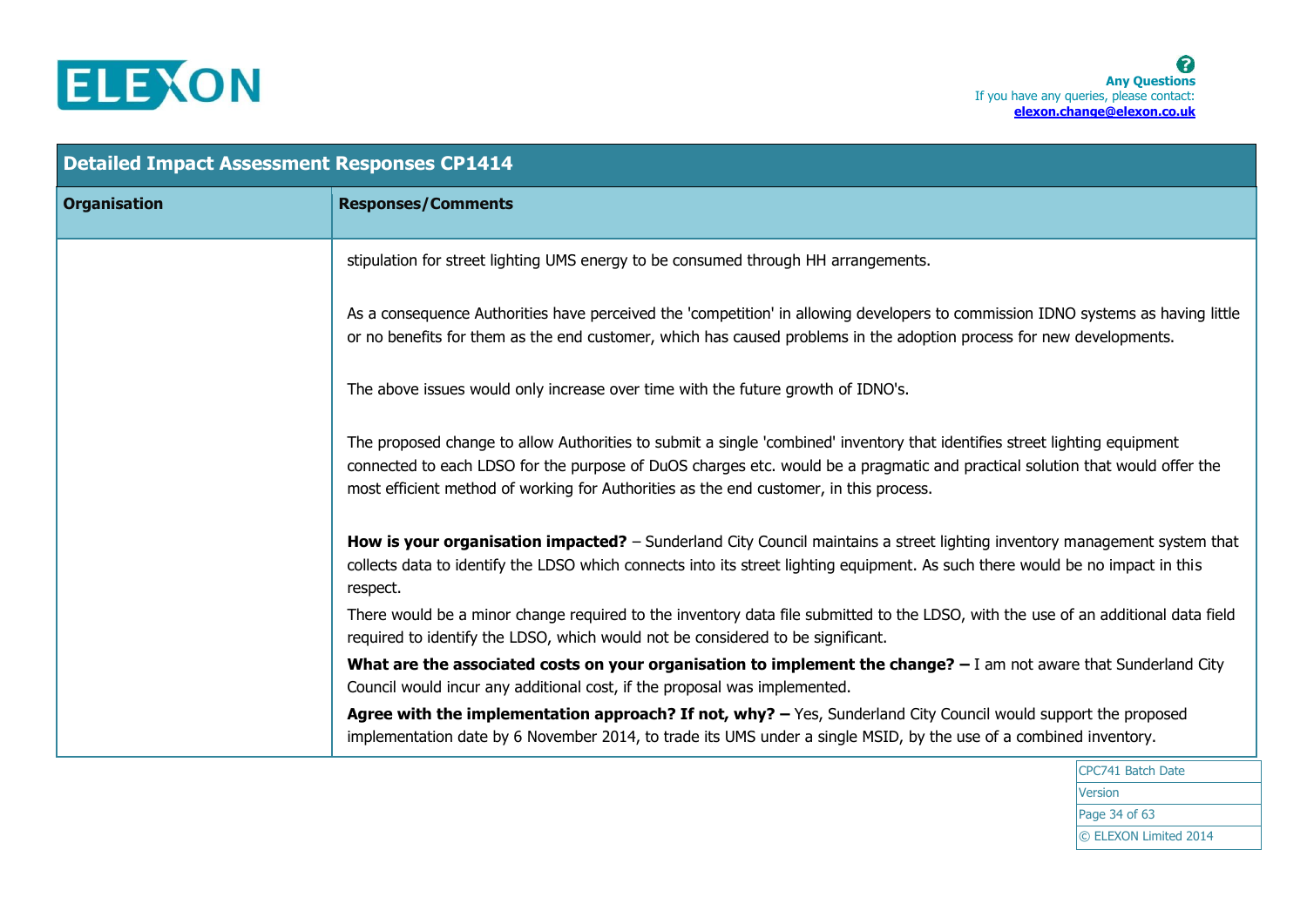| Detailed Impact Assessment Responses CP1414 | |
|---|---|
| **Organisation** | **Responses/Comments** |
| | stipulation for street lighting UMS energy to be consumed through HH arrangements.<br><br>As a consequence Authorities have perceived the 'competition' in allowing developers to commission IDNO systems as having little or no benefits for them as the end customer, which has caused problems in the adoption process for new developments.<br><br>The above issues would only increase over time with the future growth of IDNO's.<br><br>The proposed change to allow Authorities to submit a single 'combined' inventory that identifies street lighting equipment connected to each LDSO for the purpose of DuOS charges etc. would be a pragmatic and practical solution that would offer the most efficient method of working for Authorities as the end customer, in this process.<br><br>**How is your organisation impacted?** – Sunderland City Council maintains a street lighting inventory management system that collects data to identify the LDSO which connects into its street lighting equipment. As such there would be no impact in this respect.<br>There would be a minor change required to the inventory data file submitted to the LDSO, with the use of an additional data field required to identify the LDSO, which would not be considered to be significant.<br>**What are the associated costs on your organisation to implement the change? –** I am not aware that Sunderland City Council would incur any additional cost, if the proposal was implemented.<br>**Agree with the implementation approach? If not, why? –** Yes, Sunderland City Council would support the proposed implementation date by 6 November 2014, to trade its UMS under a single MSID, by the use of a combined inventory. |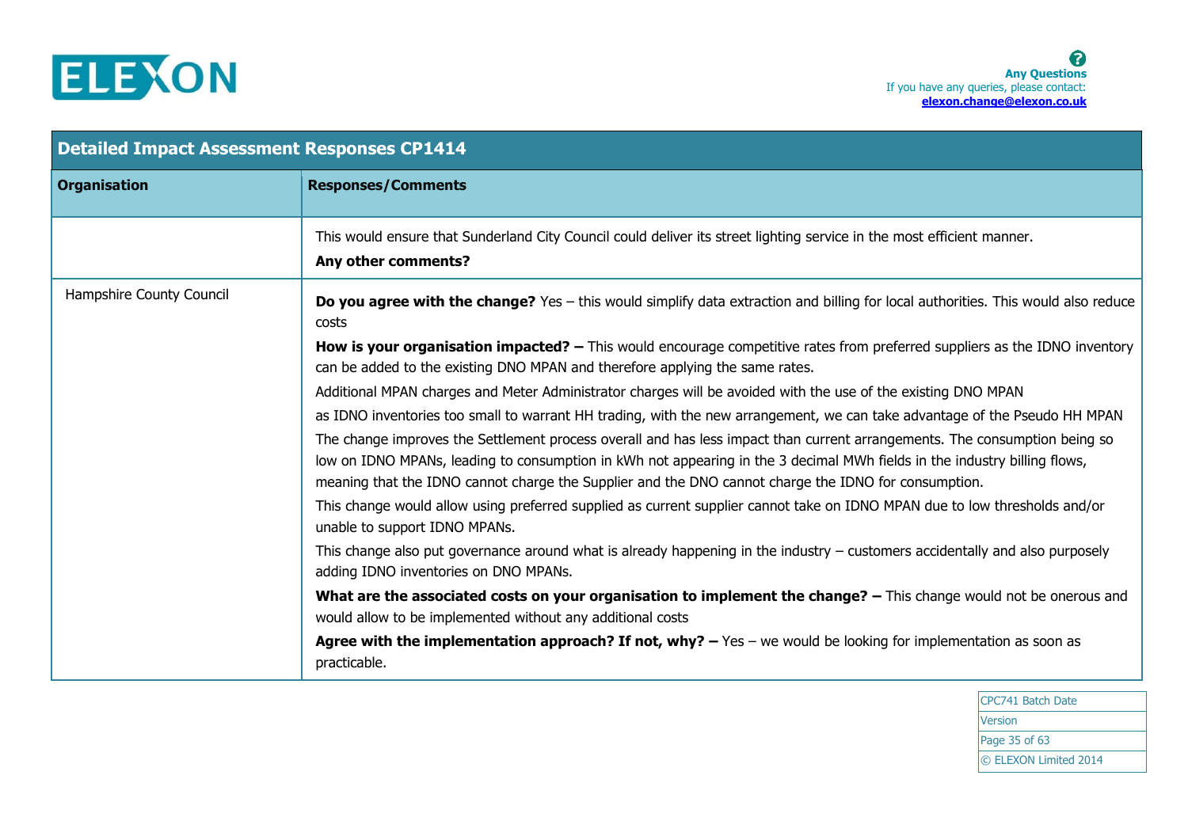| Detailed Impact Assessment Responses CP1414 | |
|---|---|
| **Organisation** | **Responses/Comments** |
| | This would ensure that Sunderland City Council could deliver its street lighting service in the most efficient manner.<br>**Any other comments?** |
| Hampshire County Council | **Do you agree with the change?** Yes – this would simplify data extraction and billing for local authorities. This would also reduce costs<br>**How is your organisation impacted? –** This would encourage competitive rates from preferred suppliers as the IDNO inventory can be added to the existing DNO MPAN and therefore applying the same rates.<br>Additional MPAN charges and Meter Administrator charges will be avoided with the use of the existing DNO MPAN<br>as IDNO inventories too small to warrant HH trading, with the new arrangement, we can take advantage of the Pseudo HH MPAN<br>The change improves the Settlement process overall and has less impact than current arrangements. The consumption being so low on IDNO MPANs, leading to consumption in kWh not appearing in the 3 decimal MWh fields in the industry billing flows, meaning that the IDNO cannot charge the Supplier and the DNO cannot charge the IDNO for consumption.<br>This change would allow using preferred supplied as current supplier cannot take on IDNO MPAN due to low thresholds and/or unable to support IDNO MPANs.<br>This change also put governance around what is already happening in the industry – customers accidentally and also purposely adding IDNO inventories on DNO MPANs.<br>**What are the associated costs on your organisation to implement the change? –** This change would not be onerous and would allow to be implemented without any additional costs<br>**Agree with the implementation approach? If not, why? –** Yes – we would be looking for implementation as soon as practicable. |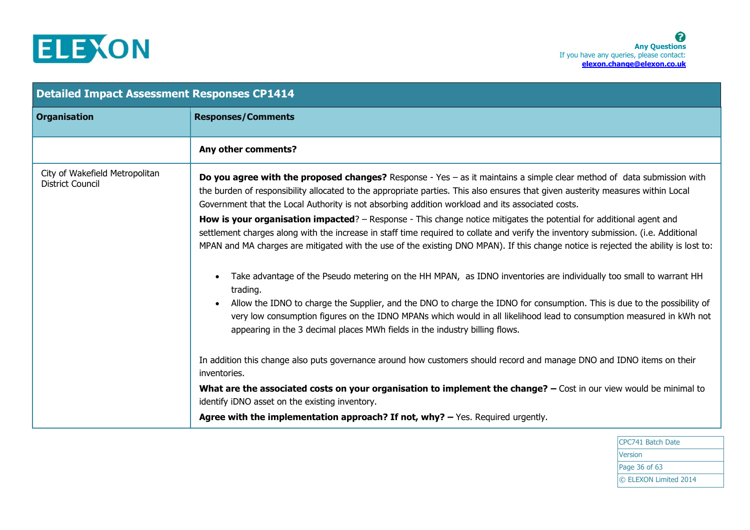| Detailed Impact Assessment Responses CP1414 | |
|---|---|
| **Organisation** | **Responses/Comments** |
| | **Any other comments?** |
| City of Wakefield Metropolitan District Council | **Do you agree with the proposed changes?** Response - Yes – as it maintains a simple clear method of data submission with the burden of responsibility allocated to the appropriate parties. This also ensures that given austerity measures within Local Government that the Local Authority is not absorbing addition workload and its associated costs.<br><br>**How is your organisation impacted**? – Response - This change notice mitigates the potential for additional agent and settlement charges along with the increase in staff time required to collate and verify the inventory submission. (i.e. Additional MPAN and MA charges are mitigated with the use of the existing DNO MPAN). If this change notice is rejected the ability is lost to:<br><br>• Take advantage of the Pseudo metering on the HH MPAN, as IDNO inventories are individually too small to warrant HH trading.<br>• Allow the IDNO to charge the Supplier, and the DNO to charge the IDNO for consumption. This is due to the possibility of very low consumption figures on the IDNO MPANs which would in all likelihood lead to consumption measured in kWh not appearing in the 3 decimal places MWh fields in the industry billing flows.<br><br>In addition this change also puts governance around how customers should record and manage DNO and IDNO items on their inventories.<br><br>**What are the associated costs on your organisation to implement the change? –** Cost in our view would be minimal to identify iDNO asset on the existing inventory.<br><br>**Agree with the implementation approach? If not, why? –** Yes. Required urgently. |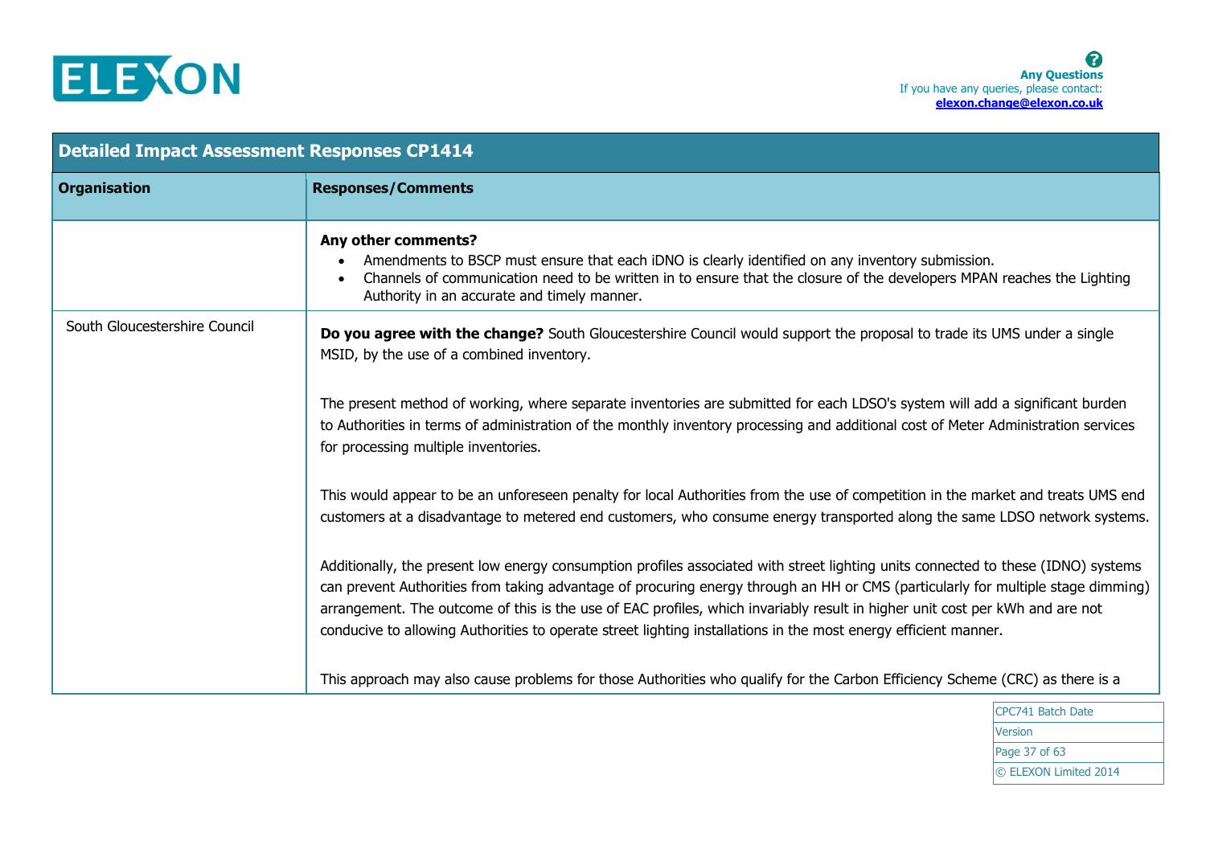| Detailed Impact Assessment Responses CP1414 | |
|---|---|
| **Organisation** | **Responses/Comments** |
| | **Any other comments?**<br>• Amendments to BSCP must ensure that each iDNO is clearly identified on any inventory submission.<br>• Channels of communication need to be written in to ensure that the closure of the developers MPAN reaches the Lighting Authority in an accurate and timely manner. |
| South Gloucestershire Council | **Do you agree with the change?** South Gloucestershire Council would support the proposal to trade its UMS under a single MSID, by the use of a combined inventory.<br><br>The present method of working, where separate inventories are submitted for each LDSO's system will add a significant burden to Authorities in terms of administration of the monthly inventory processing and additional cost of Meter Administration services for processing multiple inventories.<br><br>This would appear to be an unforeseen penalty for local Authorities from the use of competition in the market and treats UMS end customers at a disadvantage to metered end customers, who consume energy transported along the same LDSO network systems.<br><br>Additionally, the present low energy consumption profiles associated with street lighting units connected to these (IDNO) systems can prevent Authorities from taking advantage of procuring energy through an HH or CMS (particularly for multiple stage dimming) arrangement. The outcome of this is the use of EAC profiles, which invariably result in higher unit cost per kWh and are not conducive to allowing Authorities to operate street lighting installations in the most energy efficient manner.<br><br>This approach may also cause problems for those Authorities who qualify for the Carbon Efficiency Scheme (CRC) as there is a |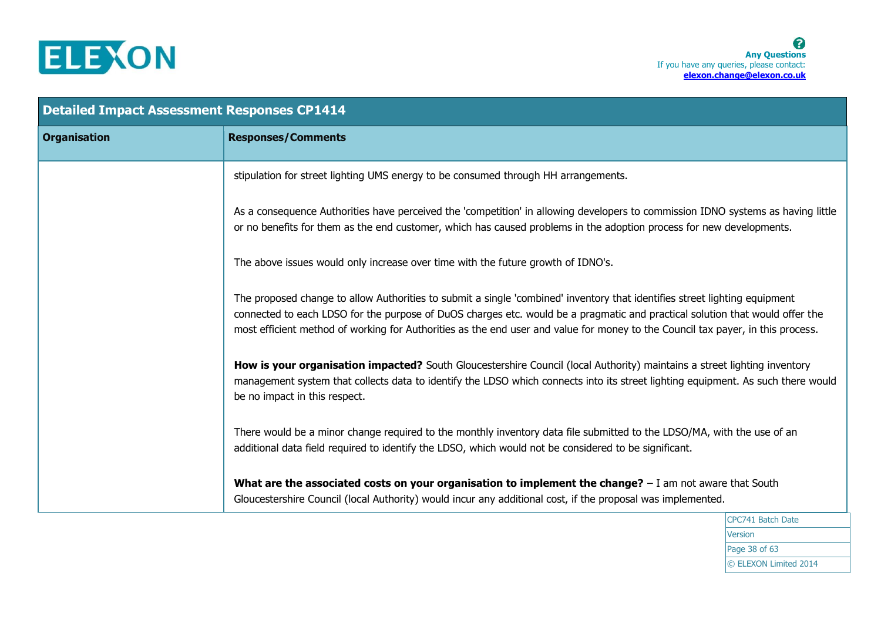| Detailed Impact Assessment Responses CP1414 | |
|---|---|
| **Organisation** | **Responses/Comments** |
| | stipulation for street lighting UMS energy to be consumed through HH arrangements.<br><br>As a consequence Authorities have perceived the 'competition' in allowing developers to commission IDNO systems as having little or no benefits for them as the end customer, which has caused problems in the adoption process for new developments.<br><br>The above issues would only increase over time with the future growth of IDNO's.<br><br>The proposed change to allow Authorities to submit a single 'combined' inventory that identifies street lighting equipment connected to each LDSO for the purpose of DuOS charges etc. would be a pragmatic and practical solution that would offer the most efficient method of working for Authorities as the end user and value for money to the Council tax payer, in this process.<br><br>**How is your organisation impacted?** South Gloucestershire Council (local Authority) maintains a street lighting inventory management system that collects data to identify the LDSO which connects into its street lighting equipment. As such there would be no impact in this respect.<br><br>There would be a minor change required to the monthly inventory data file submitted to the LDSO/MA, with the use of an additional data field required to identify the LDSO, which would not be considered to be significant.<br><br>**What are the associated costs on your organisation to implement the change?** – I am not aware that South Gloucestershire Council (local Authority) would incur any additional cost, if the proposal was implemented. |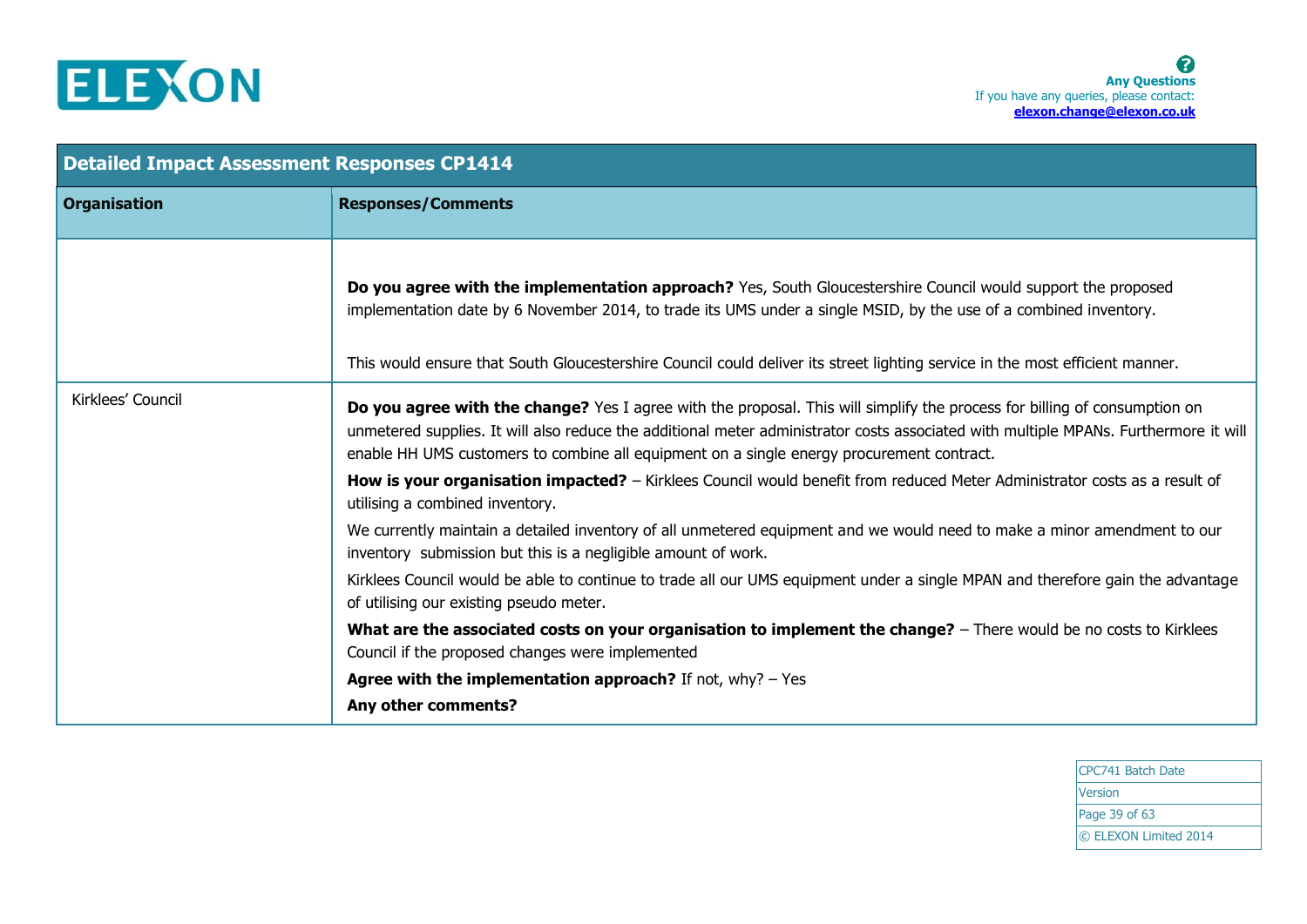| Detailed Impact Assessment Responses CP1414 | |
|---|---|
| **Organisation** | **Responses/Comments** |
| | **Do you agree with the implementation approach?** Yes, South Gloucestershire Council would support the proposed implementation date by 6 November 2014, to trade its UMS under a single MSID, by the use of a combined inventory.<br><br>This would ensure that South Gloucestershire Council could deliver its street lighting service in the most efficient manner. |
| Kirklees' Council | **Do you agree with the change?** Yes I agree with the proposal. This will simplify the process for billing of consumption on unmetered supplies. It will also reduce the additional meter administrator costs associated with multiple MPANs. Furthermore it will enable HH UMS customers to combine all equipment on a single energy procurement contract.<br><br>**How is your organisation impacted?** – Kirklees Council would benefit from reduced Meter Administrator costs as a result of utilising a combined inventory.<br><br>We currently maintain a detailed inventory of all unmetered equipment and we would need to make a minor amendment to our inventory submission but this is a negligible amount of work.<br><br>Kirklees Council would be able to continue to trade all our UMS equipment under a single MPAN and therefore gain the advantage of utilising our existing pseudo meter.<br><br>**What are the associated costs on your organisation to implement the change?** – There would be no costs to Kirklees Council if the proposed changes were implemented<br><br>**Agree with the implementation approach?** If not, why? – Yes<br><br>**Any other comments?** |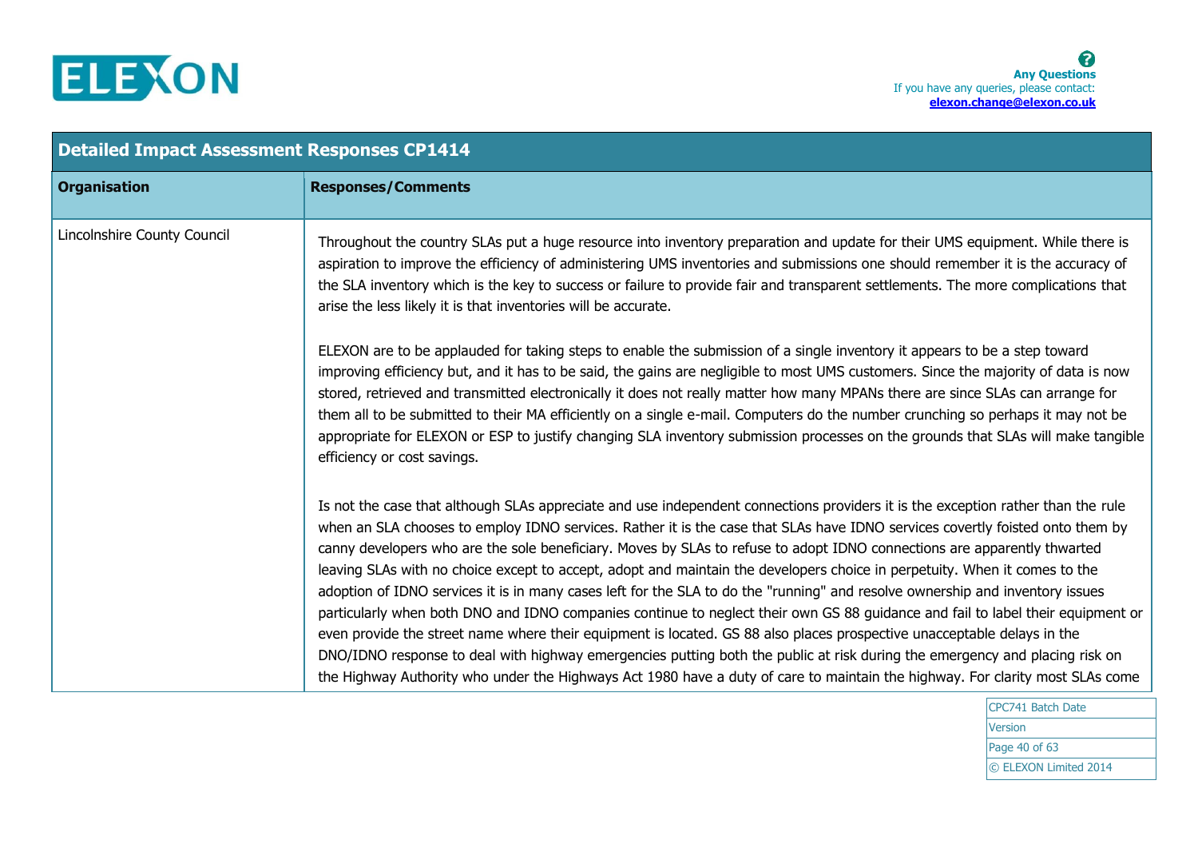| Detailed Impact Assessment Responses CP1414 | |
|---|---|
| **Organisation** | **Responses/Comments** |
| Lincolnshire County Council | Throughout the country SLAs put a huge resource into inventory preparation and update for their UMS equipment. While there is aspiration to improve the efficiency of administering UMS inventories and submissions one should remember it is the accuracy of the SLA inventory which is the key to success or failure to provide fair and transparent settlements. The more complications that arise the less likely it is that inventories will be accurate.<br><br>ELEXON are to be applauded for taking steps to enable the submission of a single inventory it appears to be a step toward improving efficiency but, and it has to be said, the gains are negligible to most UMS customers. Since the majority of data is now stored, retrieved and transmitted electronically it does not really matter how many MPANs there are since SLAs can arrange for them all to be submitted to their MA efficiently on a single e-mail. Computers do the number crunching so perhaps it may not be appropriate for ELEXON or ESP to justify changing SLA inventory submission processes on the grounds that SLAs will make tangible efficiency or cost savings.<br><br>Is not the case that although SLAs appreciate and use independent connections providers it is the exception rather than the rule when an SLA chooses to employ IDNO services. Rather it is the case that SLAs have IDNO services covertly foisted onto them by canny developers who are the sole beneficiary. Moves by SLAs to refuse to adopt IDNO connections are apparently thwarted leaving SLAs with no choice except to accept, adopt and maintain the developers choice in perpetuity. When it comes to the adoption of IDNO services it is in many cases left for the SLA to do the "running" and resolve ownership and inventory issues particularly when both DNO and IDNO companies continue to neglect their own GS 88 guidance and fail to label their equipment or even provide the street name where their equipment is located. GS 88 also places prospective unacceptable delays in the DNO/IDNO response to deal with highway emergencies putting both the public at risk during the emergency and placing risk on the Highway Authority who under the Highways Act 1980 have a duty of care to maintain the highway. For clarity most SLAs come |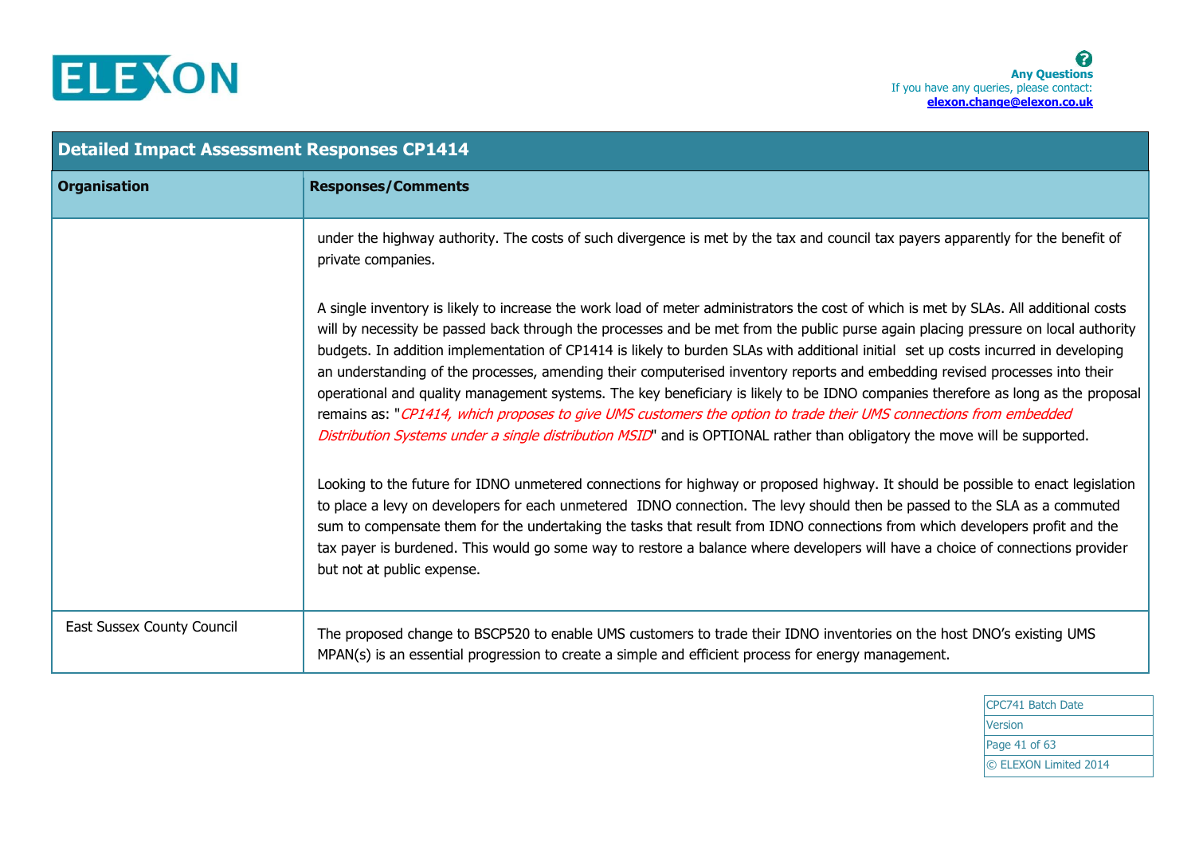| Detailed Impact Assessment Responses CP1414 | |
|---|---|
| **Organisation** | **Responses/Comments** |
| | under the highway authority. The costs of such divergence is met by the tax and council tax payers apparently for the benefit of private companies.<br><br>A single inventory is likely to increase the work load of meter administrators the cost of which is met by SLAs. All additional costs will by necessity be passed back through the processes and be met from the public purse again placing pressure on local authority budgets. In addition implementation of CP1414 is likely to burden SLAs with additional initial set up costs incurred in developing an understanding of the processes, amending their computerised inventory reports and embedding revised processes into their operational and quality management systems. The key beneficiary is likely to be IDNO companies therefore as long as the proposal remains as: "*CP1414, which proposes to give UMS customers the option to trade their UMS connections from embedded Distribution Systems under a single distribution MSID*" and is OPTIONAL rather than obligatory the move will be supported.<br><br>Looking to the future for IDNO unmetered connections for highway or proposed highway. It should be possible to enact legislation to place a levy on developers for each unmetered IDNO connection. The levy should then be passed to the SLA as a commuted sum to compensate them for the undertaking the tasks that result from IDNO connections from which developers profit and the tax payer is burdened. This would go some way to restore a balance where developers will have a choice of connections provider but not at public expense. |
| East Sussex County Council | The proposed change to BSCP520 to enable UMS customers to trade their IDNO inventories on the host DNO's existing UMS MPAN(s) is an essential progression to create a simple and efficient process for energy management. |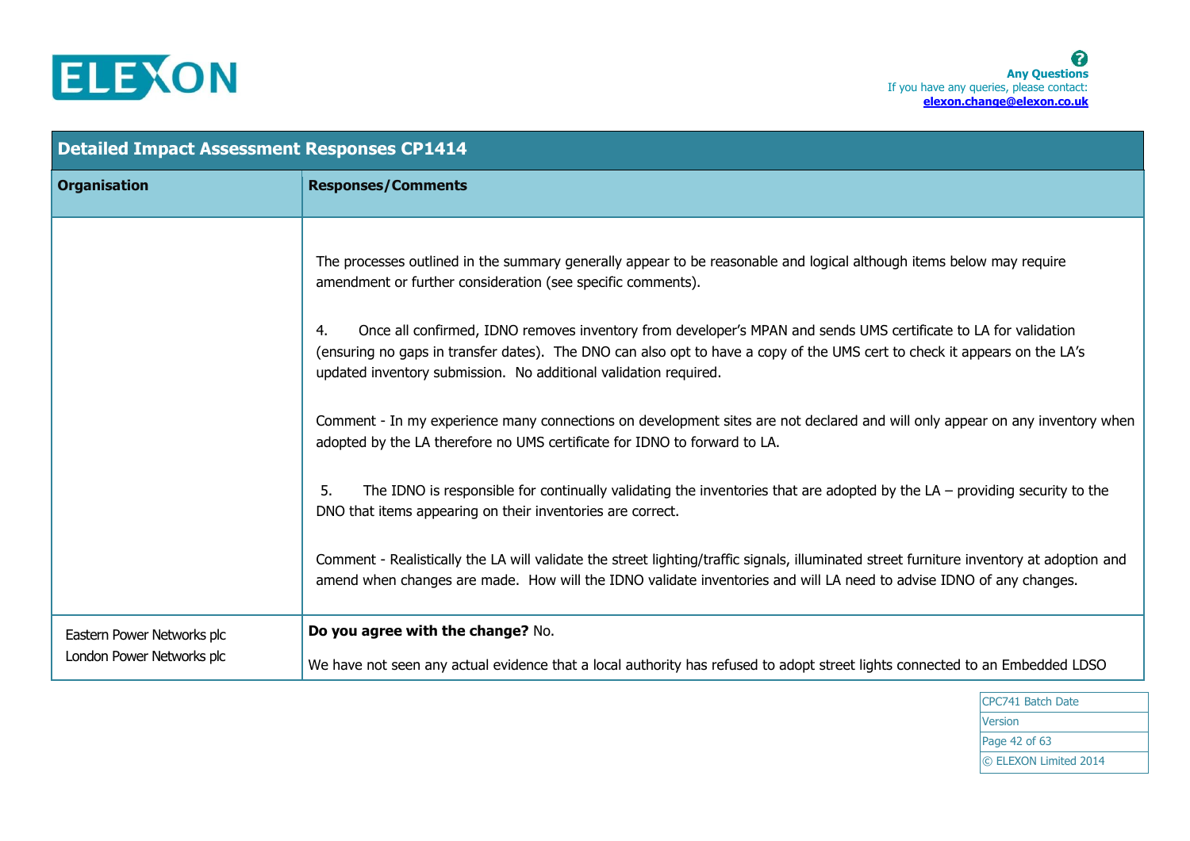| Detailed Impact Assessment Responses CP1414 | |
|---|---|
| **Organisation** | **Responses/Comments** |
| | The processes outlined in the summary generally appear to be reasonable and logical although items below may require amendment or further consideration (see specific comments).<br><br>4. Once all confirmed, IDNO removes inventory from developer's MPAN and sends UMS certificate to LA for validation (ensuring no gaps in transfer dates). The DNO can also opt to have a copy of the UMS cert to check it appears on the LA's updated inventory submission. No additional validation required.<br><br>Comment - In my experience many connections on development sites are not declared and will only appear on any inventory when adopted by the LA therefore no UMS certificate for IDNO to forward to LA.<br><br>5. The IDNO is responsible for continually validating the inventories that are adopted by the LA – providing security to the DNO that items appearing on their inventories are correct.<br><br>Comment - Realistically the LA will validate the street lighting/traffic signals, illuminated street furniture inventory at adoption and amend when changes are made. How will the IDNO validate inventories and will LA need to advise IDNO of any changes. |
| Eastern Power Networks plc<br>London Power Networks plc | **Do you agree with the change?** No.<br><br>We have not seen any actual evidence that a local authority has refused to adopt street lights connected to an Embedded LDSO |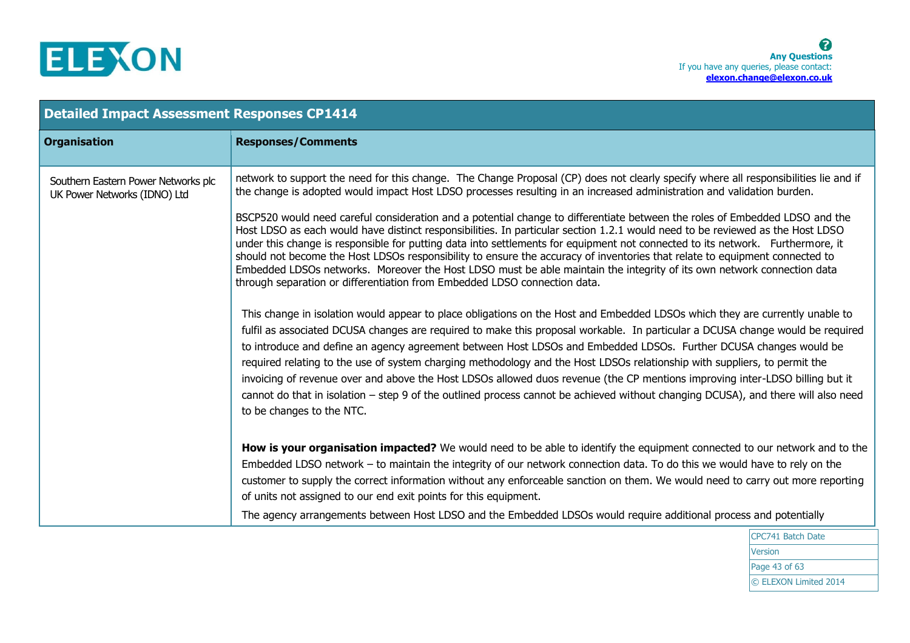## Detailed Impact Assessment Responses CP1414

| Organisation | Responses/Comments |
|---|---|
| Southern Eastern Power Networks plc<br>UK Power Networks (IDNO) Ltd | network to support the need for this change. The Change Proposal (CP) does not clearly specify where all responsibilities lie and if the change is adopted would impact Host LDSO processes resulting in an increased administration and validation burden.<br><br>BSCP520 would need careful consideration and a potential change to differentiate between the roles of Embedded LDSO and the Host LDSO as each would have distinct responsibilities. In particular section 1.2.1 would need to be reviewed as the Host LDSO under this change is responsible for putting data into settlements for equipment not connected to its network. Furthermore, it should not become the Host LDSOs responsibility to ensure the accuracy of inventories that relate to equipment connected to Embedded LDSOs networks. Moreover the Host LDSO must be able maintain the integrity of its own network connection data through separation or differentiation from Embedded LDSO connection data.<br><br>This change in isolation would appear to place obligations on the Host and Embedded LDSOs which they are currently unable to fulfil as associated DCUSA changes are required to make this proposal workable. In particular a DCUSA change would be required to introduce and define an agency agreement between Host LDSOs and Embedded LDSOs. Further DCUSA changes would be required relating to the use of system charging methodology and the Host LDSOs relationship with suppliers, to permit the invoicing of revenue over and above the Host LDSOs allowed duos revenue (the CP mentions improving inter-LDSO billing but it cannot do that in isolation – step 9 of the outlined process cannot be achieved without changing DCUSA), and there will also need to be changes to the NTC.<br><br>**How is your organisation impacted?** We would need to be able to identify the equipment connected to our network and to the Embedded LDSO network – to maintain the integrity of our network connection data. To do this we would have to rely on the customer to supply the correct information without any enforceable sanction on them. We would need to carry out more reporting of units not assigned to our end exit points for this equipment.<br>The agency arrangements between Host LDSO and the Embedded LDSOs would require additional process and potentially |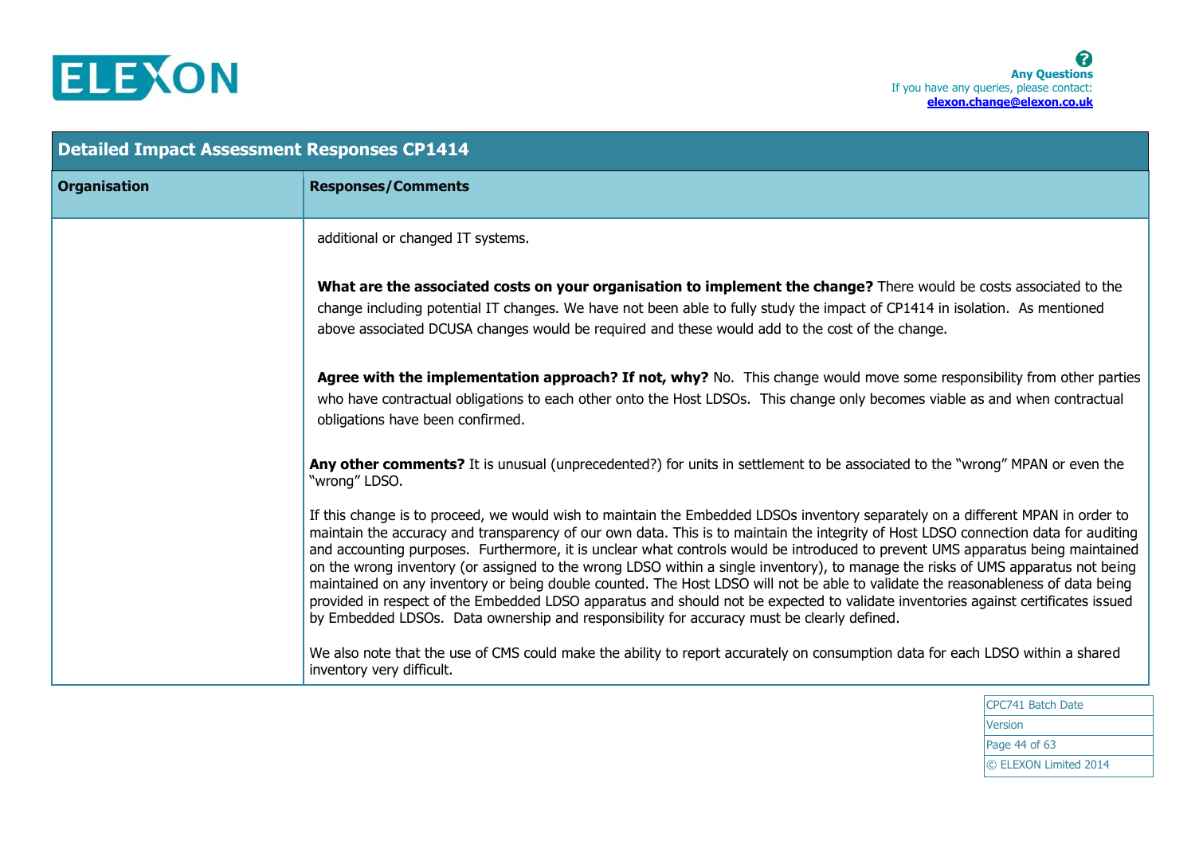| Organisation | Responses/Comments |
|---|---|
| | additional or changed IT systems.<br><br>**What are the associated costs on your organisation to implement the change?** There would be costs associated to the change including potential IT changes. We have not been able to fully study the impact of CP1414 in isolation. As mentioned above associated DCUSA changes would be required and these would add to the cost of the change.<br><br>**Agree with the implementation approach? If not, why?** No. This change would move some responsibility from other parties who have contractual obligations to each other onto the Host LDSOs. This change only becomes viable as and when contractual obligations have been confirmed.<br><br>**Any other comments?** It is unusual (unprecedented?) for units in settlement to be associated to the "wrong" MPAN or even the "wrong" LDSO.<br><br>If this change is to proceed, we would wish to maintain the Embedded LDSOs inventory separately on a different MPAN in order to maintain the accuracy and transparency of our own data. This is to maintain the integrity of Host LDSO connection data for auditing and accounting purposes. Furthermore, it is unclear what controls would be introduced to prevent UMS apparatus being maintained on the wrong inventory (or assigned to the wrong LDSO within a single inventory), to manage the risks of UMS apparatus not being maintained on any inventory or being double counted. The Host LDSO will not be able to validate the reasonableness of data being provided in respect of the Embedded LDSO apparatus and should not be expected to validate inventories against certificates issued by Embedded LDSOs. Data ownership and responsibility for accuracy must be clearly defined.<br><br>We also note that the use of CMS could make the ability to report accurately on consumption data for each LDSO within a shared inventory very difficult. |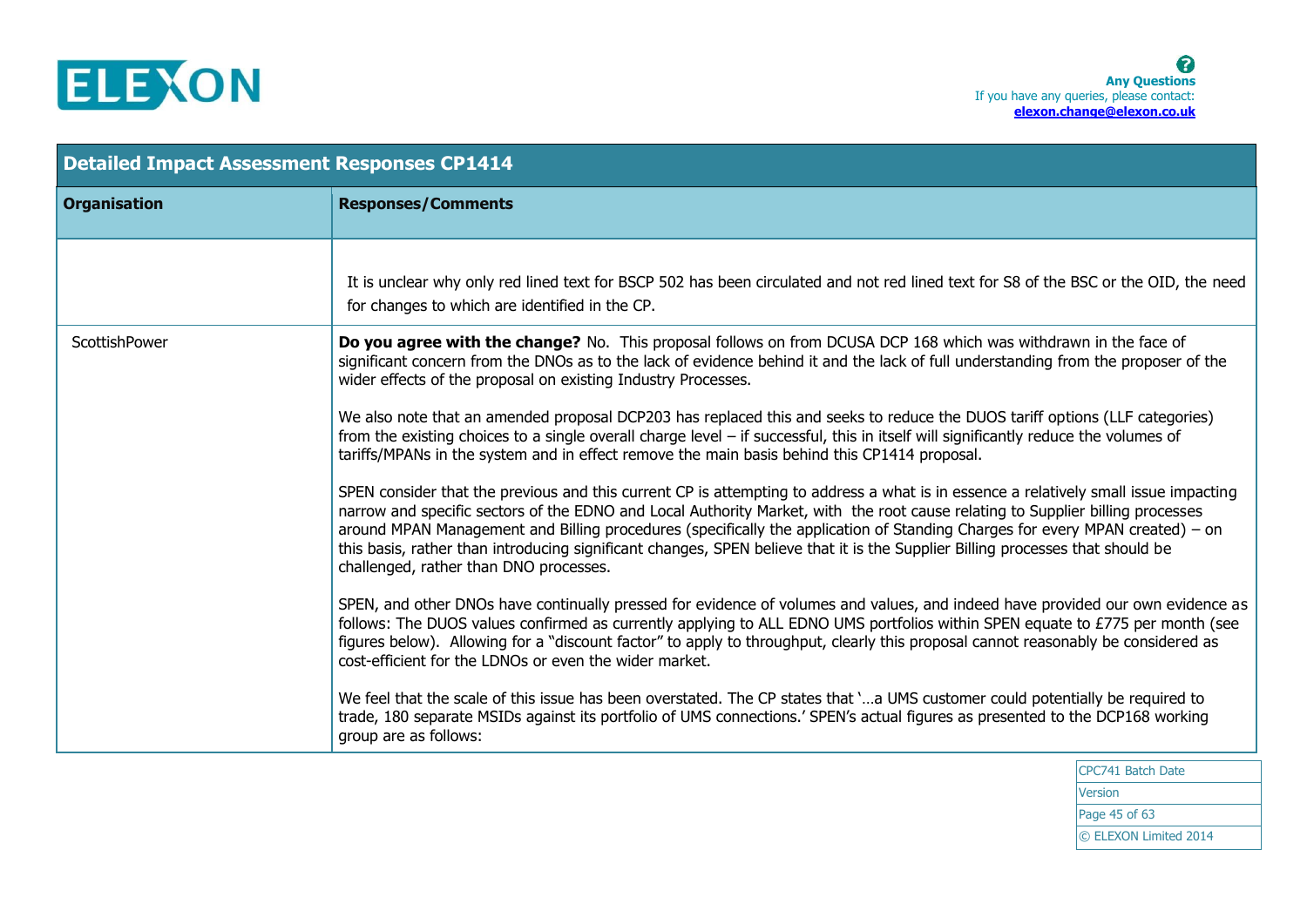| Organisation | Responses/Comments |
|---|---|
| | It is unclear why only red lined text for BSCP 502 has been circulated and not red lined text for S8 of the BSC or the OID, the need for changes to which are identified in the CP. |
| ScottishPower | **Do you agree with the change?** No. This proposal follows on from DCUSA DCP 168 which was withdrawn in the face of significant concern from the DNOs as to the lack of evidence behind it and the lack of full understanding from the proposer of the wider effects of the proposal on existing Industry Processes.<br><br>We also note that an amended proposal DCP203 has replaced this and seeks to reduce the DUOS tariff options (LLF categories) from the existing choices to a single overall charge level – if successful, this in itself will significantly reduce the volumes of tariffs/MPANs in the system and in effect remove the main basis behind this CP1414 proposal.<br><br>SPEN consider that the previous and this current CP is attempting to address a what is in essence a relatively small issue impacting narrow and specific sectors of the EDNO and Local Authority Market, with the root cause relating to Supplier billing processes around MPAN Management and Billing procedures (specifically the application of Standing Charges for every MPAN created) – on this basis, rather than introducing significant changes, SPEN believe that it is the Supplier Billing processes that should be challenged, rather than DNO processes.<br><br>SPEN, and other DNOs have continually pressed for evidence of volumes and values, and indeed have provided our own evidence as follows: The DUOS values confirmed as currently applying to ALL EDNO UMS portfolios within SPEN equate to £775 per month (see figures below). Allowing for a "discount factor" to apply to throughput, clearly this proposal cannot reasonably be considered as cost-efficient for the LDNOs or even the wider market.<br><br>We feel that the scale of this issue has been overstated. The CP states that '…a UMS customer could potentially be required to trade, 180 separate MSIDs against its portfolio of UMS connections.' SPEN's actual figures as presented to the DCP168 working group are as follows: |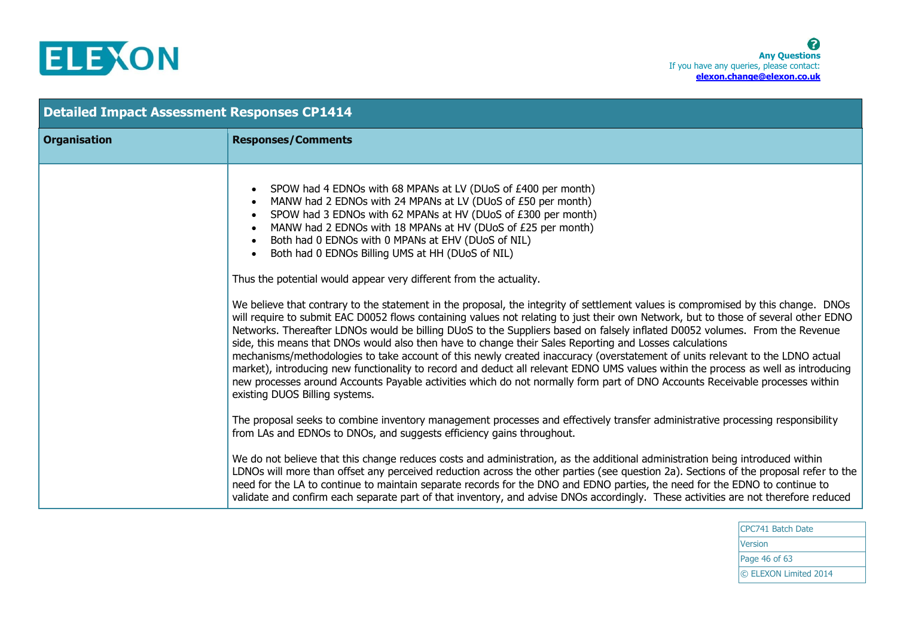## Detailed Impact Assessment Responses CP1414

| Organisation | Responses/Comments |
|---|---|
| | • SPOW had 4 EDNOs with 68 MPANs at LV (DUoS of £400 per month)<br>• MANW had 2 EDNOs with 24 MPANs at LV (DUoS of £50 per month)<br>• SPOW had 3 EDNOs with 62 MPANs at HV (DUoS of £300 per month)<br>• MANW had 2 EDNOs with 18 MPANs at HV (DUoS of £25 per month)<br>• Both had 0 EDNOs with 0 MPANs at EHV (DUoS of NIL)<br>• Both had 0 EDNOs Billing UMS at HH (DUoS of NIL)<br><br>Thus the potential would appear very different from the actuality.<br><br>We believe that contrary to the statement in the proposal, the integrity of settlement values is compromised by this change. DNOs will require to submit EAC D0052 flows containing values not relating to just their own Network, but to those of several other EDNO Networks. Thereafter LDNOs would be billing DUoS to the Suppliers based on falsely inflated D0052 volumes. From the Revenue side, this means that DNOs would also then have to change their Sales Reporting and Losses calculations mechanisms/methodologies to take account of this newly created inaccuracy (overstatement of units relevant to the LDNO actual market), introducing new functionality to record and deduct all relevant EDNO UMS values within the process as well as introducing new processes around Accounts Payable activities which do not normally form part of DNO Accounts Receivable processes within existing DUOS Billing systems.<br><br>The proposal seeks to combine inventory management processes and effectively transfer administrative processing responsibility from LAs and EDNOs to DNOs, and suggests efficiency gains throughout.<br><br>We do not believe that this change reduces costs and administration, as the additional administration being introduced within LDNOs will more than offset any perceived reduction across the other parties (see question 2a). Sections of the proposal refer to the need for the LA to continue to maintain separate records for the DNO and EDNO parties, the need for the EDNO to continue to validate and confirm each separate part of that inventory, and advise DNOs accordingly. These activities are not therefore reduced |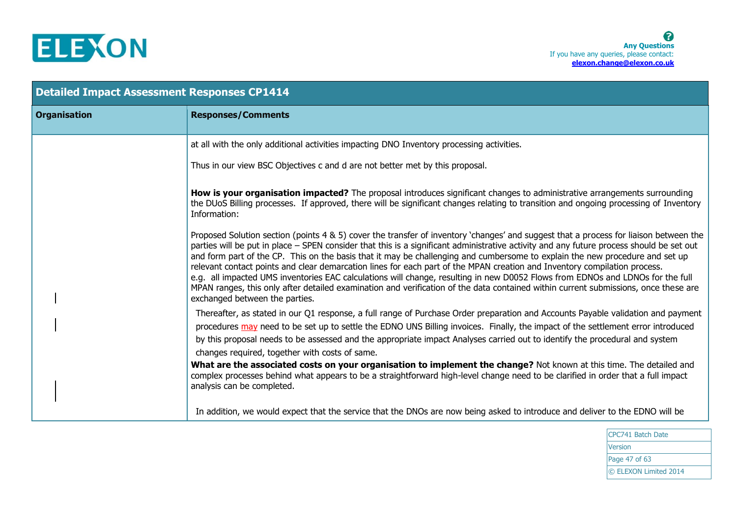| Organisation | Responses/Comments |
|---|---|
| | at all with the only additional activities impacting DNO Inventory processing activities.<br><br>Thus in our view BSC Objectives c and d are not better met by this proposal.<br><br>**How is your organisation impacted?** The proposal introduces significant changes to administrative arrangements surrounding the DUoS Billing processes. If approved, there will be significant changes relating to transition and ongoing processing of Inventory Information:<br><br>Proposed Solution section (points 4 & 5) cover the transfer of inventory 'changes' and suggest that a process for liaison between the parties will be put in place – SPEN consider that this is a significant administrative activity and any future process should be set out and form part of the CP. This on the basis that it may be challenging and cumbersome to explain the new procedure and set up relevant contact points and clear demarcation lines for each part of the MPAN creation and Inventory compilation process.<br>e.g. all impacted UMS inventories EAC calculations will change, resulting in new D0052 Flows from EDNOs and LDNOs for the full MPAN ranges, this only after detailed examination and verification of the data contained within current submissions, once these are exchanged between the parties.<br><br>Thereafter, as stated in our Q1 response, a full range of Purchase Order preparation and Accounts Payable validation and payment procedures may need to be set up to settle the EDNO UNS Billing invoices. Finally, the impact of the settlement error introduced by this proposal needs to be assessed and the appropriate impact Analyses carried out to identify the procedural and system changes required, together with costs of same.<br><br>**What are the associated costs on your organisation to implement the change?** Not known at this time. The detailed and complex processes behind what appears to be a straightforward high-level change need to be clarified in order that a full impact analysis can be completed.<br><br>In addition, we would expect that the service that the DNOs are now being asked to introduce and deliver to the EDNO will be |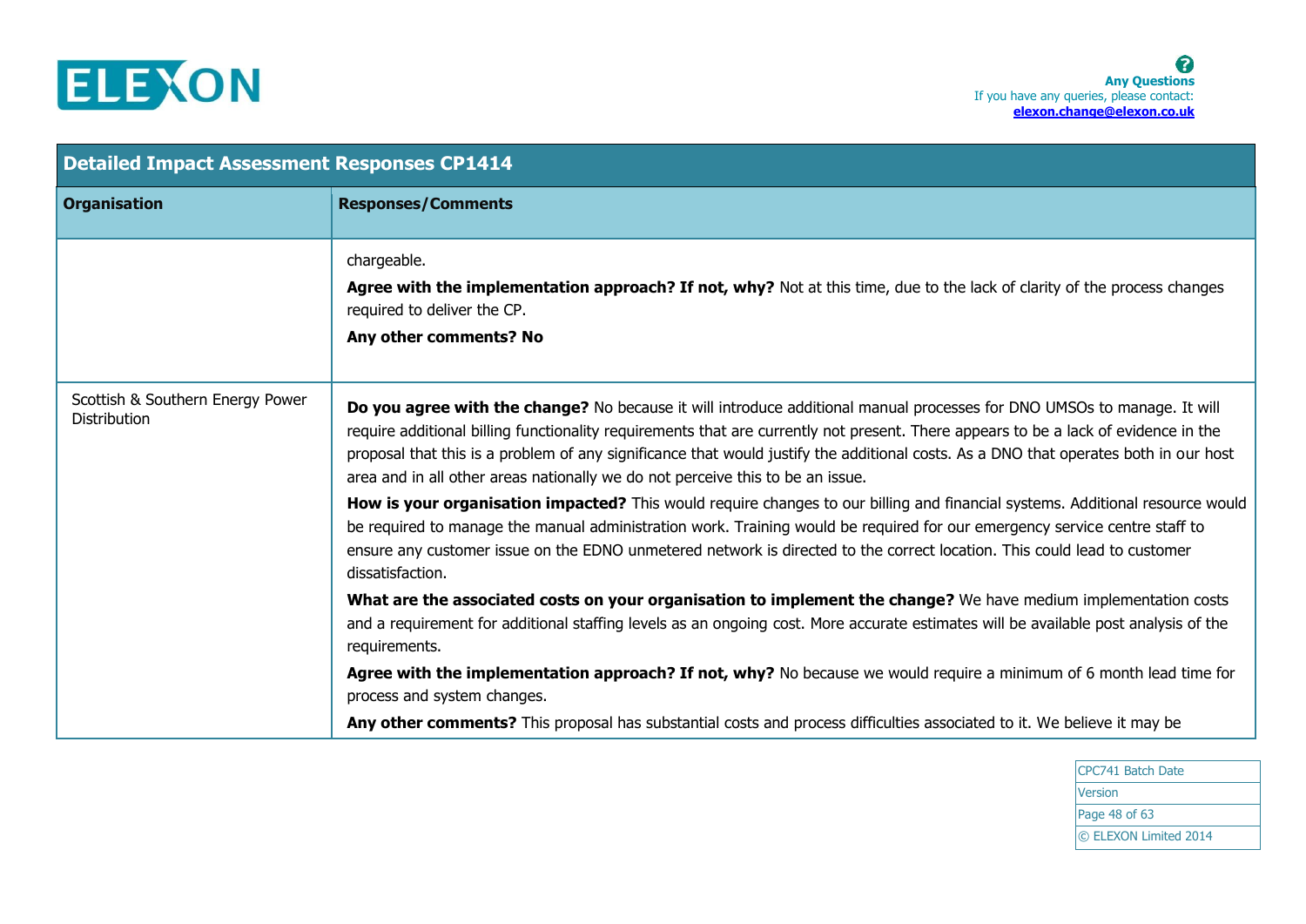| Detailed Impact Assessment Responses CP1414 | |
|---|---|
| **Organisation** | **Responses/Comments** |
| | chargeable.<br>**Agree with the implementation approach? If not, why?** Not at this time, due to the lack of clarity of the process changes required to deliver the CP.<br>**Any other comments? No** |
| Scottish & Southern Energy Power Distribution | **Do you agree with the change?** No because it will introduce additional manual processes for DNO UMSOs to manage. It will require additional billing functionality requirements that are currently not present. There appears to be a lack of evidence in the proposal that this is a problem of any significance that would justify the additional costs. As a DNO that operates both in our host area and in all other areas nationally we do not perceive this to be an issue.<br>**How is your organisation impacted?** This would require changes to our billing and financial systems. Additional resource would be required to manage the manual administration work. Training would be required for our emergency service centre staff to ensure any customer issue on the EDNO unmetered network is directed to the correct location. This could lead to customer dissatisfaction.<br>**What are the associated costs on your organisation to implement the change?** We have medium implementation costs and a requirement for additional staffing levels as an ongoing cost. More accurate estimates will be available post analysis of the requirements.<br>**Agree with the implementation approach? If not, why?** No because we would require a minimum of 6 month lead time for process and system changes.<br>**Any other comments?** This proposal has substantial costs and process difficulties associated to it. We believe it may be |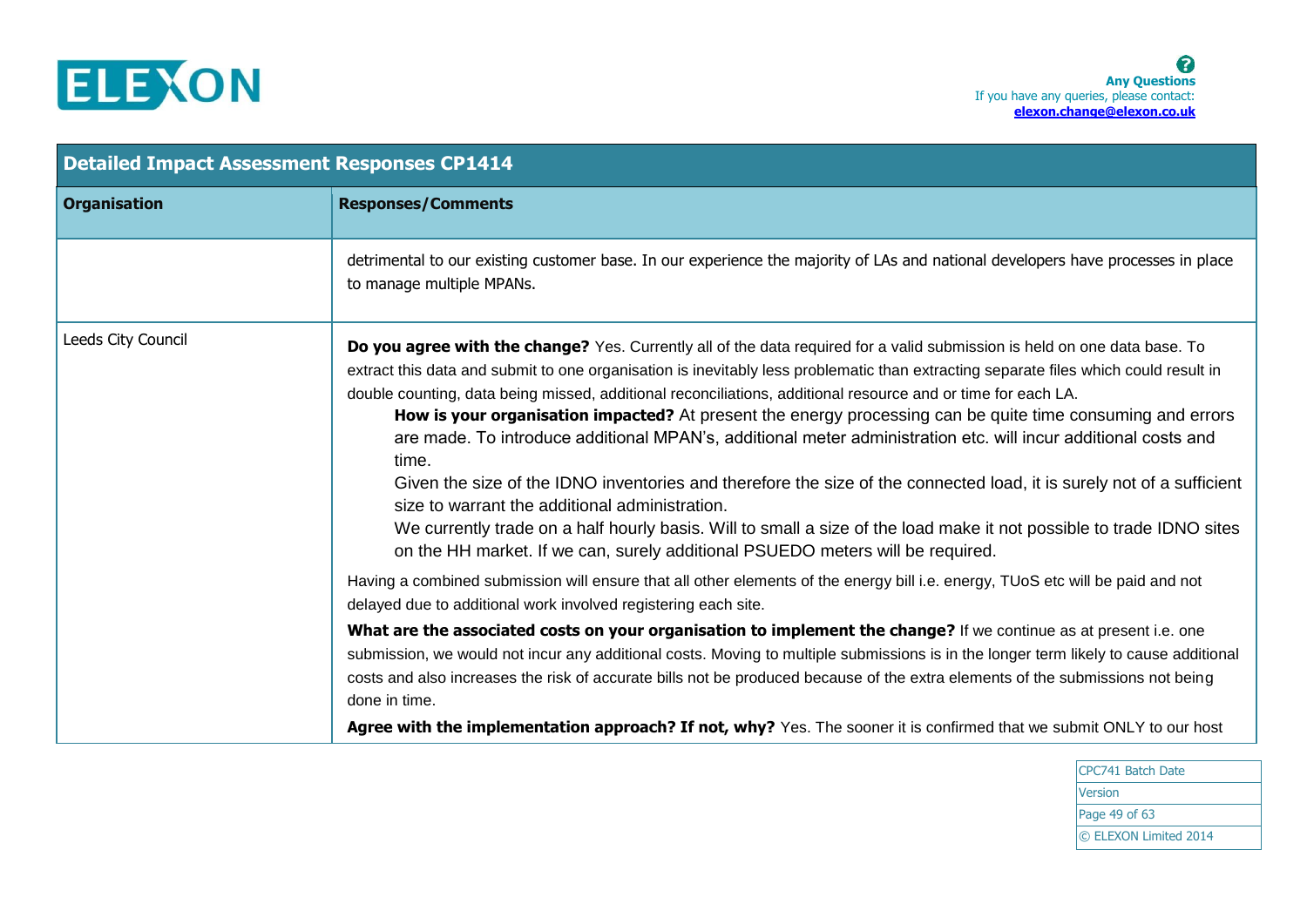| Organisation | Responses/Comments |
|---|---|
| | detrimental to our existing customer base. In our experience the majority of LAs and national developers have processes in place to manage multiple MPANs. |
| Leeds City Council | **Do you agree with the change?** Yes. Currently all of the data required for a valid submission is held on one data base. To extract this data and submit to one organisation is inevitably less problematic than extracting separate files which could result in double counting, data being missed, additional reconciliations, additional resource and or time for each LA. <br> **How is your organisation impacted?** At present the energy processing can be quite time consuming and errors are made. To introduce additional MPAN's, additional meter administration etc. will incur additional costs and time. <br> Given the size of the IDNO inventories and therefore the size of the connected load, it is surely not of a sufficient size to warrant the additional administration. <br> We currently trade on a half hourly basis. Will to small a size of the load make it not possible to trade IDNO sites on the HH market. If we can, surely additional PSUEDO meters will be required. <br> Having a combined submission will ensure that all other elements of the energy bill i.e. energy, TUoS etc will be paid and not delayed due to additional work involved registering each site. <br> **What are the associated costs on your organisation to implement the change?** If we continue as at present i.e. one submission, we would not incur any additional costs. Moving to multiple submissions is in the longer term likely to cause additional costs and also increases the risk of accurate bills not be produced because of the extra elements of the submissions not being done in time. <br> **Agree with the implementation approach? If not, why?** Yes. The sooner it is confirmed that we submit ONLY to our host |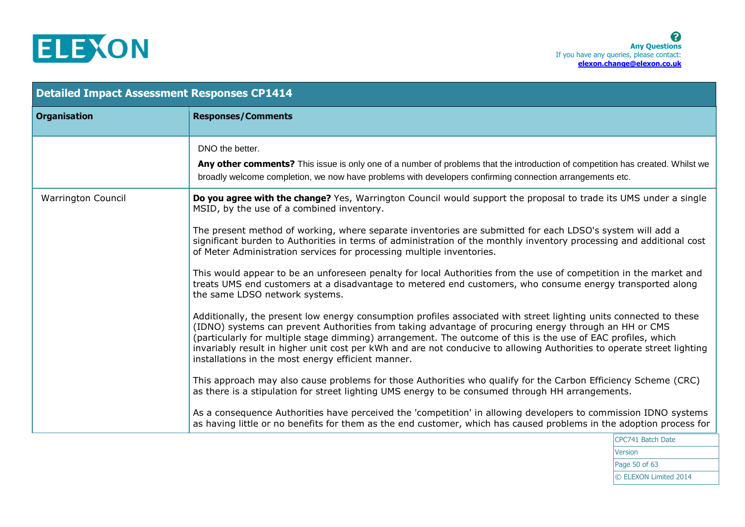| Detailed Impact Assessment Responses CP1414 | |
|---|---|
| **Organisation** | **Responses/Comments** |
| | DNO the better.<br><br>**Any other comments?** This issue is only one of a number of problems that the introduction of competition has created. Whilst we broadly welcome completion, we now have problems with developers confirming connection arrangements etc. |
| Warrington Council | **Do you agree with the change?** Yes, Warrington Council would support the proposal to trade its UMS under a single MSID, by the use of a combined inventory.<br><br>The present method of working, where separate inventories are submitted for each LDSO's system will add a significant burden to Authorities in terms of administration of the monthly inventory processing and additional cost of Meter Administration services for processing multiple inventories.<br><br>This would appear to be an unforeseen penalty for local Authorities from the use of competition in the market and treats UMS end customers at a disadvantage to metered end customers, who consume energy transported along the same LDSO network systems.<br><br>Additionally, the present low energy consumption profiles associated with street lighting units connected to these (IDNO) systems can prevent Authorities from taking advantage of procuring energy through an HH or CMS (particularly for multiple stage dimming) arrangement. The outcome of this is the use of EAC profiles, which invariably result in higher unit cost per kWh and are not conducive to allowing Authorities to operate street lighting installations in the most energy efficient manner.<br><br>This approach may also cause problems for those Authorities who qualify for the Carbon Efficiency Scheme (CRC) as there is a stipulation for street lighting UMS energy to be consumed through HH arrangements.<br><br>As a consequence Authorities have perceived the 'competition' in allowing developers to commission IDNO systems as having little or no benefits for them as the end customer, which has caused problems in the adoption process for |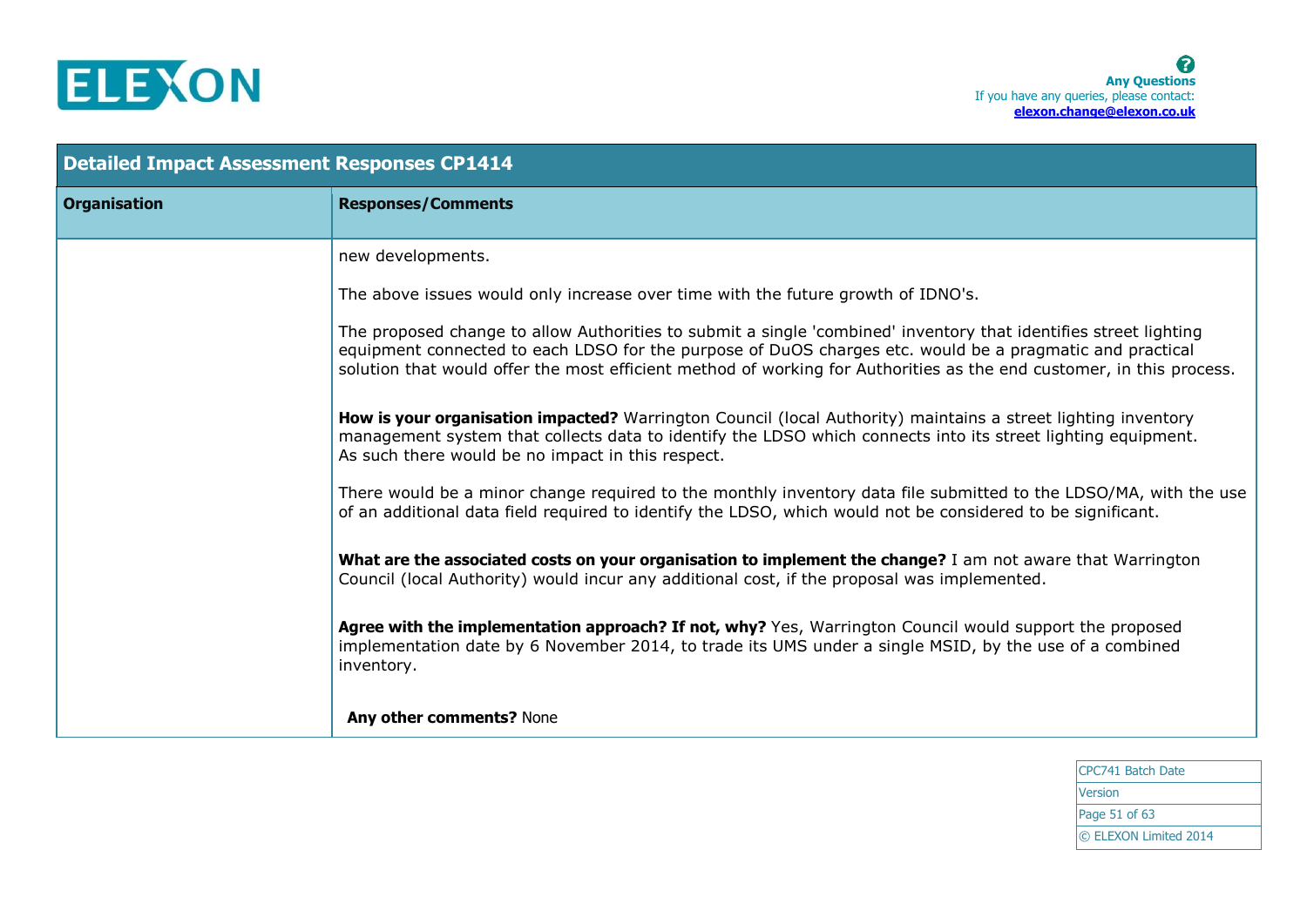| Detailed Impact Assessment Responses CP1414 | |
|---|---|
| **Organisation** | **Responses/Comments** |
| | new developments.<br><br>The above issues would only increase over time with the future growth of IDNO's.<br><br>The proposed change to allow Authorities to submit a single 'combined' inventory that identifies street lighting equipment connected to each LDSO for the purpose of DuOS charges etc. would be a pragmatic and practical solution that would offer the most efficient method of working for Authorities as the end customer, in this process.<br><br>**How is your organisation impacted?** Warrington Council (local Authority) maintains a street lighting inventory management system that collects data to identify the LDSO which connects into its street lighting equipment. As such there would be no impact in this respect.<br><br>There would be a minor change required to the monthly inventory data file submitted to the LDSO/MA, with the use of an additional data field required to identify the LDSO, which would not be considered to be significant.<br><br>**What are the associated costs on your organisation to implement the change?** I am not aware that Warrington Council (local Authority) would incur any additional cost, if the proposal was implemented.<br><br>**Agree with the implementation approach? If not, why?** Yes, Warrington Council would support the proposed implementation date by 6 November 2014, to trade its UMS under a single MSID, by the use of a combined inventory.<br><br>**Any other comments?** None |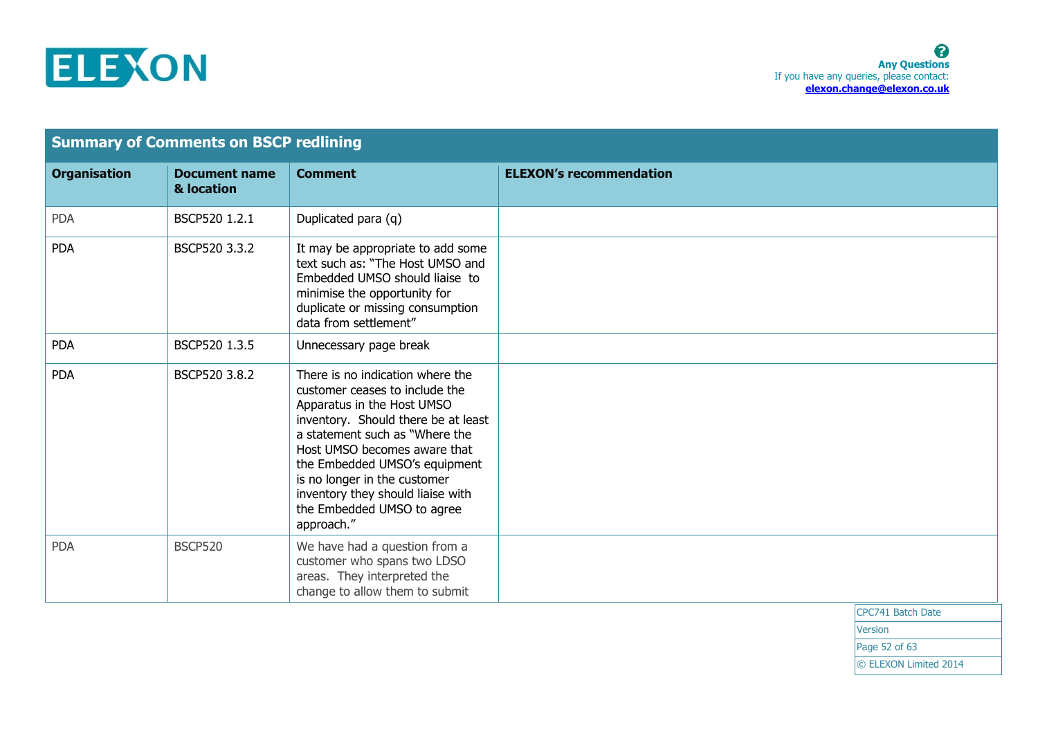## Summary of Comments on BSCP redlining

| Organisation | Document name & location | Comment | ELEXON's recommendation |
|---|---|---|---|
| PDA | BSCP520 1.2.1 | Duplicated para (q) | |
| PDA | BSCP520 3.3.2 | It may be appropriate to add some text such as: "The Host UMSO and Embedded UMSO should liaise to minimise the opportunity for duplicate or missing consumption data from settlement" | |
| PDA | BSCP520 1.3.5 | Unnecessary page break | |
| PDA | BSCP520 3.8.2 | There is no indication where the customer ceases to include the Apparatus in the Host UMSO inventory. Should there be at least a statement such as "Where the Host UMSO becomes aware that the Embedded UMSO's equipment is no longer in the customer inventory they should liaise with the Embedded UMSO to agree approach." | |
| PDA | BSCP520 | We have had a question from a customer who spans two LDSO areas. They interpreted the change to allow them to submit | |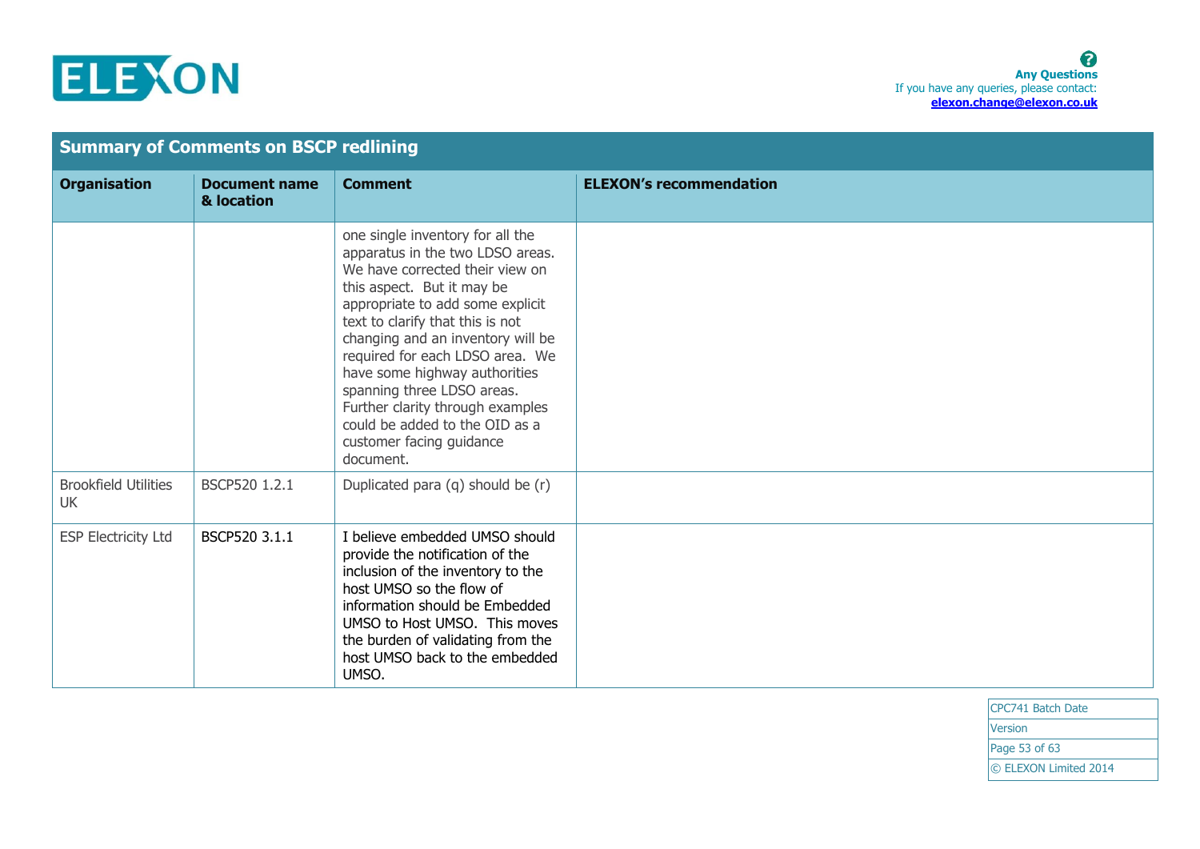## Summary of Comments on BSCP redlining

| Organisation | Document name & location | Comment | ELEXON's recommendation |
|---|---|---|---|
| | | one single inventory for all the apparatus in the two LDSO areas. We have corrected their view on this aspect. But it may be appropriate to add some explicit text to clarify that this is not changing and an inventory will be required for each LDSO area. We have some highway authorities spanning three LDSO areas. Further clarity through examples could be added to the OID as a customer facing guidance document. | |
| Brookfield Utilities UK | BSCP520 1.2.1 | Duplicated para (q) should be (r) | |
| ESP Electricity Ltd | BSCP520 3.1.1 | I believe embedded UMSO should provide the notification of the inclusion of the inventory to the host UMSO so the flow of information should be Embedded UMSO to Host UMSO. This moves the burden of validating from the host UMSO back to the embedded UMSO. | |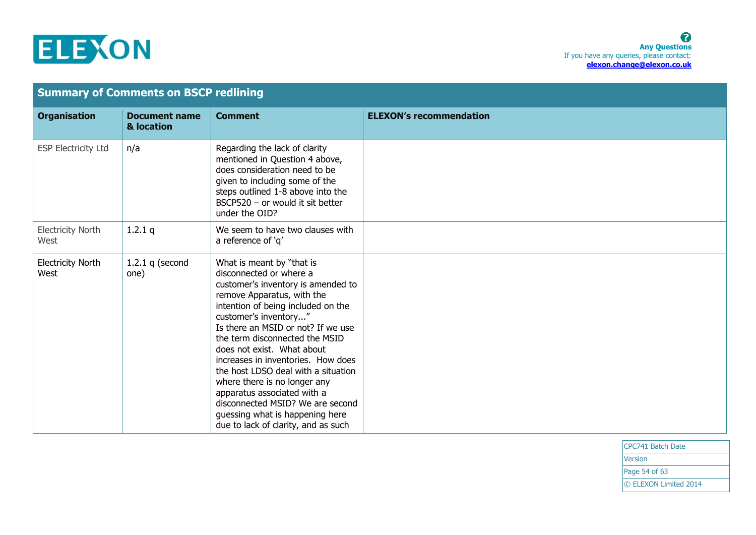## Summary of Comments on BSCP redlining

| Organisation | Document name & location | Comment | ELEXON's recommendation |
|---|---|---|---|
| ESP Electricity Ltd | n/a | Regarding the lack of clarity mentioned in Question 4 above, does consideration need to be given to including some of the steps outlined 1-8 above into the BSCP520 – or would it sit better under the OID? | |
| Electricity North West | 1.2.1 q | We seem to have two clauses with a reference of 'q' | |
| Electricity North West | 1.2.1 q (second one) | What is meant by "that is disconnected or where a customer's inventory is amended to remove Apparatus, with the intention of being included on the customer's inventory..." Is there an MSID or not? If we use the term disconnected the MSID does not exist. What about increases in inventories. How does the host LDSO deal with a situation where there is no longer any apparatus associated with a disconnected MSID? We are second guessing what is happening here due to lack of clarity, and as such | |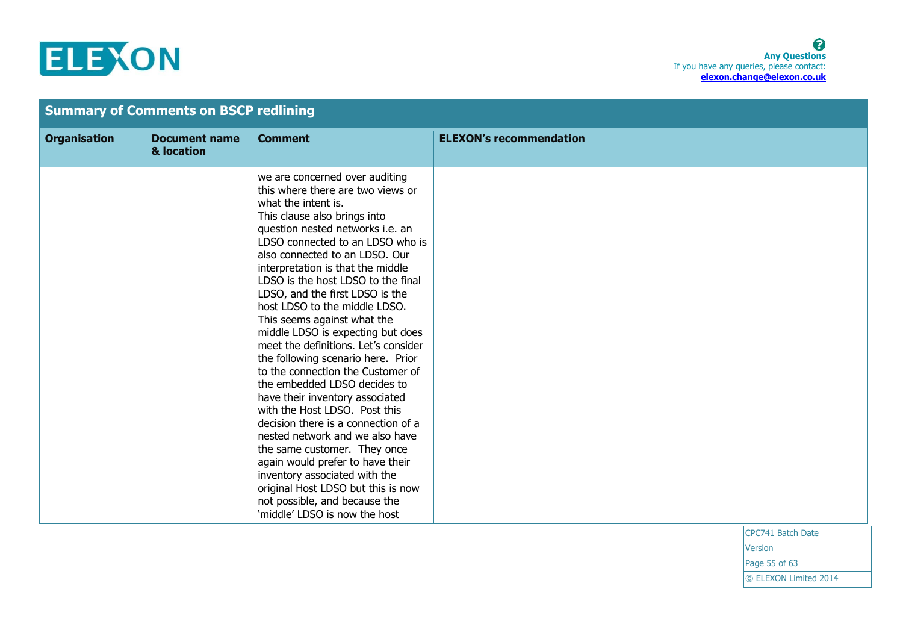## Summary of Comments on BSCP redlining

| Organisation | Document name & location | Comment | ELEXON's recommendation |
|---|---|---|---|
| | | we are concerned over auditing this where there are two views or what the intent is. This clause also brings into question nested networks i.e. an LDSO connected to an LDSO who is also connected to an LDSO. Our interpretation is that the middle LDSO is the host LDSO to the final LDSO, and the first LDSO is the host LDSO to the middle LDSO. This seems against what the middle LDSO is expecting but does meet the definitions. Let's consider the following scenario here. Prior to the connection the Customer of the embedded LDSO decides to have their inventory associated with the Host LDSO. Post this decision there is a connection of a nested network and we also have the same customer. They once again would prefer to have their inventory associated with the original Host LDSO but this is now not possible, and because the 'middle' LDSO is now the host | |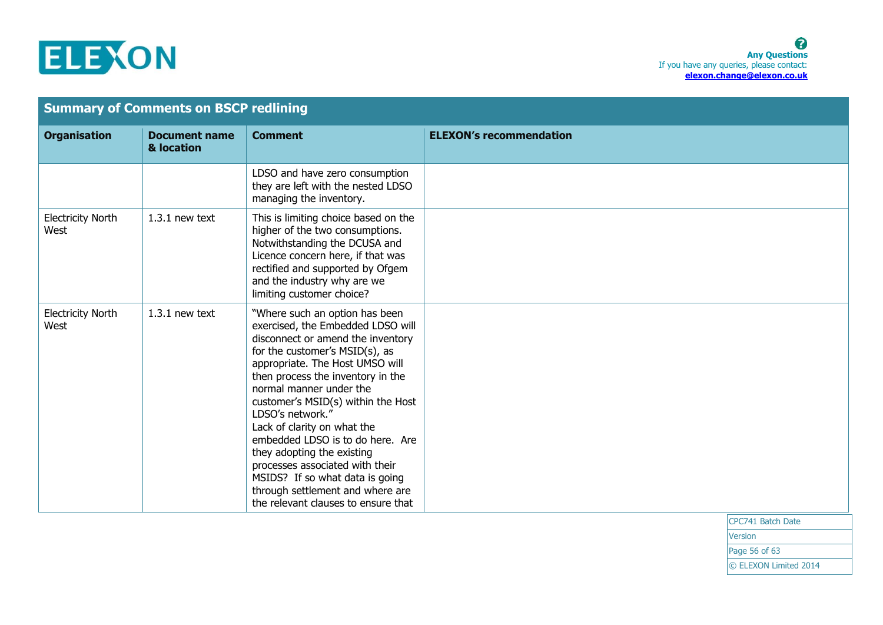| Summary of Comments on BSCP redlining | | | |
|---|---|---|---|
| **Organisation** | **Document name & location** | **Comment** | **ELEXON's recommendation** |
| | | LDSO and have zero consumption they are left with the nested LDSO managing the inventory. | |
| Electricity North West | 1.3.1 new text | This is limiting choice based on the higher of the two consumptions. Notwithstanding the DCUSA and Licence concern here, if that was rectified and supported by Ofgem and the industry why are we limiting customer choice? | |
| Electricity North West | 1.3.1 new text | "Where such an option has been exercised, the Embedded LDSO will disconnect or amend the inventory for the customer's MSID(s), as appropriate. The Host UMSO will then process the inventory in the normal manner under the customer's MSID(s) within the Host LDSO's network."<br>Lack of clarity on what the embedded LDSO is to do here. Are they adopting the existing processes associated with their MSIDS? If so what data is going through settlement and where are the relevant clauses to ensure that | |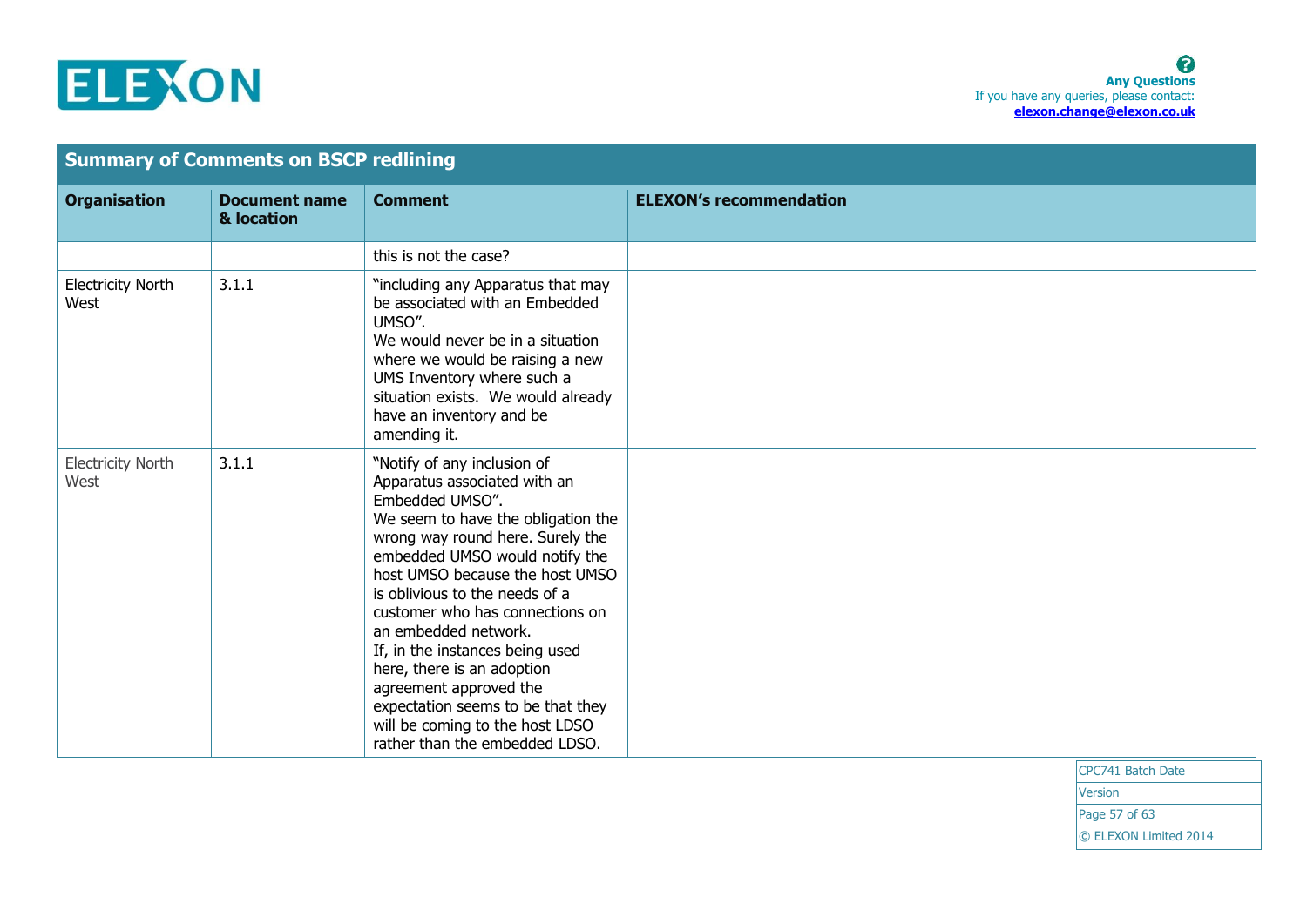## Summary of Comments on BSCP redlining

| Organisation | Document name & location | Comment | ELEXON's recommendation |
|---|---|---|---|
| | | this is not the case? | |
| Electricity North West | 3.1.1 | "including any Apparatus that may be associated with an Embedded UMSO".<br>We would never be in a situation where we would be raising a new UMS Inventory where such a situation exists. We would already have an inventory and be amending it. | |
| Electricity North West | 3.1.1 | "Notify of any inclusion of Apparatus associated with an Embedded UMSO".<br>We seem to have the obligation the wrong way round here. Surely the embedded UMSO would notify the host UMSO because the host UMSO is oblivious to the needs of a customer who has connections on an embedded network.<br>If, in the instances being used here, there is an adoption agreement approved the expectation seems to be that they will be coming to the host LDSO rather than the embedded LDSO. | |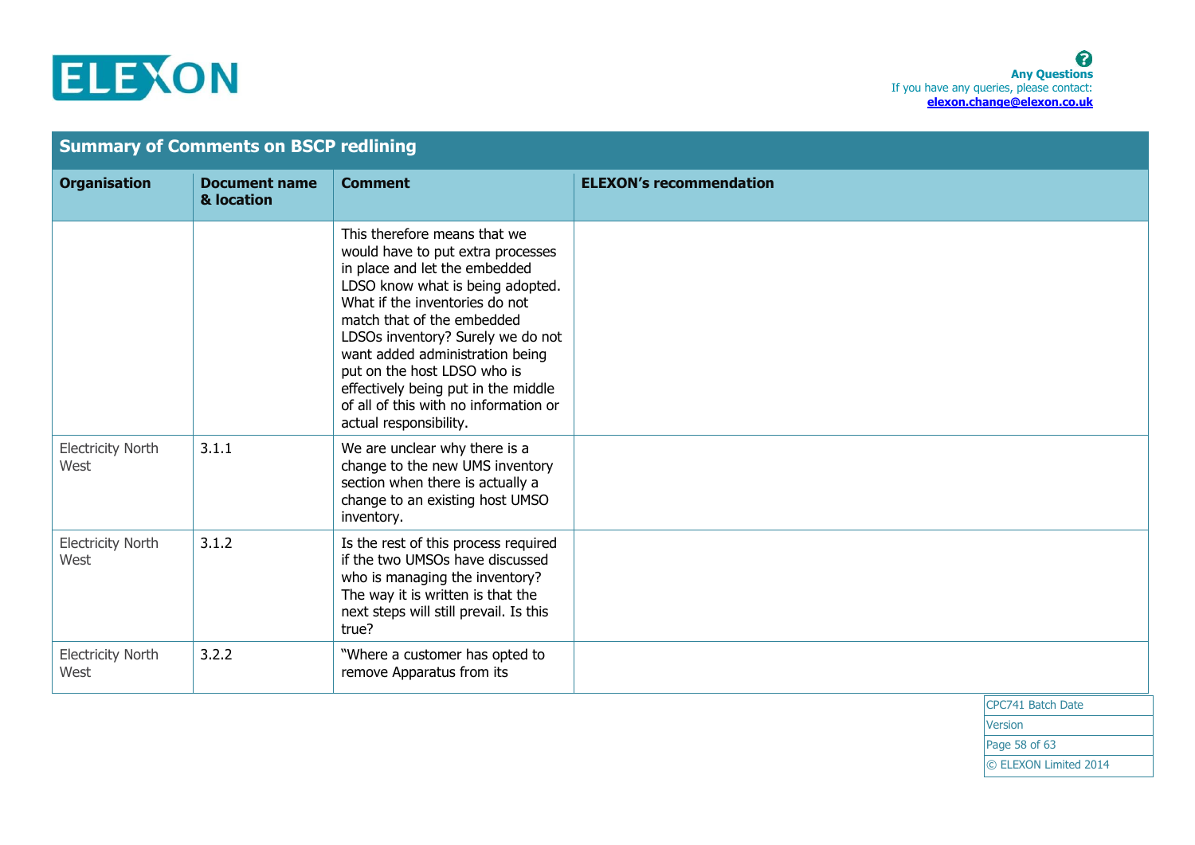| Organisation | Document name & location | Comment | ELEXON's recommendation |
|---|---|---|---|
| | | This therefore means that we would have to put extra processes in place and let the embedded LDSO know what is being adopted. What if the inventories do not match that of the embedded LDSOs inventory? Surely we do not want added administration being put on the host LDSO who is effectively being put in the middle of all of this with no information or actual responsibility. | |
| Electricity North West | 3.1.1 | We are unclear why there is a change to the new UMS inventory section when there is actually a change to an existing host UMSO inventory. | |
| Electricity North West | 3.1.2 | Is the rest of this process required if the two UMSOs have discussed who is managing the inventory? The way it is written is that the next steps will still prevail. Is this true? | |
| Electricity North West | 3.2.2 | "Where a customer has opted to remove Apparatus from its | |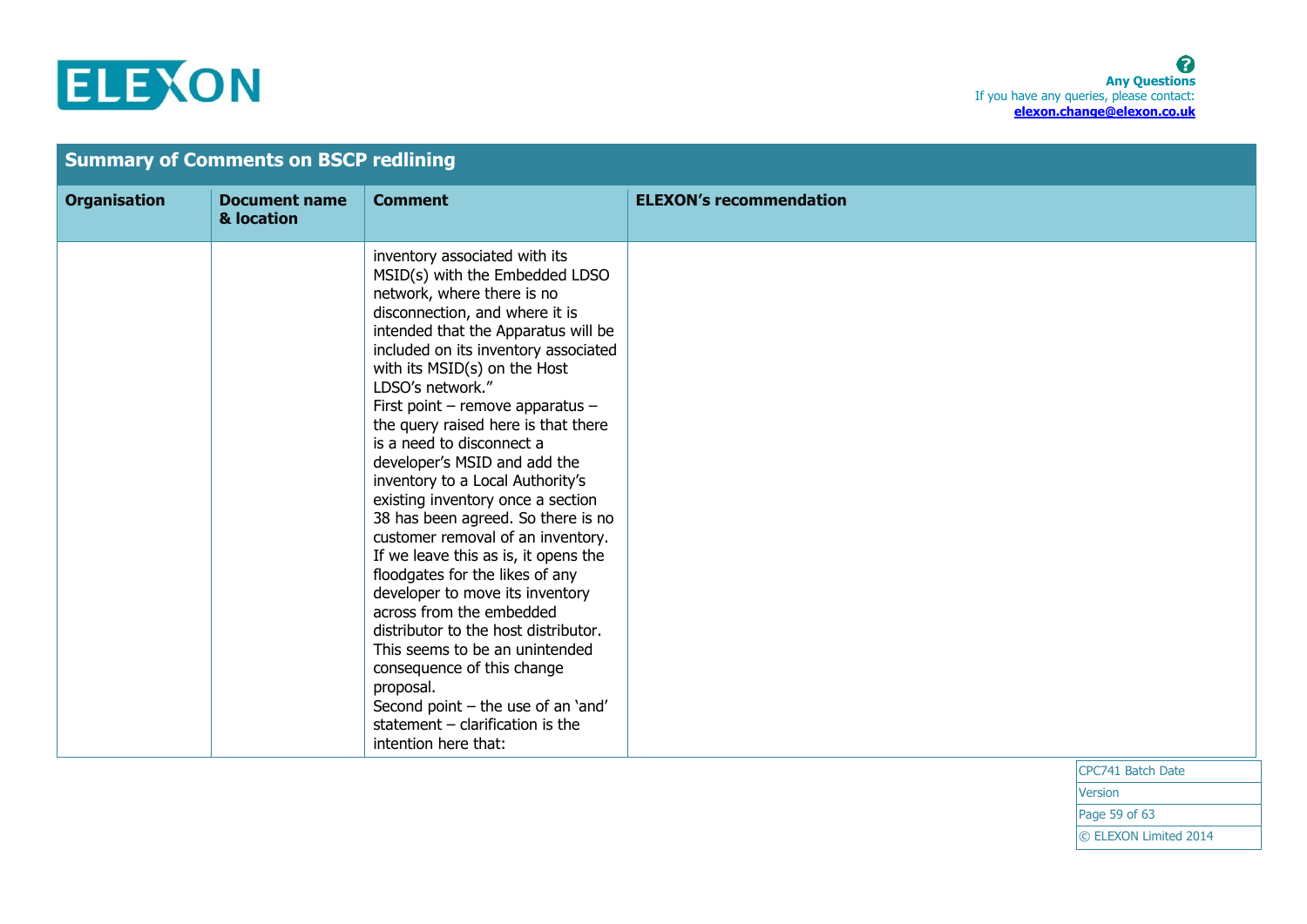## Summary of Comments on BSCP redlining

| Organisation | Document name & location | Comment | ELEXON's recommendation |
|---|---|---|---|
| | | inventory associated with its MSID(s) with the Embedded LDSO network, where there is no disconnection, and where it is intended that the Apparatus will be included on its inventory associated with its MSID(s) on the Host LDSO's network."<br>First point – remove apparatus – the query raised here is that there is a need to disconnect a developer's MSID and add the inventory to a Local Authority's existing inventory once a section 38 has been agreed. So there is no customer removal of an inventory. If we leave this as is, it opens the floodgates for the likes of any developer to move its inventory across from the embedded distributor to the host distributor. This seems to be an unintended consequence of this change proposal.<br>Second point – the use of an 'and' statement – clarification is the intention here that: | |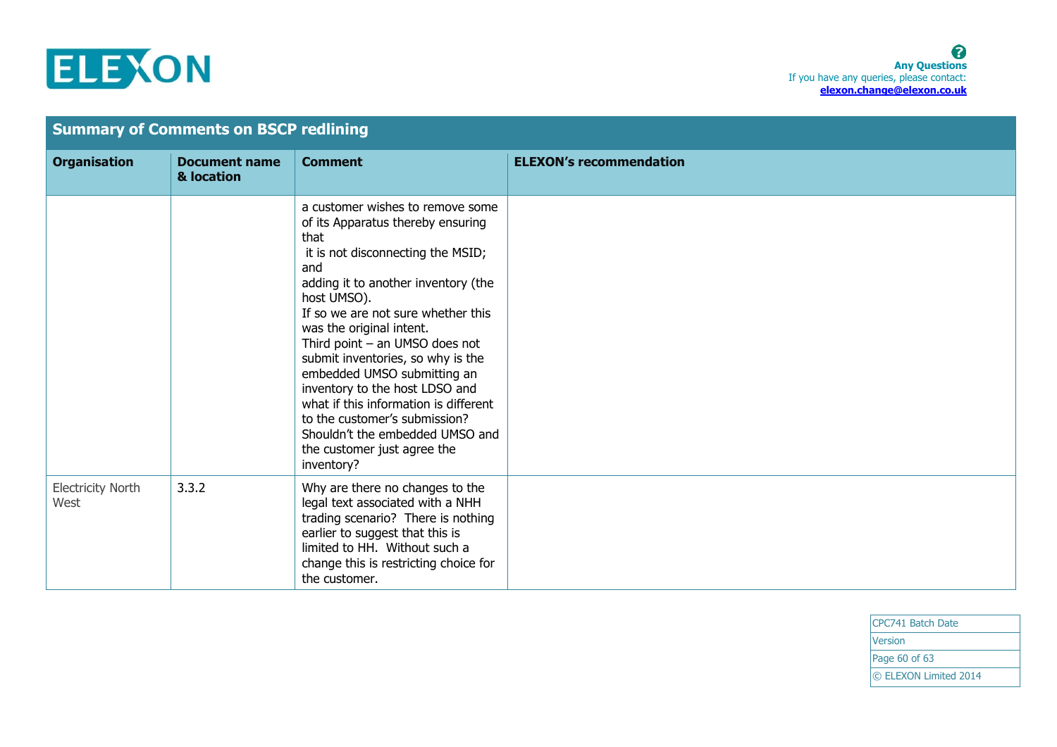## Summary of Comments on BSCP redlining

| Organisation | Document name & location | Comment | ELEXON's recommendation |
|---|---|---|---|
| | | a customer wishes to remove some of its Apparatus thereby ensuring that it is not disconnecting the MSID; and adding it to another inventory (the host UMSO). If so we are not sure whether this was the original intent. Third point – an UMSO does not submit inventories, so why is the embedded UMSO submitting an inventory to the host LDSO and what if this information is different to the customer's submission? Shouldn't the embedded UMSO and the customer just agree the inventory? | |
| Electricity North West | 3.3.2 | Why are there no changes to the legal text associated with a NHH trading scenario? There is nothing earlier to suggest that this is limited to HH. Without such a change this is restricting choice for the customer. | |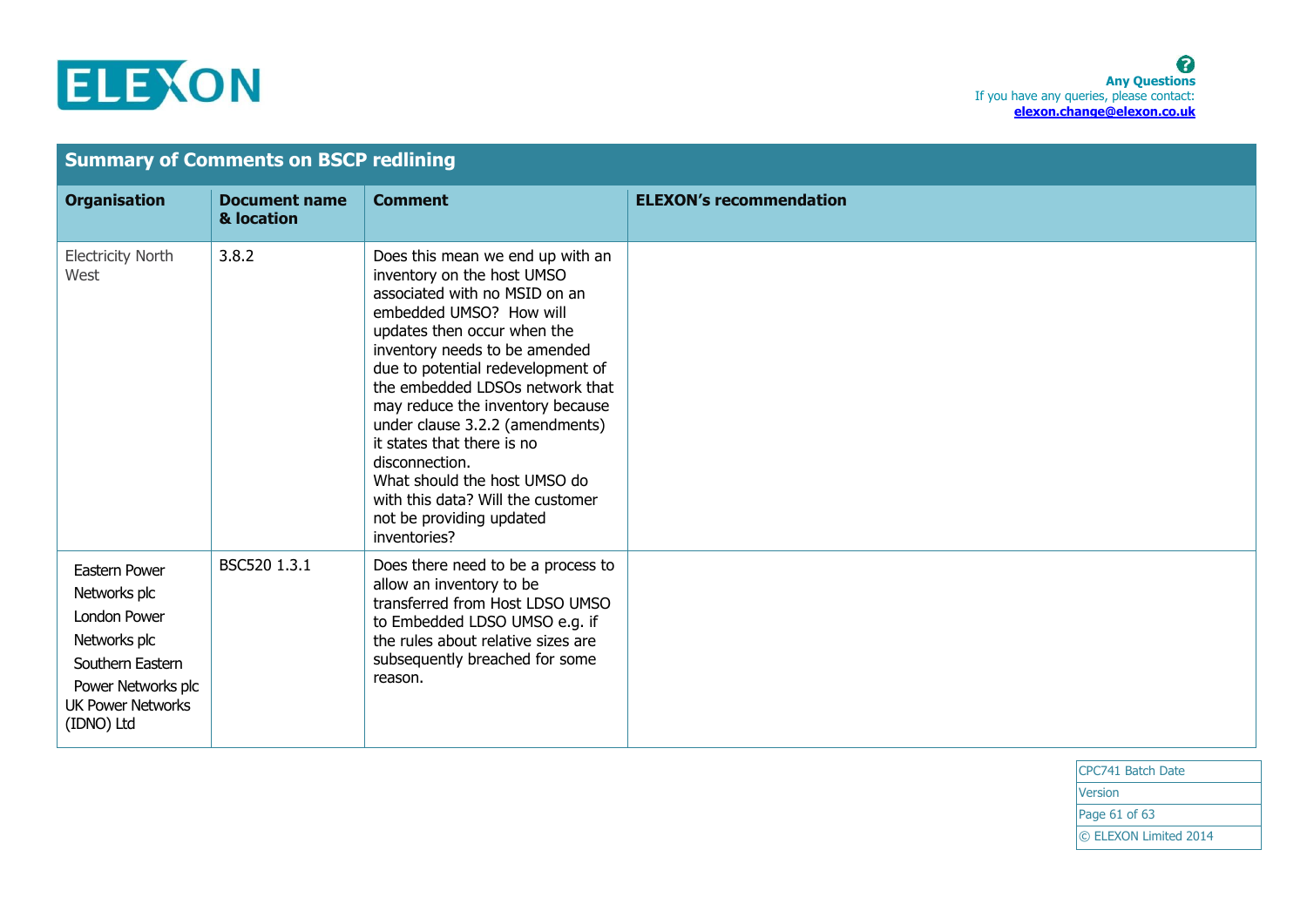**Any Questions**
If you have any queries, please contact:
**elexon.change@elexon.co.uk**

## Summary of Comments on BSCP redlining

| Organisation | Document name & location | Comment | ELEXON's recommendation |
|---|---|---|---|
| Electricity North West | 3.8.2 | Does this mean we end up with an inventory on the host UMSO associated with no MSID on an embedded UMSO? How will updates then occur when the inventory needs to be amended due to potential redevelopment of the embedded LDSOs network that may reduce the inventory because under clause 3.2.2 (amendments) it states that there is no disconnection. What should the host UMSO do with this data? Will the customer not be providing updated inventories? | |
| Eastern Power Networks plc London Power Networks plc Southern Eastern Power Networks plc UK Power Networks (IDNO) Ltd | BSC520 1.3.1 | Does there need to be a process to allow an inventory to be transferred from Host LDSO UMSO to Embedded LDSO UMSO e.g. if the rules about relative sizes are subsequently breached for some reason. | |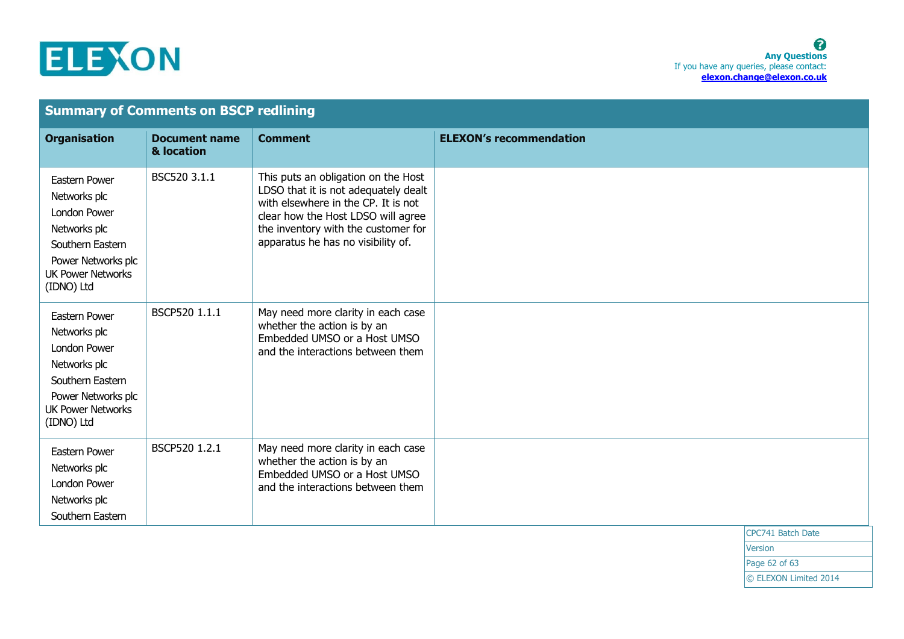## Summary of Comments on BSCP redlining

| Organisation | Document name & location | Comment | ELEXON's recommendation |
|---|---|---|---|
| Eastern Power Networks plc London Power Networks plc Southern Eastern Power Networks plc UK Power Networks (IDNO) Ltd | BSC520 3.1.1 | This puts an obligation on the Host LDSO that it is not adequately dealt with elsewhere in the CP. It is not clear how the Host LDSO will agree the inventory with the customer for apparatus he has no visibility of. | |
| Eastern Power Networks plc London Power Networks plc Southern Eastern Power Networks plc UK Power Networks (IDNO) Ltd | BSCP520 1.1.1 | May need more clarity in each case whether the action is by an Embedded UMSO or a Host UMSO and the interactions between them | |
| Eastern Power Networks plc London Power Networks plc Southern Eastern | BSCP520 1.2.1 | May need more clarity in each case whether the action is by an Embedded UMSO or a Host UMSO and the interactions between them | |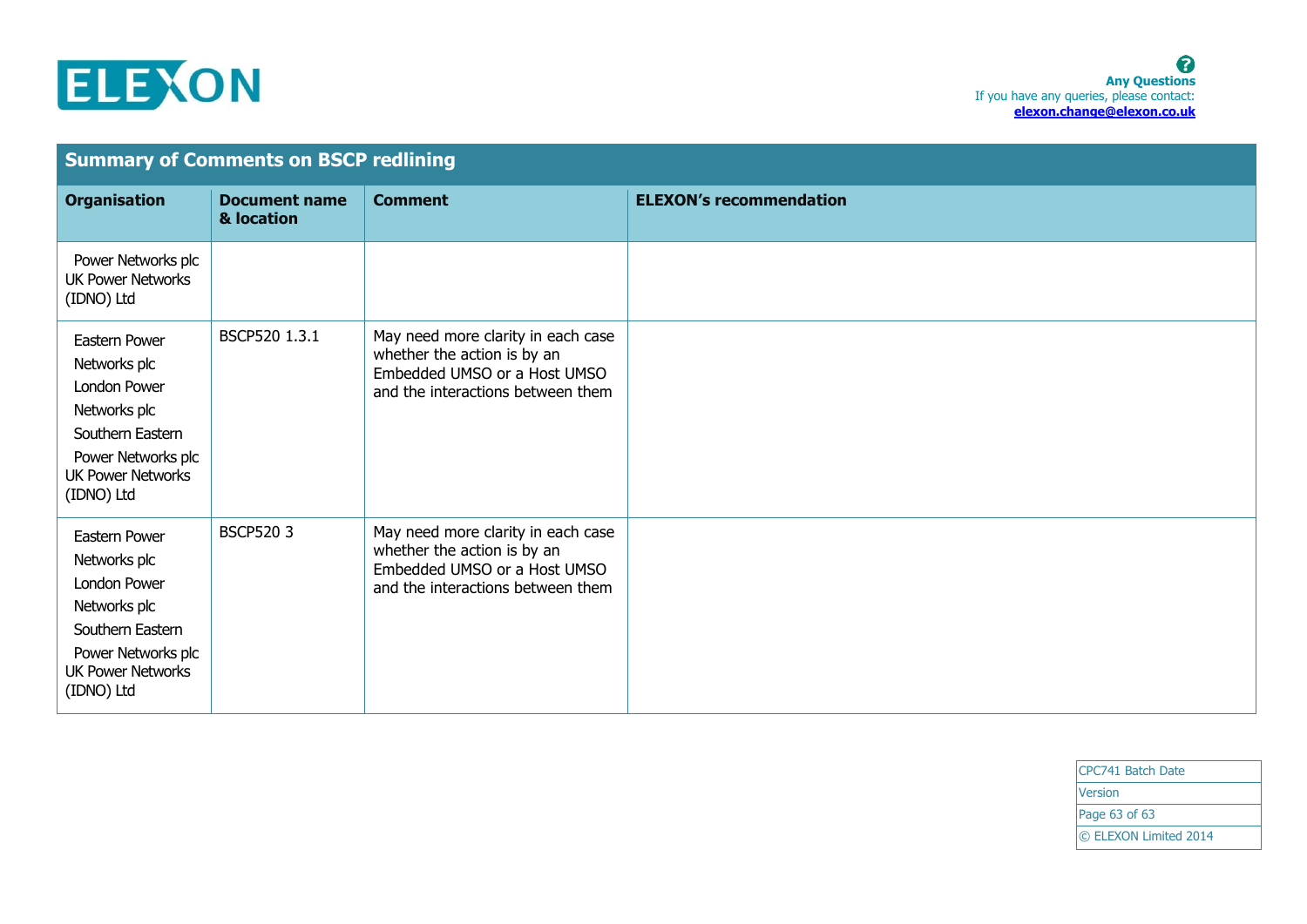## Summary of Comments on BSCP redlining

| Organisation | Document name & location | Comment | ELEXON's recommendation |
|---|---|---|---|
| Power Networks plc UK Power Networks (IDNO) Ltd | | | |
| Eastern Power Networks plc London Power Networks plc Southern Eastern Power Networks plc UK Power Networks (IDNO) Ltd | BSCP520 1.3.1 | May need more clarity in each case whether the action is by an Embedded UMSO or a Host UMSO and the interactions between them | |
| Eastern Power Networks plc London Power Networks plc Southern Eastern Power Networks plc UK Power Networks (IDNO) Ltd | BSCP520 3 | May need more clarity in each case whether the action is by an Embedded UMSO or a Host UMSO and the interactions between them | |